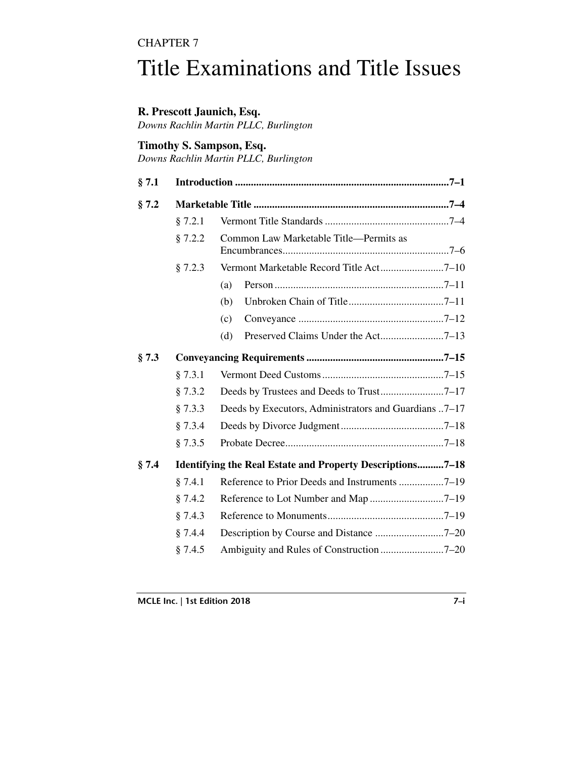CHAPTER 7

# Title Examinations and Title Issues

**R. Prescott Jaunich, Esq.**
*Downs Rachlin Martin PLLC, Burlington*

**Timothy S. Sampson, Esq.**
*Downs Rachlin Martin PLLC, Burlington*

| | | | |
|---|---|---|---|
| **§ 7.1** | **Introduction** | | **7–1** |
| **§ 7.2** | **Marketable Title** | | **7–4** |
| | § 7.2.1 | Vermont Title Standards | 7–4 |
| | § 7.2.2 | Common Law Marketable Title—Permits as Encumbrances | 7–6 |
| | § 7.2.3 | Vermont Marketable Record Title Act | 7–10 |
| | | (a) Person | 7–11 |
| | | (b) Unbroken Chain of Title | 7–11 |
| | | (c) Conveyance | 7–12 |
| | | (d) Preserved Claims Under the Act | 7–13 |
| **§ 7.3** | **Conveyancing Requirements** | | **7–15** |
| | § 7.3.1 | Vermont Deed Customs | 7–15 |
| | § 7.3.2 | Deeds by Trustees and Deeds to Trust | 7–17 |
| | § 7.3.3 | Deeds by Executors, Administrators and Guardians | 7–17 |
| | § 7.3.4 | Deeds by Divorce Judgment | 7–18 |
| | § 7.3.5 | Probate Decree | 7–18 |
| **§ 7.4** | **Identifying the Real Estate and Property Descriptions** | | **7–18** |
| | § 7.4.1 | Reference to Prior Deeds and Instruments | 7–19 |
| | § 7.4.2 | Reference to Lot Number and Map | 7–19 |
| | § 7.4.3 | Reference to Monuments | 7–19 |
| | § 7.4.4 | Description by Course and Distance | 7–20 |
| | § 7.4.5 | Ambiguity and Rules of Construction | 7–20 |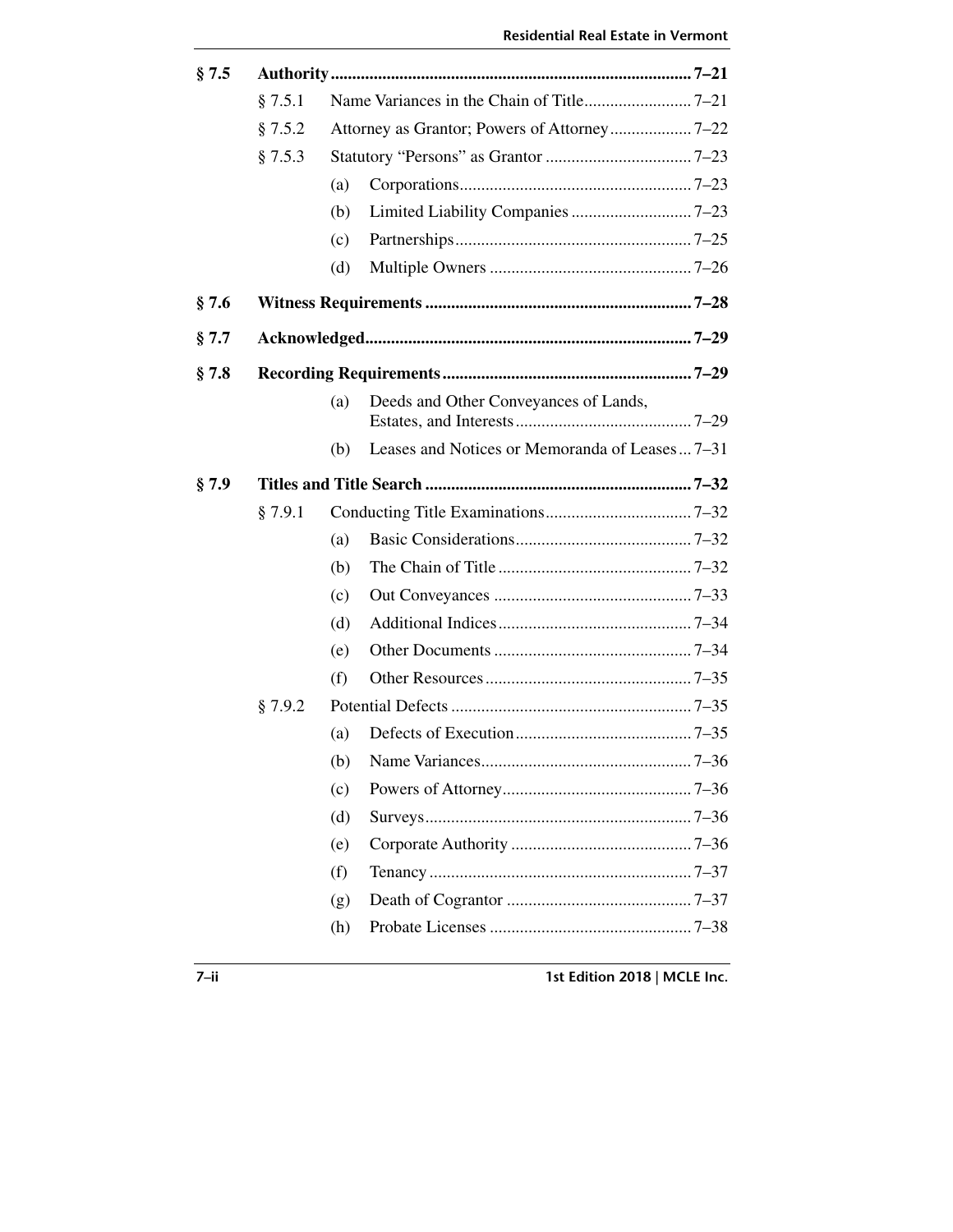**§ 7.5 Authority ........................................................................................ 7–21**

- § 7.5.1 Name Variances in the Chain of Title......................... 7–21
- § 7.5.2 Attorney as Grantor; Powers of Attorney................... 7–22
- § 7.5.3 Statutory "Persons" as Grantor .................................. 7–23
  - (a) Corporations...................................................... 7–23
  - (b) Limited Liability Companies ............................ 7–23
  - (c) Partnerships...................................................... 7–25
  - (d) Multiple Owners ............................................... 7–26

**§ 7.6 Witness Requirements ............................................................. 7–28**

**§ 7.7 Acknowledged........................................................................... 7–29**

**§ 7.8 Recording Requirements.......................................................... 7–29**

- (a) Deeds and Other Conveyances of Lands, Estates, and Interests......................................... 7–29
- (b) Leases and Notices or Memoranda of Leases... 7–31

**§ 7.9 Titles and Title Search ............................................................. 7–32**

- § 7.9.1 Conducting Title Examinations.................................. 7–32
  - (a) Basic Considerations......................................... 7–32
  - (b) The Chain of Title ............................................. 7–32
  - (c) Out Conveyances .............................................. 7–33
  - (d) Additional Indices............................................. 7–34
  - (e) Other Documents .............................................. 7–34
  - (f) Other Resources................................................ 7–35
- § 7.9.2 Potential Defects ........................................................ 7–35
  - (a) Defects of Execution......................................... 7–35
  - (b) Name Variances................................................. 7–36
  - (c) Powers of Attorney............................................ 7–36
  - (d) Surveys.............................................................. 7–36
  - (e) Corporate Authority .......................................... 7–36
  - (f) Tenancy ............................................................. 7–37
  - (g) Death of Cograntor ........................................... 7–37
  - (h) Probate Licenses ............................................... 7–38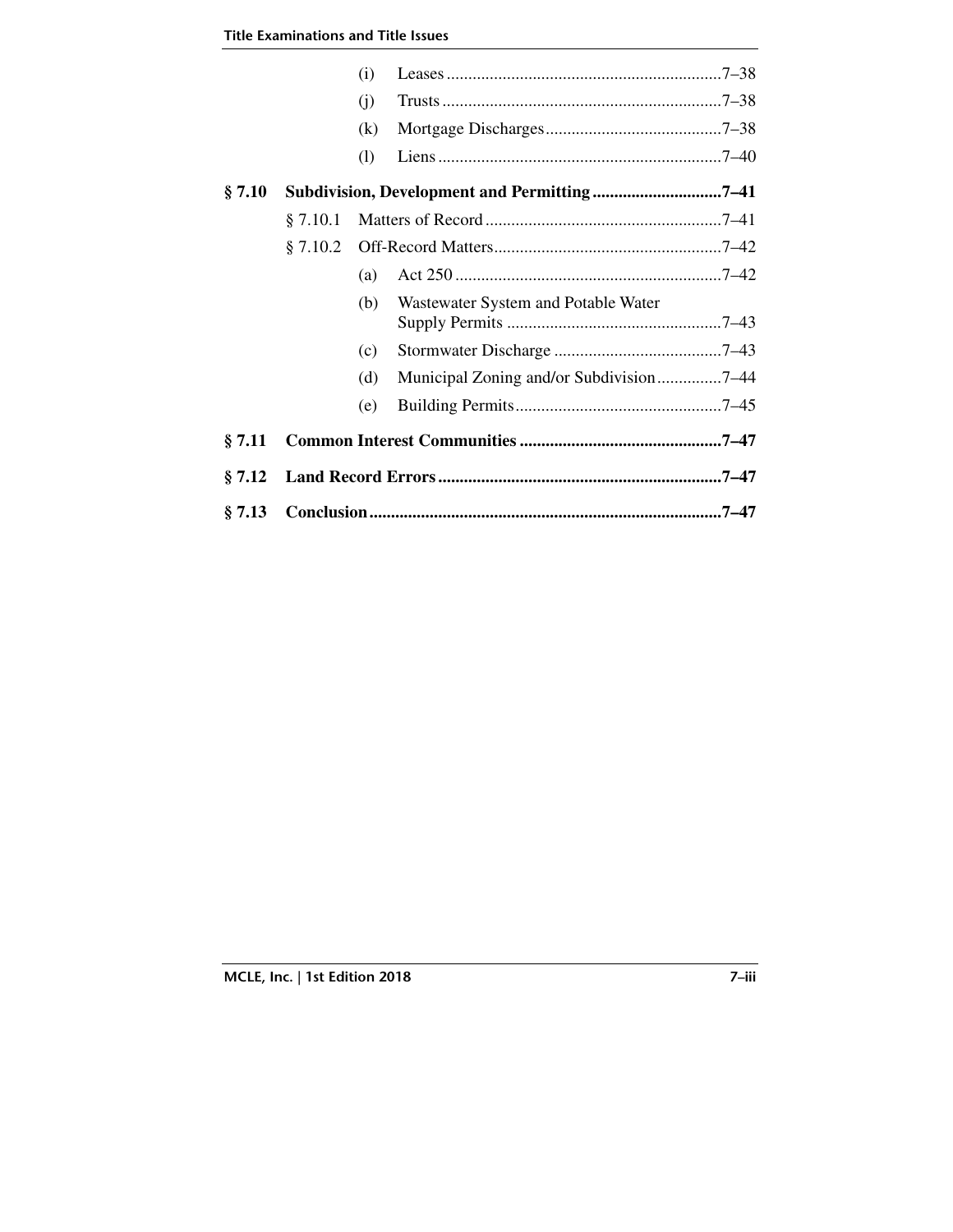(i) Leases ................................................................7–38

(j) Trusts ................................................................7–38

(k) Mortgage Discharges.........................................7–38

(l) Liens ..................................................................7–40

**§ 7.10 Subdivision, Development and Permitting ..............................7–41**

§ 7.10.1 Matters of Record.......................................................7–41

§ 7.10.2 Off-Record Matters.....................................................7–42

(a) Act 250 ..............................................................7–42

(b) Wastewater System and Potable Water Supply Permits ..................................................7–43

(c) Stormwater Discharge .......................................7–43

(d) Municipal Zoning and/or Subdivision...............7–44

(e) Building Permits................................................7–45

**§ 7.11 Common Interest Communities ................................................7–47**

**§ 7.12 Land Record Errors...................................................................7–47**

**§ 7.13 Conclusion...................................................................................7–47**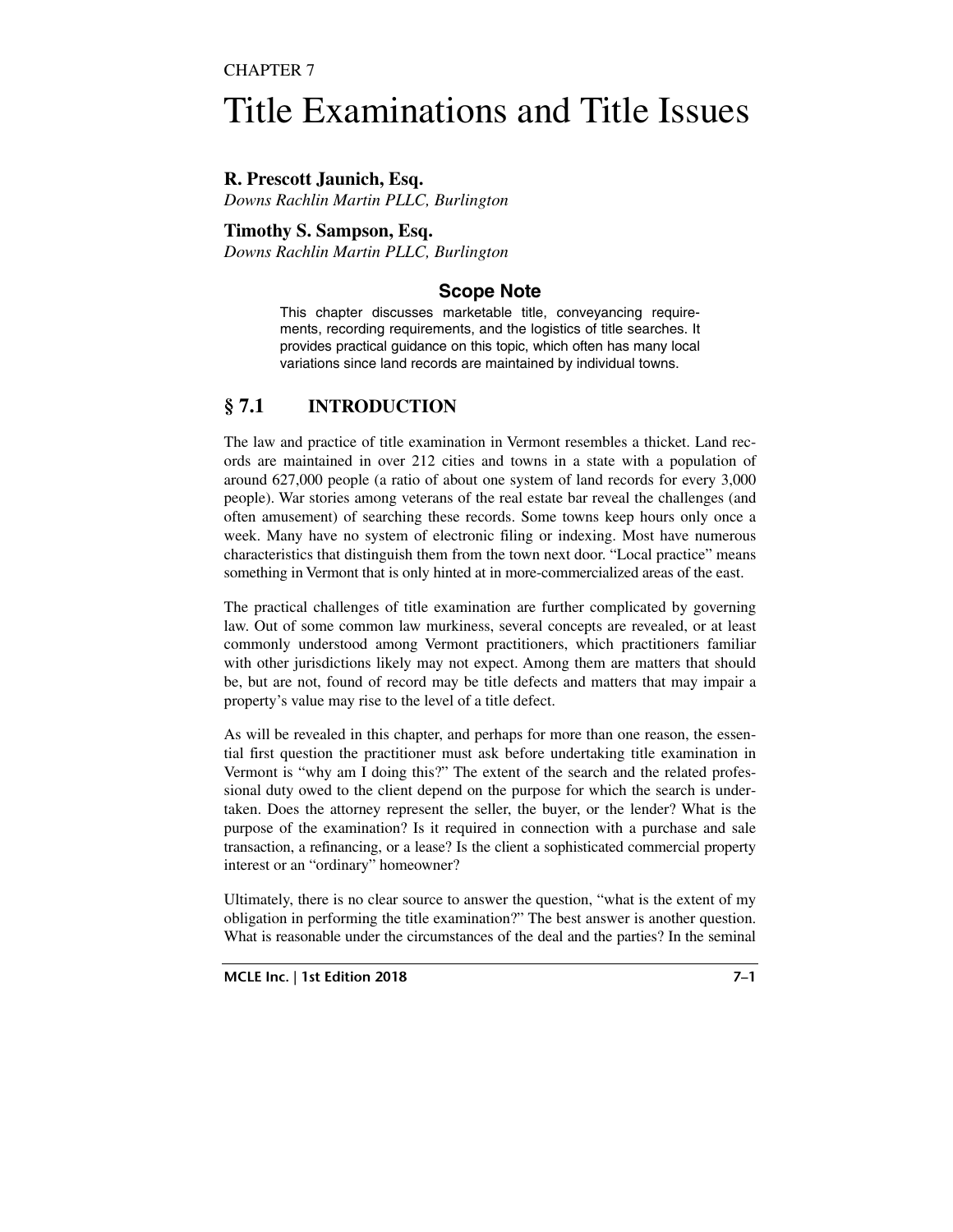CHAPTER 7

# Title Examinations and Title Issues

**R. Prescott Jaunich, Esq.**
*Downs Rachlin Martin PLLC, Burlington*

**Timothy S. Sampson, Esq.**
*Downs Rachlin Martin PLLC, Burlington*

### Scope Note

This chapter discusses marketable title, conveyancing requirements, recording requirements, and the logistics of title searches. It provides practical guidance on this topic, which often has many local variations since land records are maintained by individual towns.

## § 7.1 INTRODUCTION

The law and practice of title examination in Vermont resembles a thicket. Land records are maintained in over 212 cities and towns in a state with a population of around 627,000 people (a ratio of about one system of land records for every 3,000 people). War stories among veterans of the real estate bar reveal the challenges (and often amusement) of searching these records. Some towns keep hours only once a week. Many have no system of electronic filing or indexing. Most have numerous characteristics that distinguish them from the town next door. "Local practice" means something in Vermont that is only hinted at in more-commercialized areas of the east.

The practical challenges of title examination are further complicated by governing law. Out of some common law murkiness, several concepts are revealed, or at least commonly understood among Vermont practitioners, which practitioners familiar with other jurisdictions likely may not expect. Among them are matters that should be, but are not, found of record may be title defects and matters that may impair a property's value may rise to the level of a title defect.

As will be revealed in this chapter, and perhaps for more than one reason, the essential first question the practitioner must ask before undertaking title examination in Vermont is "why am I doing this?" The extent of the search and the related professional duty owed to the client depend on the purpose for which the search is undertaken. Does the attorney represent the seller, the buyer, or the lender? What is the purpose of the examination? Is it required in connection with a purchase and sale transaction, a refinancing, or a lease? Is the client a sophisticated commercial property interest or an "ordinary" homeowner?

Ultimately, there is no clear source to answer the question, "what is the extent of my obligation in performing the title examination?" The best answer is another question. What is reasonable under the circumstances of the deal and the parties? In the seminal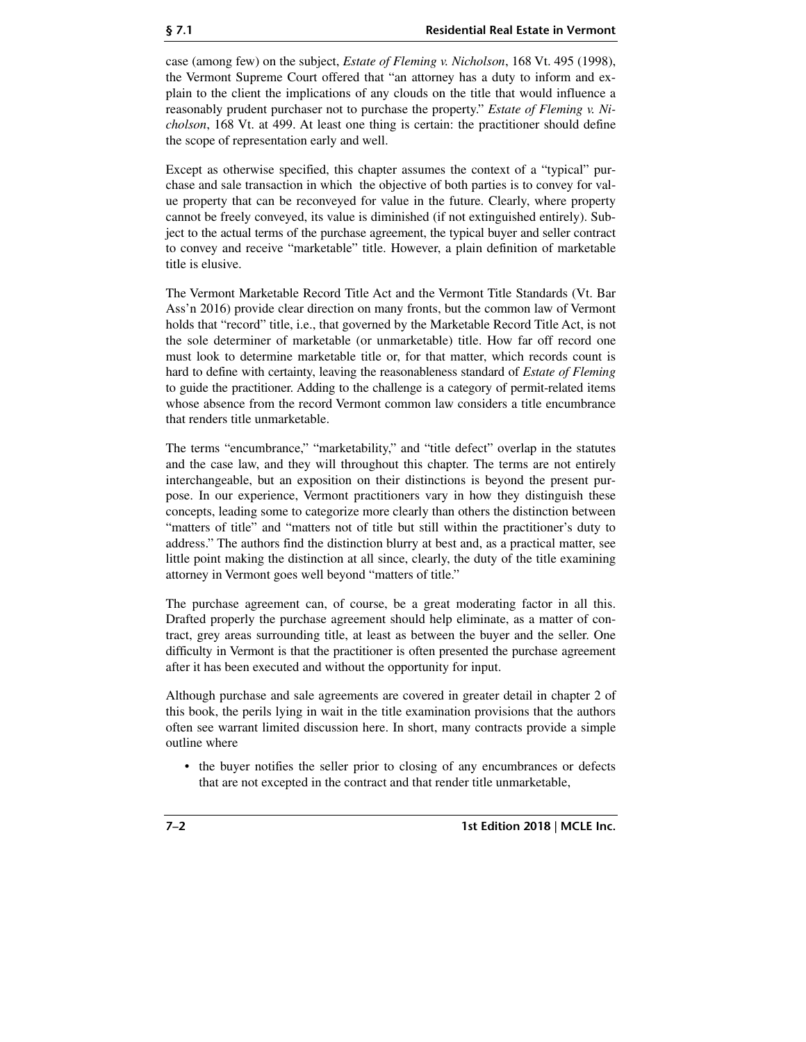case (among few) on the subject, *Estate of Fleming v. Nicholson*, 168 Vt. 495 (1998), the Vermont Supreme Court offered that "an attorney has a duty to inform and explain to the client the implications of any clouds on the title that would influence a reasonably prudent purchaser not to purchase the property." *Estate of Fleming v. Nicholson*, 168 Vt. at 499. At least one thing is certain: the practitioner should define the scope of representation early and well.

Except as otherwise specified, this chapter assumes the context of a "typical" purchase and sale transaction in which the objective of both parties is to convey for value property that can be reconveyed for value in the future. Clearly, where property cannot be freely conveyed, its value is diminished (if not extinguished entirely). Subject to the actual terms of the purchase agreement, the typical buyer and seller contract to convey and receive "marketable" title. However, a plain definition of marketable title is elusive.

The Vermont Marketable Record Title Act and the Vermont Title Standards (Vt. Bar Ass'n 2016) provide clear direction on many fronts, but the common law of Vermont holds that "record" title, i.e., that governed by the Marketable Record Title Act, is not the sole determiner of marketable (or unmarketable) title. How far off record one must look to determine marketable title or, for that matter, which records count is hard to define with certainty, leaving the reasonableness standard of *Estate of Fleming* to guide the practitioner. Adding to the challenge is a category of permit-related items whose absence from the record Vermont common law considers a title encumbrance that renders title unmarketable.

The terms "encumbrance," "marketability," and "title defect" overlap in the statutes and the case law, and they will throughout this chapter. The terms are not entirely interchangeable, but an exposition on their distinctions is beyond the present purpose. In our experience, Vermont practitioners vary in how they distinguish these concepts, leading some to categorize more clearly than others the distinction between "matters of title" and "matters not of title but still within the practitioner's duty to address." The authors find the distinction blurry at best and, as a practical matter, see little point making the distinction at all since, clearly, the duty of the title examining attorney in Vermont goes well beyond "matters of title."

The purchase agreement can, of course, be a great moderating factor in all this. Drafted properly the purchase agreement should help eliminate, as a matter of contract, grey areas surrounding title, at least as between the buyer and the seller. One difficulty in Vermont is that the practitioner is often presented the purchase agreement after it has been executed and without the opportunity for input.

Although purchase and sale agreements are covered in greater detail in chapter 2 of this book, the perils lying in wait in the title examination provisions that the authors often see warrant limited discussion here. In short, many contracts provide a simple outline where

- the buyer notifies the seller prior to closing of any encumbrances or defects that are not excepted in the contract and that render title unmarketable,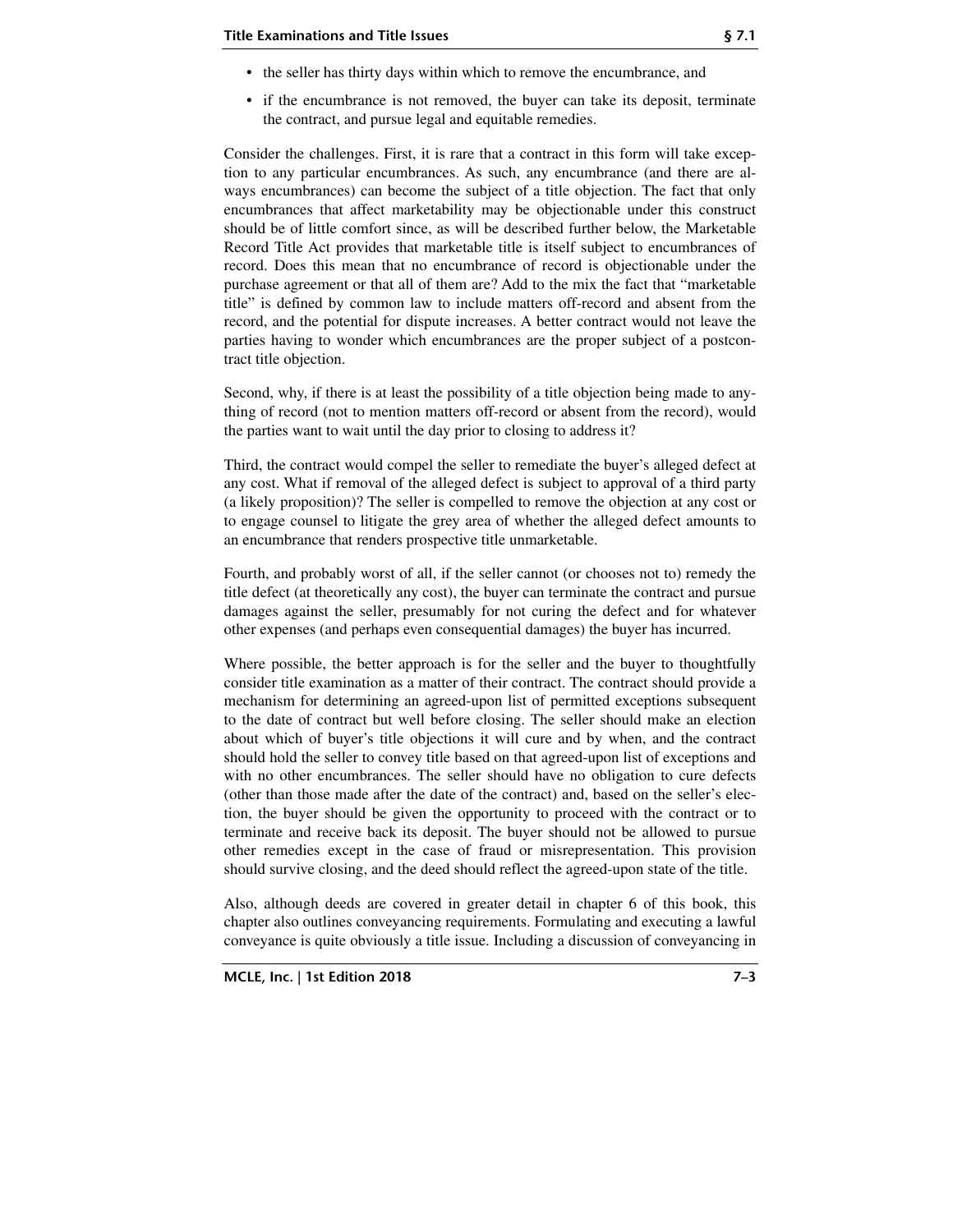- the seller has thirty days within which to remove the encumbrance, and
- if the encumbrance is not removed, the buyer can take its deposit, terminate the contract, and pursue legal and equitable remedies.

Consider the challenges. First, it is rare that a contract in this form will take exception to any particular encumbrances. As such, any encumbrance (and there are always encumbrances) can become the subject of a title objection. The fact that only encumbrances that affect marketability may be objectionable under this construct should be of little comfort since, as will be described further below, the Marketable Record Title Act provides that marketable title is itself subject to encumbrances of record. Does this mean that no encumbrance of record is objectionable under the purchase agreement or that all of them are? Add to the mix the fact that "marketable title" is defined by common law to include matters off-record and absent from the record, and the potential for dispute increases. A better contract would not leave the parties having to wonder which encumbrances are the proper subject of a postcontract title objection.

Second, why, if there is at least the possibility of a title objection being made to anything of record (not to mention matters off-record or absent from the record), would the parties want to wait until the day prior to closing to address it?

Third, the contract would compel the seller to remediate the buyer's alleged defect at any cost. What if removal of the alleged defect is subject to approval of a third party (a likely proposition)? The seller is compelled to remove the objection at any cost or to engage counsel to litigate the grey area of whether the alleged defect amounts to an encumbrance that renders prospective title unmarketable.

Fourth, and probably worst of all, if the seller cannot (or chooses not to) remedy the title defect (at theoretically any cost), the buyer can terminate the contract and pursue damages against the seller, presumably for not curing the defect and for whatever other expenses (and perhaps even consequential damages) the buyer has incurred.

Where possible, the better approach is for the seller and the buyer to thoughtfully consider title examination as a matter of their contract. The contract should provide a mechanism for determining an agreed-upon list of permitted exceptions subsequent to the date of contract but well before closing. The seller should make an election about which of buyer's title objections it will cure and by when, and the contract should hold the seller to convey title based on that agreed-upon list of exceptions and with no other encumbrances. The seller should have no obligation to cure defects (other than those made after the date of the contract) and, based on the seller's election, the buyer should be given the opportunity to proceed with the contract or to terminate and receive back its deposit. The buyer should not be allowed to pursue other remedies except in the case of fraud or misrepresentation. This provision should survive closing, and the deed should reflect the agreed-upon state of the title.

Also, although deeds are covered in greater detail in chapter 6 of this book, this chapter also outlines conveyancing requirements. Formulating and executing a lawful conveyance is quite obviously a title issue. Including a discussion of conveyancing in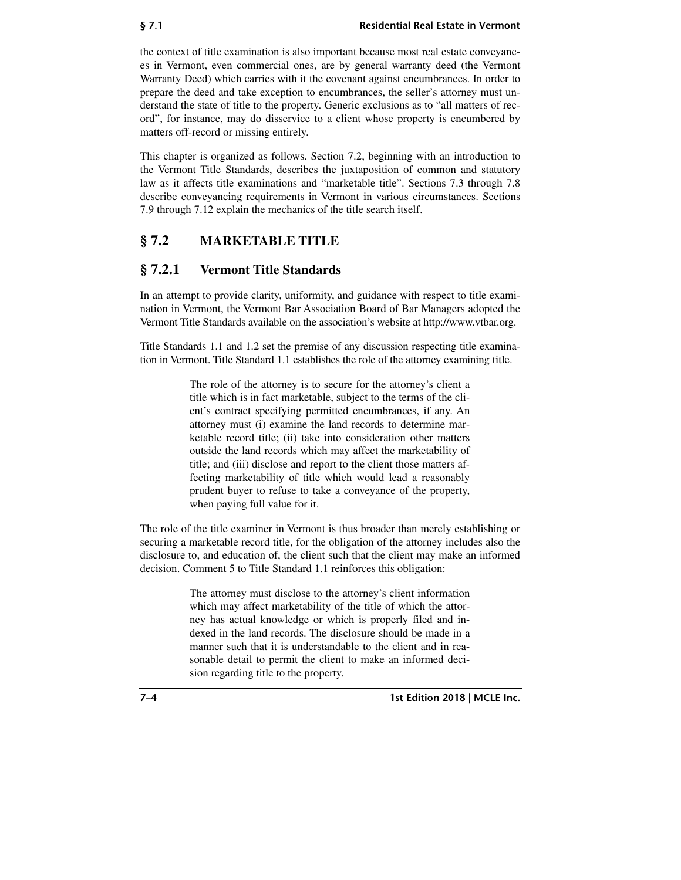the context of title examination is also important because most real estate conveyances in Vermont, even commercial ones, are by general warranty deed (the Vermont Warranty Deed) which carries with it the covenant against encumbrances. In order to prepare the deed and take exception to encumbrances, the seller's attorney must understand the state of title to the property. Generic exclusions as to "all matters of record", for instance, may do disservice to a client whose property is encumbered by matters off-record or missing entirely.

This chapter is organized as follows. Section 7.2, beginning with an introduction to the Vermont Title Standards, describes the juxtaposition of common and statutory law as it affects title examinations and "marketable title". Sections 7.3 through 7.8 describe conveyancing requirements in Vermont in various circumstances. Sections 7.9 through 7.12 explain the mechanics of the title search itself.

## § 7.2 MARKETABLE TITLE

### § 7.2.1 Vermont Title Standards

In an attempt to provide clarity, uniformity, and guidance with respect to title examination in Vermont, the Vermont Bar Association Board of Bar Managers adopted the Vermont Title Standards available on the association's website at http://www.vtbar.org.

Title Standards 1.1 and 1.2 set the premise of any discussion respecting title examination in Vermont. Title Standard 1.1 establishes the role of the attorney examining title.

> The role of the attorney is to secure for the attorney's client a title which is in fact marketable, subject to the terms of the client's contract specifying permitted encumbrances, if any. An attorney must (i) examine the land records to determine marketable record title; (ii) take into consideration other matters outside the land records which may affect the marketability of title; and (iii) disclose and report to the client those matters affecting marketability of title which would lead a reasonably prudent buyer to refuse to take a conveyance of the property, when paying full value for it.

The role of the title examiner in Vermont is thus broader than merely establishing or securing a marketable record title, for the obligation of the attorney includes also the disclosure to, and education of, the client such that the client may make an informed decision. Comment 5 to Title Standard 1.1 reinforces this obligation:

> The attorney must disclose to the attorney's client information which may affect marketability of the title of which the attorney has actual knowledge or which is properly filed and indexed in the land records. The disclosure should be made in a manner such that it is understandable to the client and in reasonable detail to permit the client to make an informed decision regarding title to the property.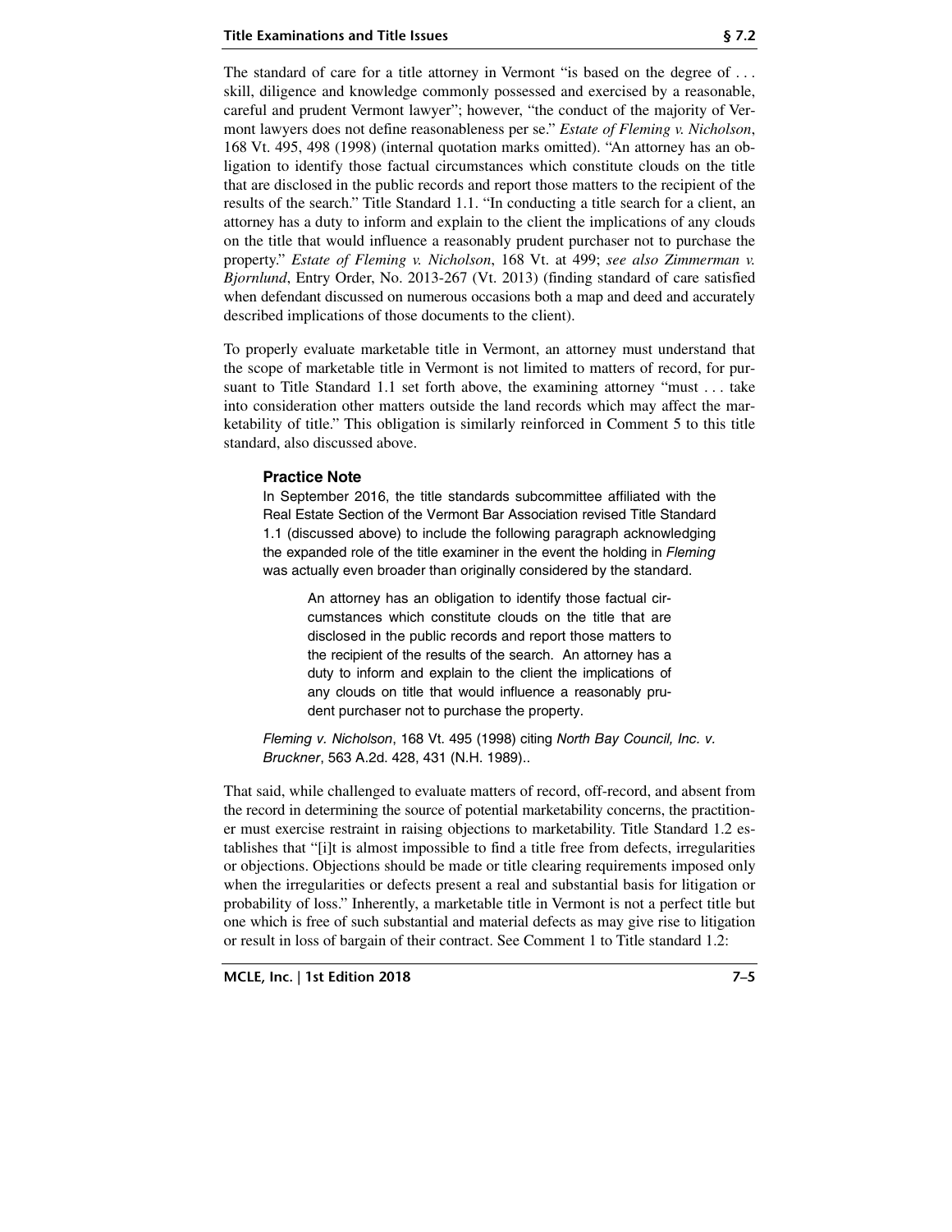The standard of care for a title attorney in Vermont "is based on the degree of . . . skill, diligence and knowledge commonly possessed and exercised by a reasonable, careful and prudent Vermont lawyer"; however, "the conduct of the majority of Vermont lawyers does not define reasonableness per se." *Estate of Fleming v. Nicholson*, 168 Vt. 495, 498 (1998) (internal quotation marks omitted). "An attorney has an obligation to identify those factual circumstances which constitute clouds on the title that are disclosed in the public records and report those matters to the recipient of the results of the search." Title Standard 1.1. "In conducting a title search for a client, an attorney has a duty to inform and explain to the client the implications of any clouds on the title that would influence a reasonably prudent purchaser not to purchase the property." *Estate of Fleming v. Nicholson*, 168 Vt. at 499; *see also Zimmerman v. Bjornlund*, Entry Order, No. 2013-267 (Vt. 2013) (finding standard of care satisfied when defendant discussed on numerous occasions both a map and deed and accurately described implications of those documents to the client).

To properly evaluate marketable title in Vermont, an attorney must understand that the scope of marketable title in Vermont is not limited to matters of record, for pursuant to Title Standard 1.1 set forth above, the examining attorney "must . . . take into consideration other matters outside the land records which may affect the marketability of title." This obligation is similarly reinforced in Comment 5 to this title standard, also discussed above.

**Practice Note**

In September 2016, the title standards subcommittee affiliated with the Real Estate Section of the Vermont Bar Association revised Title Standard 1.1 (discussed above) to include the following paragraph acknowledging the expanded role of the title examiner in the event the holding in *Fleming* was actually even broader than originally considered by the standard.

> An attorney has an obligation to identify those factual circumstances which constitute clouds on the title that are disclosed in the public records and report those matters to the recipient of the results of the search. An attorney has a duty to inform and explain to the client the implications of any clouds on title that would influence a reasonably prudent purchaser not to purchase the property.

*Fleming v. Nicholson*, 168 Vt. 495 (1998) citing *North Bay Council, Inc. v. Bruckner*, 563 A.2d. 428, 431 (N.H. 1989)..

That said, while challenged to evaluate matters of record, off-record, and absent from the record in determining the source of potential marketability concerns, the practitioner must exercise restraint in raising objections to marketability. Title Standard 1.2 establishes that "[i]t is almost impossible to find a title free from defects, irregularities or objections. Objections should be made or title clearing requirements imposed only when the irregularities or defects present a real and substantial basis for litigation or probability of loss." Inherently, a marketable title in Vermont is not a perfect title but one which is free of such substantial and material defects as may give rise to litigation or result in loss of bargain of their contract. See Comment 1 to Title standard 1.2: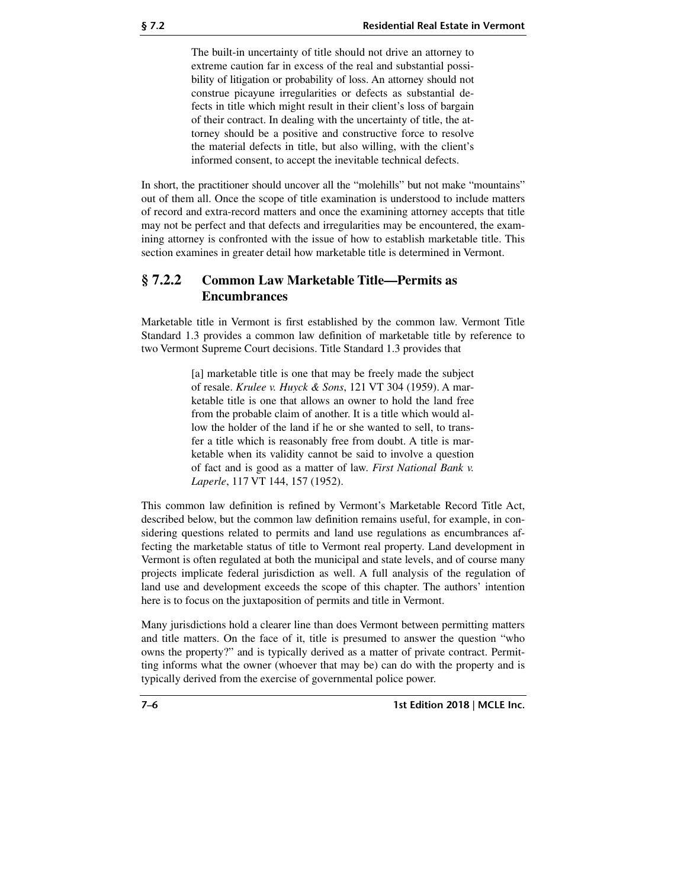> The built-in uncertainty of title should not drive an attorney to extreme caution far in excess of the real and substantial possibility of litigation or probability of loss. An attorney should not construe picayune irregularities or defects as substantial defects in title which might result in their client's loss of bargain of their contract. In dealing with the uncertainty of title, the attorney should be a positive and constructive force to resolve the material defects in title, but also willing, with the client's informed consent, to accept the inevitable technical defects.

In short, the practitioner should uncover all the "molehills" but not make "mountains" out of them all. Once the scope of title examination is understood to include matters of record and extra-record matters and once the examining attorney accepts that title may not be perfect and that defects and irregularities may be encountered, the examining attorney is confronted with the issue of how to establish marketable title. This section examines in greater detail how marketable title is determined in Vermont.

## § 7.2.2 Common Law Marketable Title—Permits as Encumbrances

Marketable title in Vermont is first established by the common law. Vermont Title Standard 1.3 provides a common law definition of marketable title by reference to two Vermont Supreme Court decisions. Title Standard 1.3 provides that

> [a] marketable title is one that may be freely made the subject of resale. *Krulee v. Huyck & Sons*, 121 VT 304 (1959). A marketable title is one that allows an owner to hold the land free from the probable claim of another. It is a title which would allow the holder of the land if he or she wanted to sell, to transfer a title which is reasonably free from doubt. A title is marketable when its validity cannot be said to involve a question of fact and is good as a matter of law. *First National Bank v. Laperle*, 117 VT 144, 157 (1952).

This common law definition is refined by Vermont's Marketable Record Title Act, described below, but the common law definition remains useful, for example, in considering questions related to permits and land use regulations as encumbrances affecting the marketable status of title to Vermont real property. Land development in Vermont is often regulated at both the municipal and state levels, and of course many projects implicate federal jurisdiction as well. A full analysis of the regulation of land use and development exceeds the scope of this chapter. The authors' intention here is to focus on the juxtaposition of permits and title in Vermont.

Many jurisdictions hold a clearer line than does Vermont between permitting matters and title matters. On the face of it, title is presumed to answer the question "who owns the property?" and is typically derived as a matter of private contract. Permitting informs what the owner (whoever that may be) can do with the property and is typically derived from the exercise of governmental police power.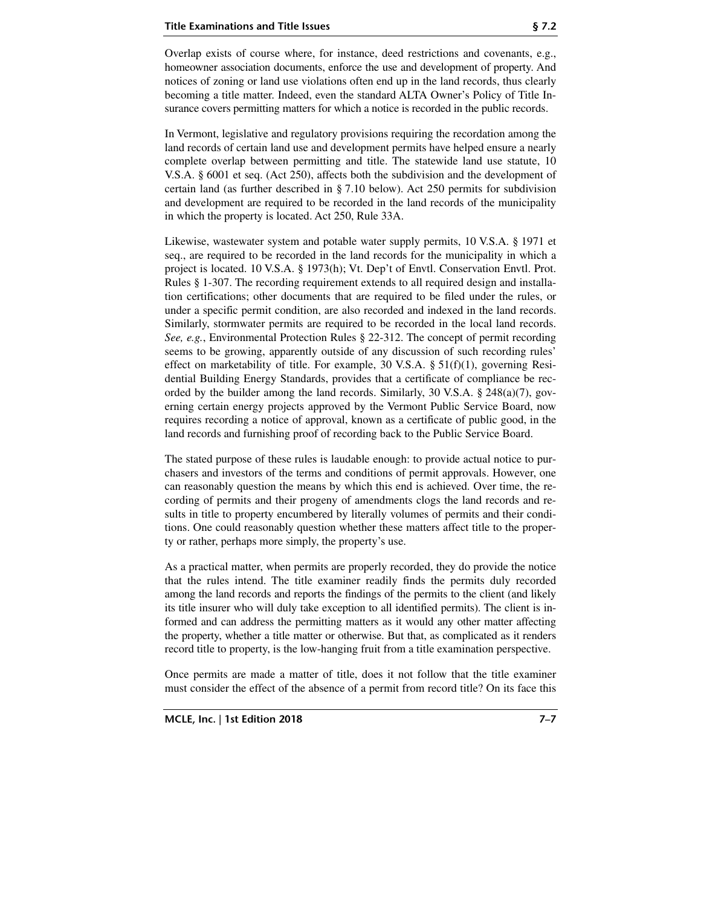Overlap exists of course where, for instance, deed restrictions and covenants, e.g., homeowner association documents, enforce the use and development of property. And notices of zoning or land use violations often end up in the land records, thus clearly becoming a title matter. Indeed, even the standard ALTA Owner's Policy of Title Insurance covers permitting matters for which a notice is recorded in the public records.

In Vermont, legislative and regulatory provisions requiring the recordation among the land records of certain land use and development permits have helped ensure a nearly complete overlap between permitting and title. The statewide land use statute, 10 V.S.A. § 6001 et seq. (Act 250), affects both the subdivision and the development of certain land (as further described in § 7.10 below). Act 250 permits for subdivision and development are required to be recorded in the land records of the municipality in which the property is located. Act 250, Rule 33A.

Likewise, wastewater system and potable water supply permits, 10 V.S.A. § 1971 et seq., are required to be recorded in the land records for the municipality in which a project is located. 10 V.S.A. § 1973(h); Vt. Dep't of Envtl. Conservation Envtl. Prot. Rules § 1-307. The recording requirement extends to all required design and installation certifications; other documents that are required to be filed under the rules, or under a specific permit condition, are also recorded and indexed in the land records. Similarly, stormwater permits are required to be recorded in the local land records. *See, e.g.*, Environmental Protection Rules § 22-312. The concept of permit recording seems to be growing, apparently outside of any discussion of such recording rules' effect on marketability of title. For example, 30 V.S.A. § 51(f)(1), governing Residential Building Energy Standards, provides that a certificate of compliance be recorded by the builder among the land records. Similarly, 30 V.S.A. § 248(a)(7), governing certain energy projects approved by the Vermont Public Service Board, now requires recording a notice of approval, known as a certificate of public good, in the land records and furnishing proof of recording back to the Public Service Board.

The stated purpose of these rules is laudable enough: to provide actual notice to purchasers and investors of the terms and conditions of permit approvals. However, one can reasonably question the means by which this end is achieved. Over time, the recording of permits and their progeny of amendments clogs the land records and results in title to property encumbered by literally volumes of permits and their conditions. One could reasonably question whether these matters affect title to the property or rather, perhaps more simply, the property's use.

As a practical matter, when permits are properly recorded, they do provide the notice that the rules intend. The title examiner readily finds the permits duly recorded among the land records and reports the findings of the permits to the client (and likely its title insurer who will duly take exception to all identified permits). The client is informed and can address the permitting matters as it would any other matter affecting the property, whether a title matter or otherwise. But that, as complicated as it renders record title to property, is the low-hanging fruit from a title examination perspective.

Once permits are made a matter of title, does it not follow that the title examiner must consider the effect of the absence of a permit from record title? On its face this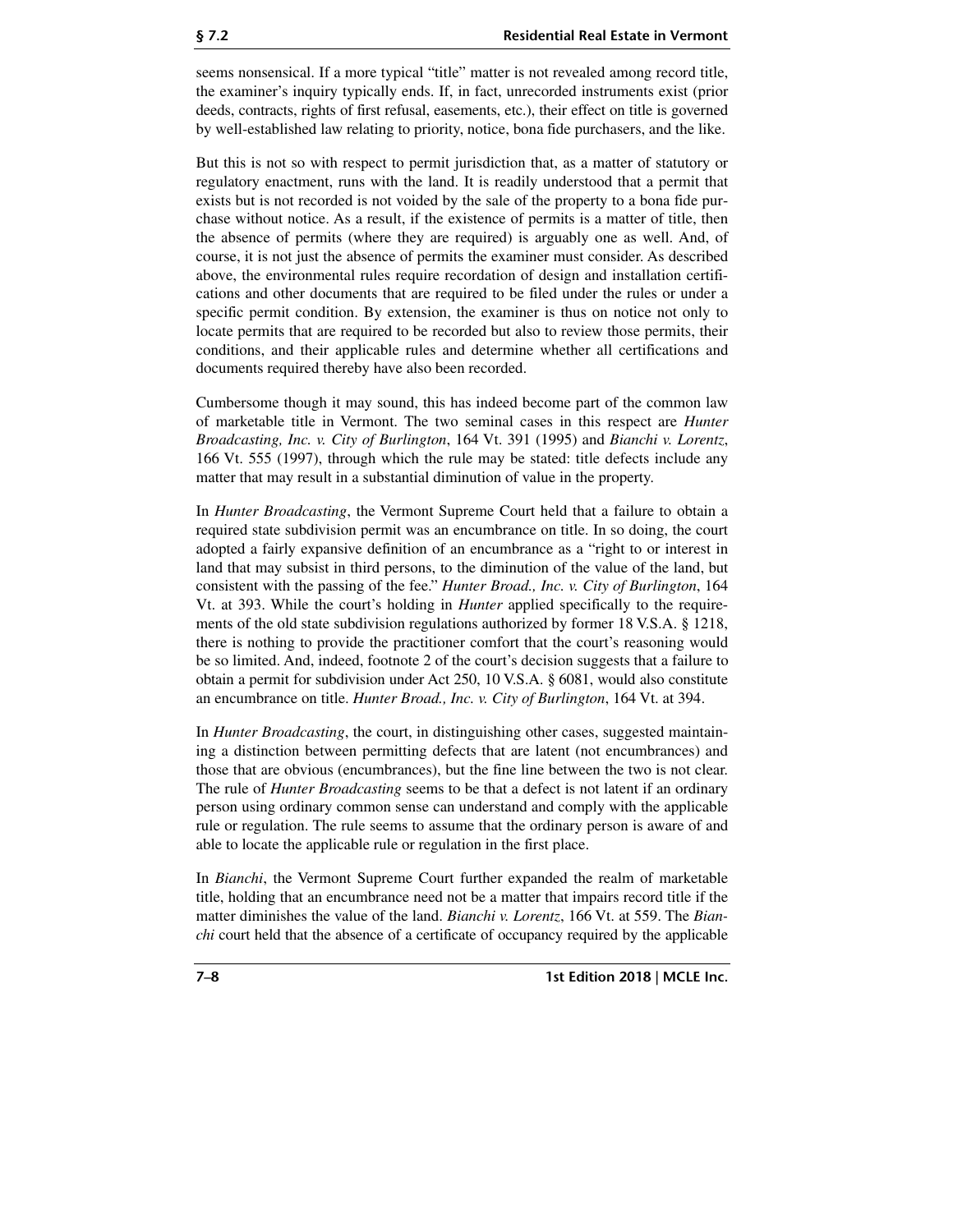seems nonsensical. If a more typical "title" matter is not revealed among record title, the examiner's inquiry typically ends. If, in fact, unrecorded instruments exist (prior deeds, contracts, rights of first refusal, easements, etc.), their effect on title is governed by well-established law relating to priority, notice, bona fide purchasers, and the like.

But this is not so with respect to permit jurisdiction that, as a matter of statutory or regulatory enactment, runs with the land. It is readily understood that a permit that exists but is not recorded is not voided by the sale of the property to a bona fide purchase without notice. As a result, if the existence of permits is a matter of title, then the absence of permits (where they are required) is arguably one as well. And, of course, it is not just the absence of permits the examiner must consider. As described above, the environmental rules require recordation of design and installation certifications and other documents that are required to be filed under the rules or under a specific permit condition. By extension, the examiner is thus on notice not only to locate permits that are required to be recorded but also to review those permits, their conditions, and their applicable rules and determine whether all certifications and documents required thereby have also been recorded.

Cumbersome though it may sound, this has indeed become part of the common law of marketable title in Vermont. The two seminal cases in this respect are *Hunter Broadcasting, Inc. v. City of Burlington*, 164 Vt. 391 (1995) and *Bianchi v. Lorentz*, 166 Vt. 555 (1997), through which the rule may be stated: title defects include any matter that may result in a substantial diminution of value in the property.

In *Hunter Broadcasting*, the Vermont Supreme Court held that a failure to obtain a required state subdivision permit was an encumbrance on title. In so doing, the court adopted a fairly expansive definition of an encumbrance as a "right to or interest in land that may subsist in third persons, to the diminution of the value of the land, but consistent with the passing of the fee." *Hunter Broad., Inc. v. City of Burlington*, 164 Vt. at 393. While the court's holding in *Hunter* applied specifically to the requirements of the old state subdivision regulations authorized by former 18 V.S.A. § 1218, there is nothing to provide the practitioner comfort that the court's reasoning would be so limited. And, indeed, footnote 2 of the court's decision suggests that a failure to obtain a permit for subdivision under Act 250, 10 V.S.A. § 6081, would also constitute an encumbrance on title. *Hunter Broad., Inc. v. City of Burlington*, 164 Vt. at 394.

In *Hunter Broadcasting*, the court, in distinguishing other cases, suggested maintaining a distinction between permitting defects that are latent (not encumbrances) and those that are obvious (encumbrances), but the fine line between the two is not clear. The rule of *Hunter Broadcasting* seems to be that a defect is not latent if an ordinary person using ordinary common sense can understand and comply with the applicable rule or regulation. The rule seems to assume that the ordinary person is aware of and able to locate the applicable rule or regulation in the first place.

In *Bianchi*, the Vermont Supreme Court further expanded the realm of marketable title, holding that an encumbrance need not be a matter that impairs record title if the matter diminishes the value of the land. *Bianchi v. Lorentz*, 166 Vt. at 559. The *Bianchi* court held that the absence of a certificate of occupancy required by the applicable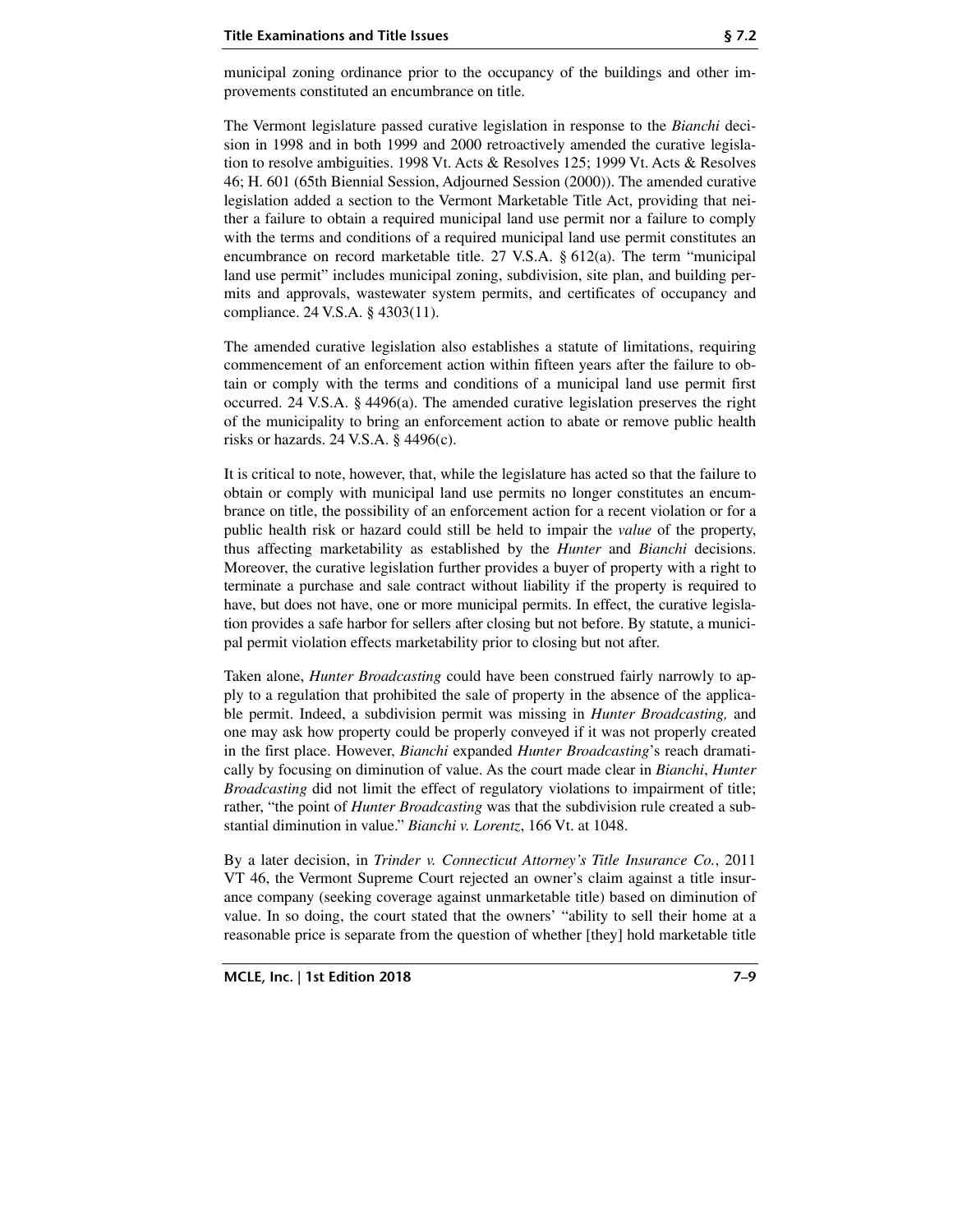municipal zoning ordinance prior to the occupancy of the buildings and other improvements constituted an encumbrance on title.

The Vermont legislature passed curative legislation in response to the *Bianchi* decision in 1998 and in both 1999 and 2000 retroactively amended the curative legislation to resolve ambiguities. 1998 Vt. Acts & Resolves 125; 1999 Vt. Acts & Resolves 46; H. 601 (65th Biennial Session, Adjourned Session (2000)). The amended curative legislation added a section to the Vermont Marketable Title Act, providing that neither a failure to obtain a required municipal land use permit nor a failure to comply with the terms and conditions of a required municipal land use permit constitutes an encumbrance on record marketable title. 27 V.S.A. § 612(a). The term "municipal land use permit" includes municipal zoning, subdivision, site plan, and building permits and approvals, wastewater system permits, and certificates of occupancy and compliance. 24 V.S.A. § 4303(11).

The amended curative legislation also establishes a statute of limitations, requiring commencement of an enforcement action within fifteen years after the failure to obtain or comply with the terms and conditions of a municipal land use permit first occurred. 24 V.S.A. § 4496(a). The amended curative legislation preserves the right of the municipality to bring an enforcement action to abate or remove public health risks or hazards. 24 V.S.A. § 4496(c).

It is critical to note, however, that, while the legislature has acted so that the failure to obtain or comply with municipal land use permits no longer constitutes an encumbrance on title, the possibility of an enforcement action for a recent violation or for a public health risk or hazard could still be held to impair the *value* of the property, thus affecting marketability as established by the *Hunter* and *Bianchi* decisions. Moreover, the curative legislation further provides a buyer of property with a right to terminate a purchase and sale contract without liability if the property is required to have, but does not have, one or more municipal permits. In effect, the curative legislation provides a safe harbor for sellers after closing but not before. By statute, a municipal permit violation effects marketability prior to closing but not after.

Taken alone, *Hunter Broadcasting* could have been construed fairly narrowly to apply to a regulation that prohibited the sale of property in the absence of the applicable permit. Indeed, a subdivision permit was missing in *Hunter Broadcasting,* and one may ask how property could be properly conveyed if it was not properly created in the first place. However, *Bianchi* expanded *Hunter Broadcasting*'s reach dramatically by focusing on diminution of value. As the court made clear in *Bianchi*, *Hunter Broadcasting* did not limit the effect of regulatory violations to impairment of title; rather, "the point of *Hunter Broadcasting* was that the subdivision rule created a substantial diminution in value." *Bianchi v. Lorentz*, 166 Vt. at 1048.

By a later decision, in *Trinder v. Connecticut Attorney's Title Insurance Co.*, 2011 VT 46, the Vermont Supreme Court rejected an owner's claim against a title insurance company (seeking coverage against unmarketable title) based on diminution of value. In so doing, the court stated that the owners' "ability to sell their home at a reasonable price is separate from the question of whether [they] hold marketable title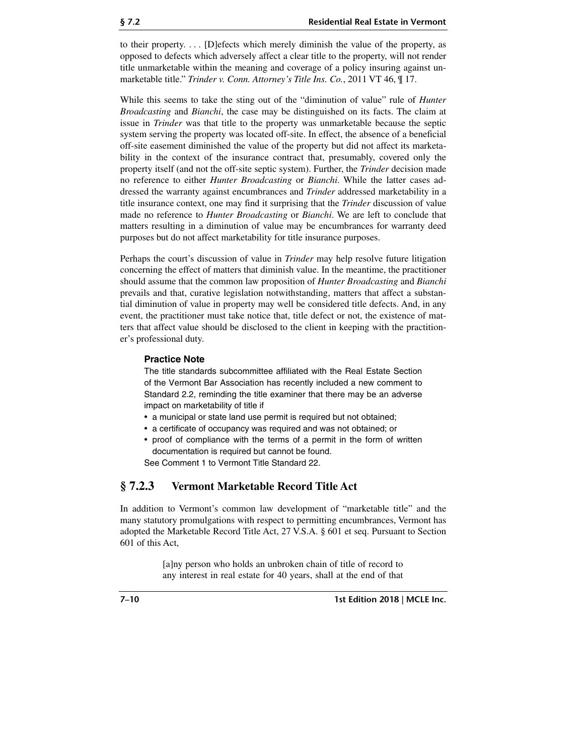to their property. . . . [D]efects which merely diminish the value of the property, as opposed to defects which adversely affect a clear title to the property, will not render title unmarketable within the meaning and coverage of a policy insuring against unmarketable title." *Trinder v. Conn. Attorney's Title Ins. Co.*, 2011 VT 46, ¶ 17.

While this seems to take the sting out of the "diminution of value" rule of *Hunter Broadcasting* and *Bianchi*, the case may be distinguished on its facts. The claim at issue in *Trinder* was that title to the property was unmarketable because the septic system serving the property was located off-site. In effect, the absence of a beneficial off-site easement diminished the value of the property but did not affect its marketability in the context of the insurance contract that, presumably, covered only the property itself (and not the off-site septic system). Further, the *Trinder* decision made no reference to either *Hunter Broadcasting* or *Bianchi*. While the latter cases addressed the warranty against encumbrances and *Trinder* addressed marketability in a title insurance context, one may find it surprising that the *Trinder* discussion of value made no reference to *Hunter Broadcasting* or *Bianchi*. We are left to conclude that matters resulting in a diminution of value may be encumbrances for warranty deed purposes but do not affect marketability for title insurance purposes.

Perhaps the court's discussion of value in *Trinder* may help resolve future litigation concerning the effect of matters that diminish value. In the meantime, the practitioner should assume that the common law proposition of *Hunter Broadcasting* and *Bianchi* prevails and that, curative legislation notwithstanding, matters that affect a substantial diminution of value in property may well be considered title defects. And, in any event, the practitioner must take notice that, title defect or not, the existence of matters that affect value should be disclosed to the client in keeping with the practitioner's professional duty.

**Practice Note**

The title standards subcommittee affiliated with the Real Estate Section of the Vermont Bar Association has recently included a new comment to Standard 2.2, reminding the title examiner that there may be an adverse impact on marketability of title if

- a municipal or state land use permit is required but not obtained;
- a certificate of occupancy was required and was not obtained; or
- proof of compliance with the terms of a permit in the form of written documentation is required but cannot be found.

See Comment 1 to Vermont Title Standard 22.

## § 7.2.3 Vermont Marketable Record Title Act

In addition to Vermont's common law development of "marketable title" and the many statutory promulgations with respect to permitting encumbrances, Vermont has adopted the Marketable Record Title Act, 27 V.S.A. § 601 et seq. Pursuant to Section 601 of this Act,

> [a]ny person who holds an unbroken chain of title of record to any interest in real estate for 40 years, shall at the end of that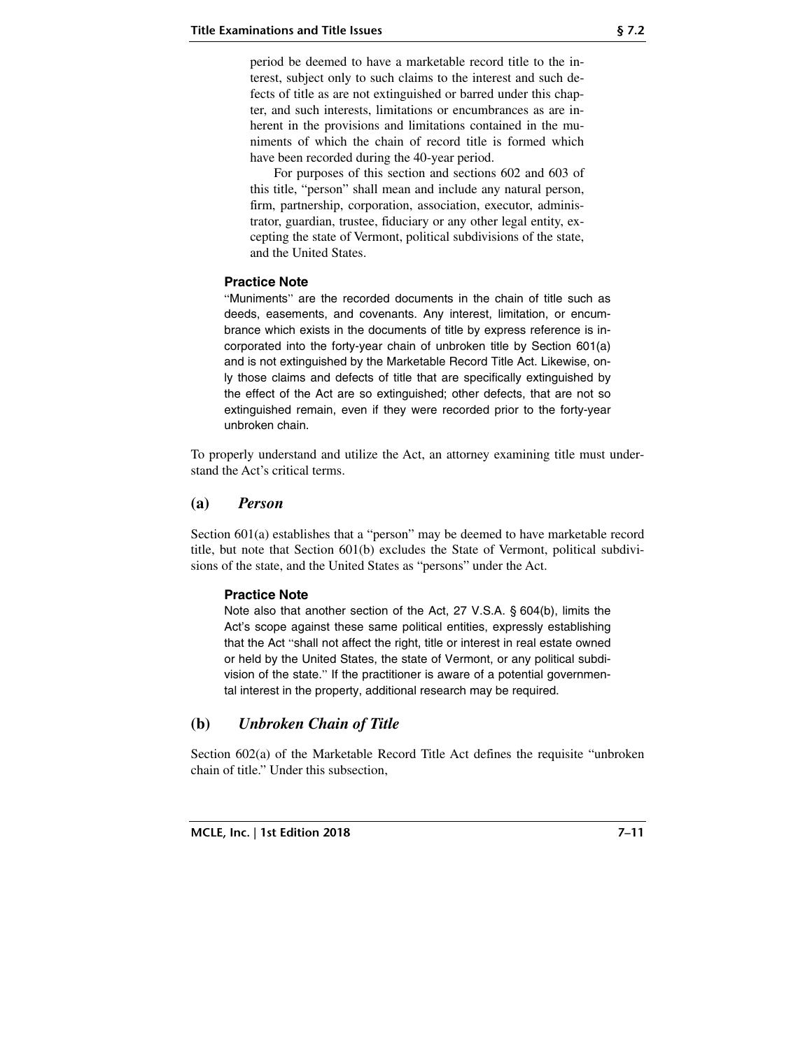> period be deemed to have a marketable record title to the interest, subject only to such claims to the interest and such defects of title as are not extinguished or barred under this chapter, and such interests, limitations or encumbrances as are inherent in the provisions and limitations contained in the muniments of which the chain of record title is formed which have been recorded during the 40-year period.
>
> For purposes of this section and sections 602 and 603 of this title, "person" shall mean and include any natural person, firm, partnership, corporation, association, executor, administrator, guardian, trustee, fiduciary or any other legal entity, excepting the state of Vermont, political subdivisions of the state, and the United States.

**Practice Note**

"Muniments" are the recorded documents in the chain of title such as deeds, easements, and covenants. Any interest, limitation, or encumbrance which exists in the documents of title by express reference is incorporated into the forty-year chain of unbroken title by Section 601(a) and is not extinguished by the Marketable Record Title Act. Likewise, only those claims and defects of title that are specifically extinguished by the effect of the Act are so extinguished; other defects, that are not so extinguished remain, even if they were recorded prior to the forty-year unbroken chain.

To properly understand and utilize the Act, an attorney examining title must understand the Act's critical terms.

## (a) *Person*

Section 601(a) establishes that a "person" may be deemed to have marketable record title, but note that Section 601(b) excludes the State of Vermont, political subdivisions of the state, and the United States as "persons" under the Act.

**Practice Note**

Note also that another section of the Act, 27 V.S.A. § 604(b), limits the Act's scope against these same political entities, expressly establishing that the Act "shall not affect the right, title or interest in real estate owned or held by the United States, the state of Vermont, or any political subdivision of the state." If the practitioner is aware of a potential governmental interest in the property, additional research may be required.

## (b) *Unbroken Chain of Title*

Section 602(a) of the Marketable Record Title Act defines the requisite "unbroken chain of title." Under this subsection,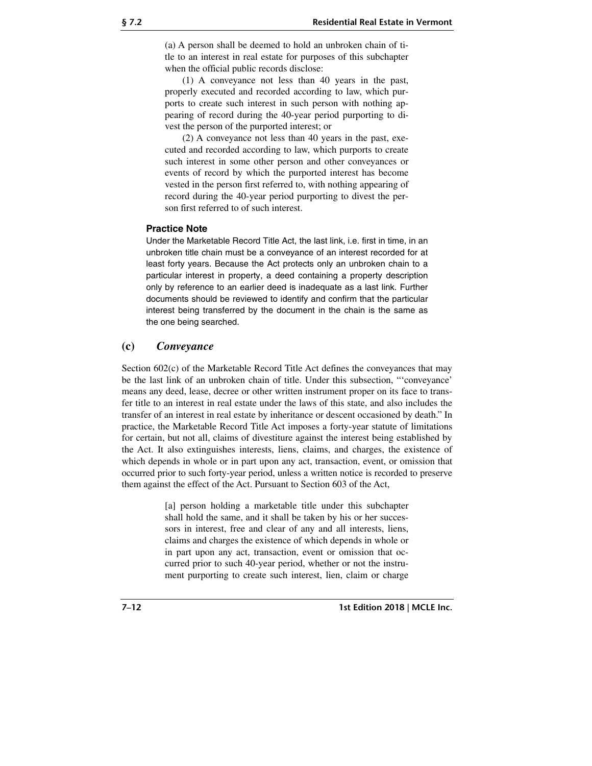> (a) A person shall be deemed to hold an unbroken chain of title to an interest in real estate for purposes of this subchapter when the official public records disclose:
>
> (1) A conveyance not less than 40 years in the past, properly executed and recorded according to law, which purports to create such interest in such person with nothing appearing of record during the 40-year period purporting to divest the person of the purported interest; or
>
> (2) A conveyance not less than 40 years in the past, executed and recorded according to law, which purports to create such interest in some other person and other conveyances or events of record by which the purported interest has become vested in the person first referred to, with nothing appearing of record during the 40-year period purporting to divest the person first referred to of such interest.

**Practice Note**

Under the Marketable Record Title Act, the last link, i.e. first in time, in an unbroken title chain must be a conveyance of an interest recorded for at least forty years. Because the Act protects only an unbroken chain to a particular interest in property, a deed containing a property description only by reference to an earlier deed is inadequate as a last link. Further documents should be reviewed to identify and confirm that the particular interest being transferred by the document in the chain is the same as the one being searched.

### (c) *Conveyance*

Section 602(c) of the Marketable Record Title Act defines the conveyances that may be the last link of an unbroken chain of title. Under this subsection, "'conveyance' means any deed, lease, decree or other written instrument proper on its face to transfer title to an interest in real estate under the laws of this state, and also includes the transfer of an interest in real estate by inheritance or descent occasioned by death." In practice, the Marketable Record Title Act imposes a forty-year statute of limitations for certain, but not all, claims of divestiture against the interest being established by the Act. It also extinguishes interests, liens, claims, and charges, the existence of which depends in whole or in part upon any act, transaction, event, or omission that occurred prior to such forty-year period, unless a written notice is recorded to preserve them against the effect of the Act. Pursuant to Section 603 of the Act,

> [a] person holding a marketable title under this subchapter shall hold the same, and it shall be taken by his or her successors in interest, free and clear of any and all interests, liens, claims and charges the existence of which depends in whole or in part upon any act, transaction, event or omission that occurred prior to such 40-year period, whether or not the instrument purporting to create such interest, lien, claim or charge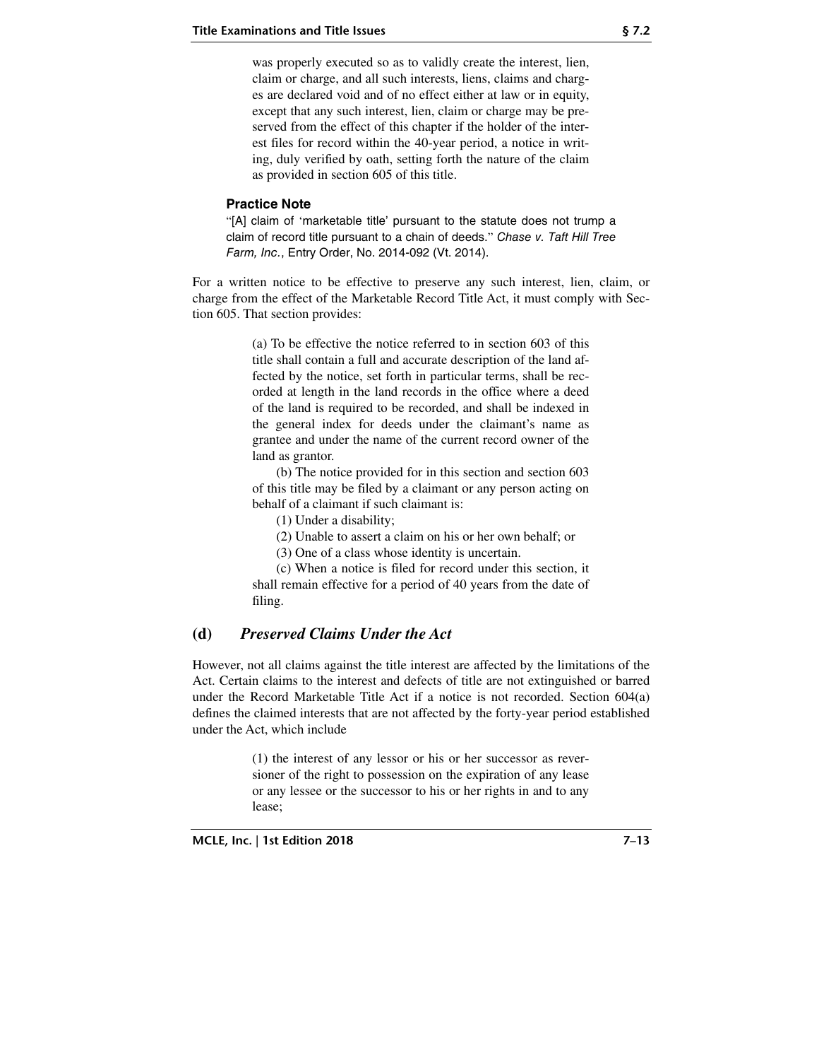> was properly executed so as to validly create the interest, lien, claim or charge, and all such interests, liens, claims and charges are declared void and of no effect either at law or in equity, except that any such interest, lien, claim or charge may be preserved from the effect of this chapter if the holder of the interest files for record within the 40-year period, a notice in writing, duly verified by oath, setting forth the nature of the claim as provided in section 605 of this title.

**Practice Note**

"[A] claim of 'marketable title' pursuant to the statute does not trump a claim of record title pursuant to a chain of deeds." *Chase v. Taft Hill Tree Farm, Inc.*, Entry Order, No. 2014-092 (Vt. 2014).

For a written notice to be effective to preserve any such interest, lien, claim, or charge from the effect of the Marketable Record Title Act, it must comply with Section 605. That section provides:

> (a) To be effective the notice referred to in section 603 of this title shall contain a full and accurate description of the land affected by the notice, set forth in particular terms, shall be recorded at length in the land records in the office where a deed of the land is required to be recorded, and shall be indexed in the general index for deeds under the claimant's name as grantee and under the name of the current record owner of the land as grantor.
>
> (b) The notice provided for in this section and section 603 of this title may be filed by a claimant or any person acting on behalf of a claimant if such claimant is:
>
> (1) Under a disability;
>
> (2) Unable to assert a claim on his or her own behalf; or
>
> (3) One of a class whose identity is uncertain.
>
> (c) When a notice is filed for record under this section, it shall remain effective for a period of 40 years from the date of filing.

## (d) *Preserved Claims Under the Act*

However, not all claims against the title interest are affected by the limitations of the Act. Certain claims to the interest and defects of title are not extinguished or barred under the Record Marketable Title Act if a notice is not recorded. Section 604(a) defines the claimed interests that are not affected by the forty-year period established under the Act, which include

> (1) the interest of any lessor or his or her successor as reversioner of the right to possession on the expiration of any lease or any lessee or the successor to his or her rights in and to any lease;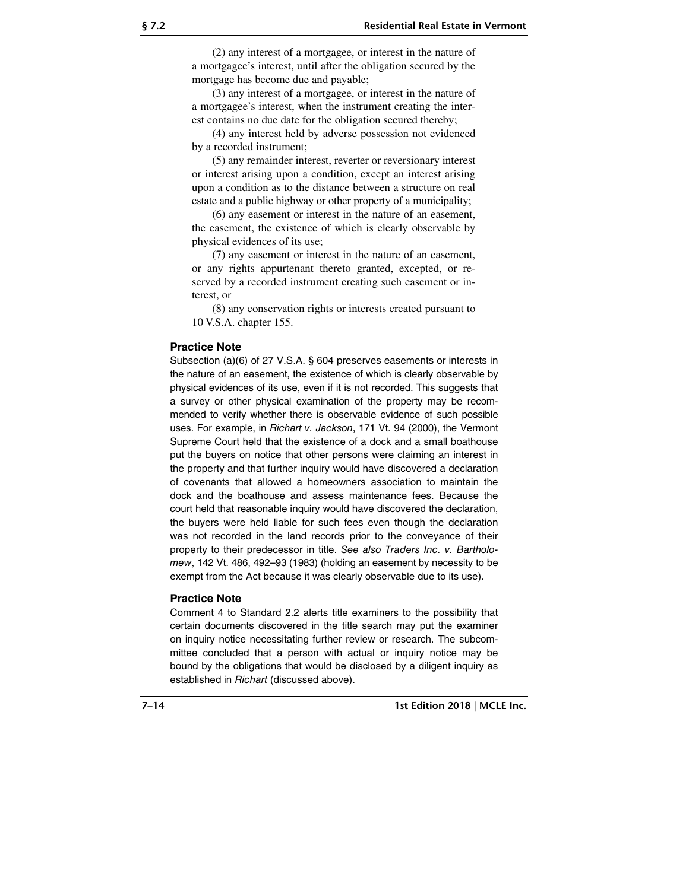(2) any interest of a mortgagee, or interest in the nature of a mortgagee's interest, until after the obligation secured by the mortgage has become due and payable;

(3) any interest of a mortgagee, or interest in the nature of a mortgagee's interest, when the instrument creating the interest contains no due date for the obligation secured thereby;

(4) any interest held by adverse possession not evidenced by a recorded instrument;

(5) any remainder interest, reverter or reversionary interest or interest arising upon a condition, except an interest arising upon a condition as to the distance between a structure on real estate and a public highway or other property of a municipality;

(6) any easement or interest in the nature of an easement, the easement, the existence of which is clearly observable by physical evidences of its use;

(7) any easement or interest in the nature of an easement, or any rights appurtenant thereto granted, excepted, or reserved by a recorded instrument creating such easement or interest, or

(8) any conservation rights or interests created pursuant to 10 V.S.A. chapter 155.

### Practice Note

Subsection (a)(6) of 27 V.S.A. § 604 preserves easements or interests in the nature of an easement, the existence of which is clearly observable by physical evidences of its use, even if it is not recorded. This suggests that a survey or other physical examination of the property may be recommended to verify whether there is observable evidence of such possible uses. For example, in *Richart v. Jackson*, 171 Vt. 94 (2000), the Vermont Supreme Court held that the existence of a dock and a small boathouse put the buyers on notice that other persons were claiming an interest in the property and that further inquiry would have discovered a declaration of covenants that allowed a homeowners association to maintain the dock and the boathouse and assess maintenance fees. Because the court held that reasonable inquiry would have discovered the declaration, the buyers were held liable for such fees even though the declaration was not recorded in the land records prior to the conveyance of their property to their predecessor in title. *See also Traders Inc. v. Bartholomew*, 142 Vt. 486, 492–93 (1983) (holding an easement by necessity to be exempt from the Act because it was clearly observable due to its use).

### Practice Note

Comment 4 to Standard 2.2 alerts title examiners to the possibility that certain documents discovered in the title search may put the examiner on inquiry notice necessitating further review or research. The subcommittee concluded that a person with actual or inquiry notice may be bound by the obligations that would be disclosed by a diligent inquiry as established in *Richart* (discussed above).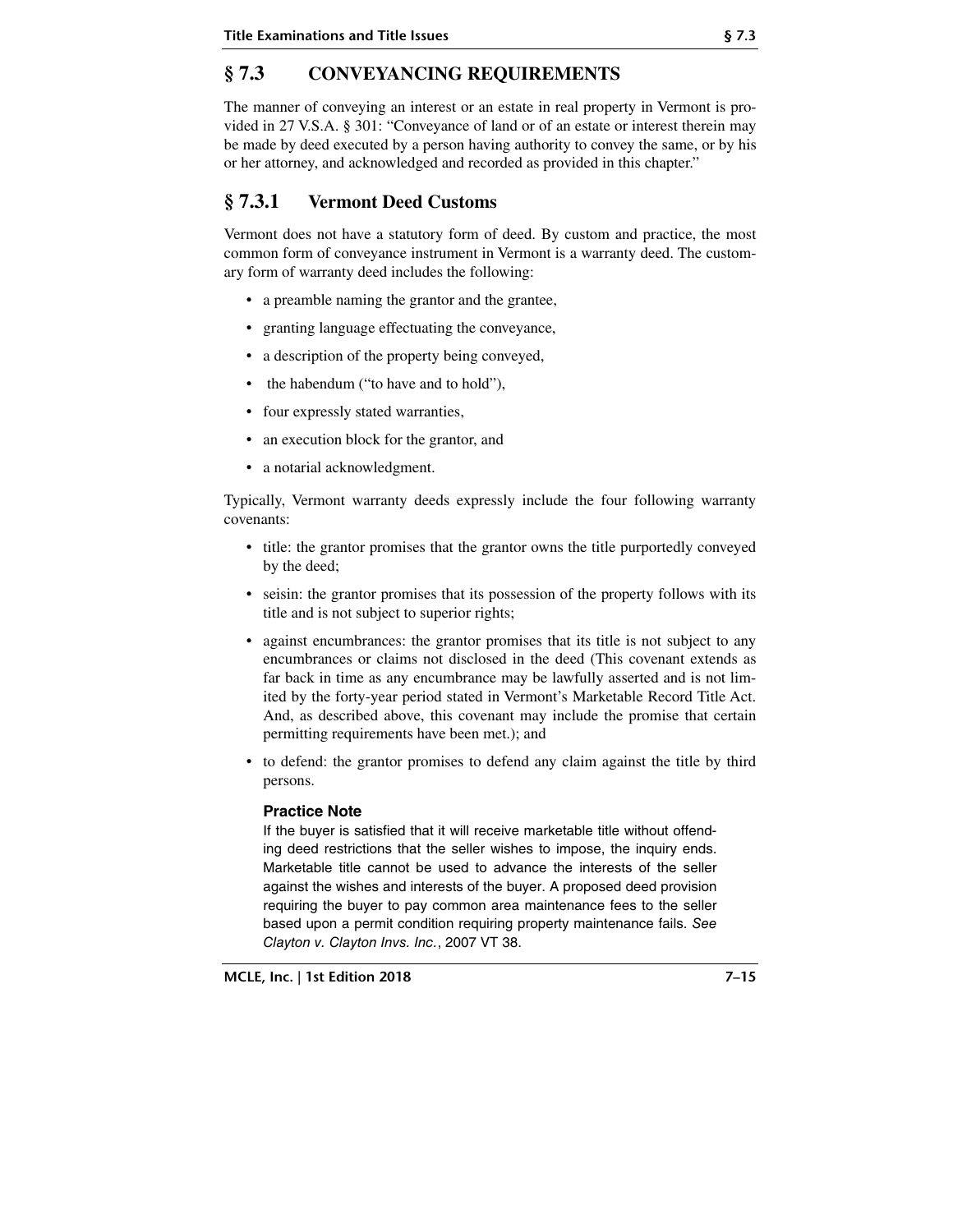## § 7.3 CONVEYANCING REQUIREMENTS

The manner of conveying an interest or an estate in real property in Vermont is provided in 27 V.S.A. § 301: "Conveyance of land or of an estate or interest therein may be made by deed executed by a person having authority to convey the same, or by his or her attorney, and acknowledged and recorded as provided in this chapter."

## § 7.3.1 Vermont Deed Customs

Vermont does not have a statutory form of deed. By custom and practice, the most common form of conveyance instrument in Vermont is a warranty deed. The customary form of warranty deed includes the following:

- a preamble naming the grantor and the grantee,
- granting language effectuating the conveyance,
- a description of the property being conveyed,
- the habendum ("to have and to hold"),
- four expressly stated warranties,
- an execution block for the grantor, and
- a notarial acknowledgment.

Typically, Vermont warranty deeds expressly include the four following warranty covenants:

- title: the grantor promises that the grantor owns the title purportedly conveyed by the deed;
- seisin: the grantor promises that its possession of the property follows with its title and is not subject to superior rights;
- against encumbrances: the grantor promises that its title is not subject to any encumbrances or claims not disclosed in the deed (This covenant extends as far back in time as any encumbrance may be lawfully asserted and is not limited by the forty-year period stated in Vermont's Marketable Record Title Act. And, as described above, this covenant may include the promise that certain permitting requirements have been met.); and
- to defend: the grantor promises to defend any claim against the title by third persons.

**Practice Note**

If the buyer is satisfied that it will receive marketable title without offending deed restrictions that the seller wishes to impose, the inquiry ends. Marketable title cannot be used to advance the interests of the seller against the wishes and interests of the buyer. A proposed deed provision requiring the buyer to pay common area maintenance fees to the seller based upon a permit condition requiring property maintenance fails. *See Clayton v. Clayton Invs. Inc.*, 2007 VT 38.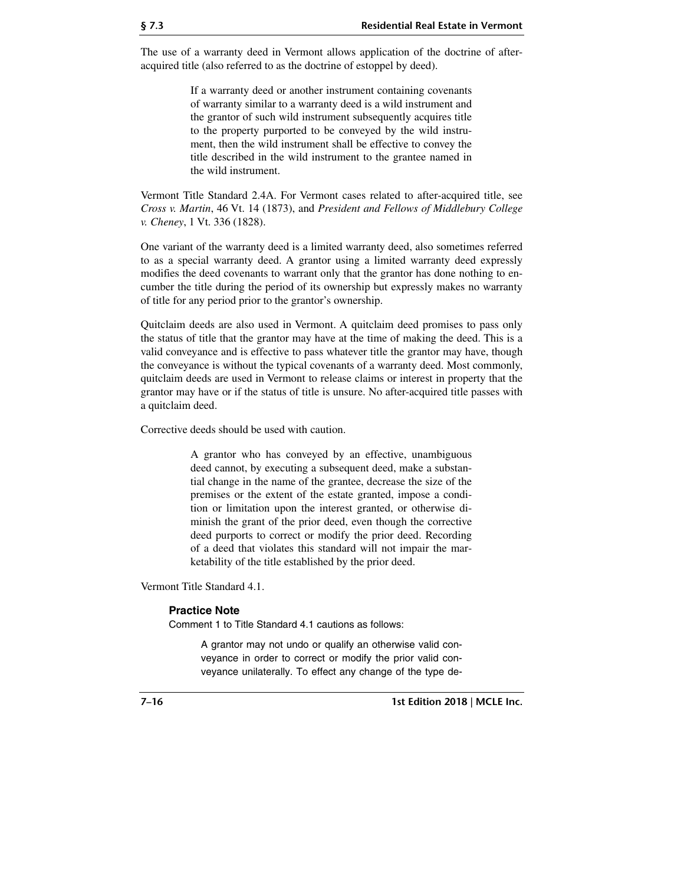The use of a warranty deed in Vermont allows application of the doctrine of after-acquired title (also referred to as the doctrine of estoppel by deed).

> If a warranty deed or another instrument containing covenants of warranty similar to a warranty deed is a wild instrument and the grantor of such wild instrument subsequently acquires title to the property purported to be conveyed by the wild instrument, then the wild instrument shall be effective to convey the title described in the wild instrument to the grantee named in the wild instrument.

Vermont Title Standard 2.4A. For Vermont cases related to after-acquired title, see *Cross v. Martin*, 46 Vt. 14 (1873), and *President and Fellows of Middlebury College v. Cheney*, 1 Vt. 336 (1828).

One variant of the warranty deed is a limited warranty deed, also sometimes referred to as a special warranty deed. A grantor using a limited warranty deed expressly modifies the deed covenants to warrant only that the grantor has done nothing to encumber the title during the period of its ownership but expressly makes no warranty of title for any period prior to the grantor's ownership.

Quitclaim deeds are also used in Vermont. A quitclaim deed promises to pass only the status of title that the grantor may have at the time of making the deed. This is a valid conveyance and is effective to pass whatever title the grantor may have, though the conveyance is without the typical covenants of a warranty deed. Most commonly, quitclaim deeds are used in Vermont to release claims or interest in property that the grantor may have or if the status of title is unsure. No after-acquired title passes with a quitclaim deed.

Corrective deeds should be used with caution.

> A grantor who has conveyed by an effective, unambiguous deed cannot, by executing a subsequent deed, make a substantial change in the name of the grantee, decrease the size of the premises or the extent of the estate granted, impose a condition or limitation upon the interest granted, or otherwise diminish the grant of the prior deed, even though the corrective deed purports to correct or modify the prior deed. Recording of a deed that violates this standard will not impair the marketability of the title established by the prior deed.

Vermont Title Standard 4.1.

**Practice Note**

Comment 1 to Title Standard 4.1 cautions as follows:

> A grantor may not undo or qualify an otherwise valid conveyance in order to correct or modify the prior valid conveyance unilaterally. To effect any change of the type de-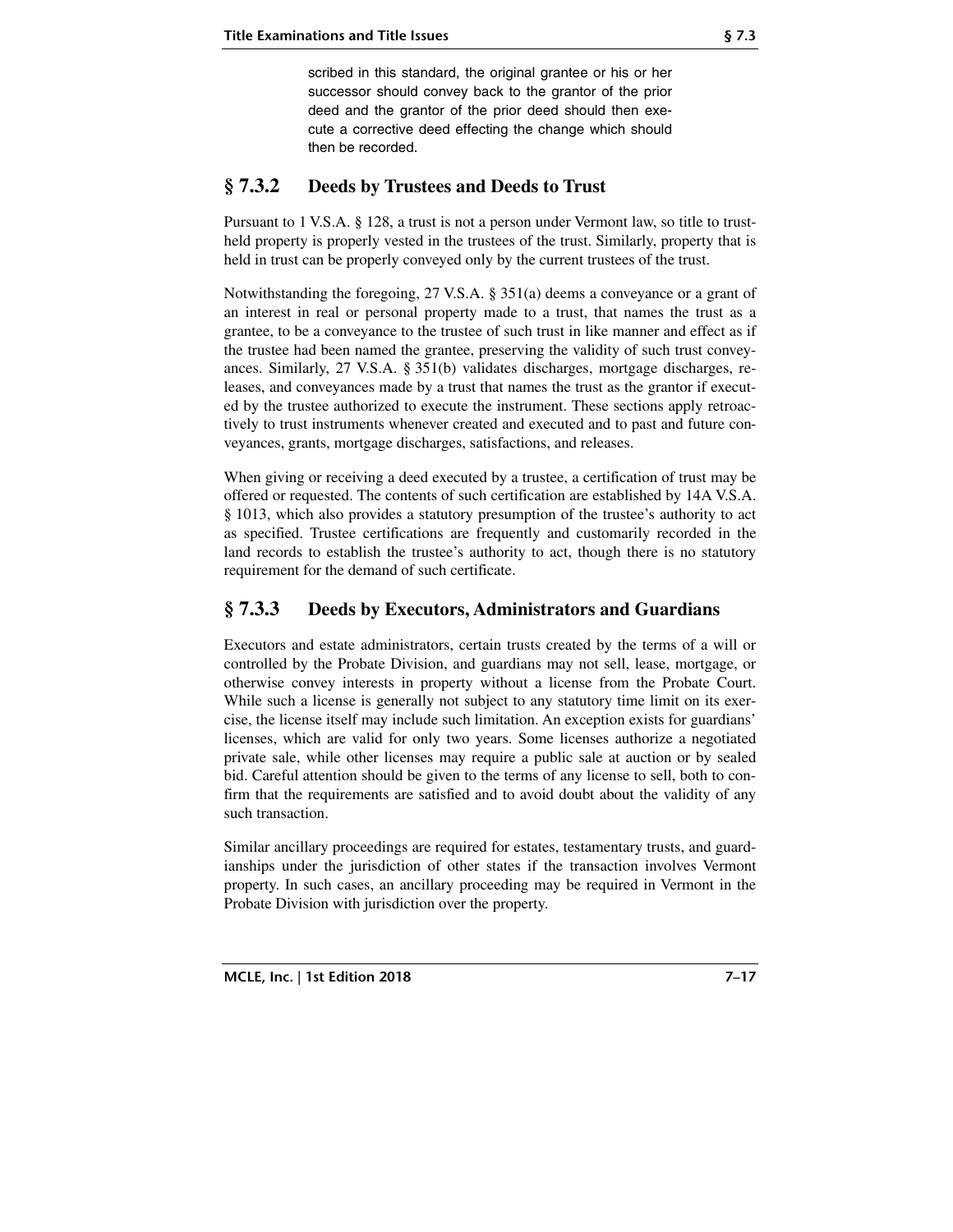> scribed in this standard, the original grantee or his or her successor should convey back to the grantor of the prior deed and the grantor of the prior deed should then execute a corrective deed effecting the change which should then be recorded.

## § 7.3.2 Deeds by Trustees and Deeds to Trust

Pursuant to 1 V.S.A. § 128, a trust is not a person under Vermont law, so title to trust-held property is properly vested in the trustees of the trust. Similarly, property that is held in trust can be properly conveyed only by the current trustees of the trust.

Notwithstanding the foregoing, 27 V.S.A. § 351(a) deems a conveyance or a grant of an interest in real or personal property made to a trust, that names the trust as a grantee, to be a conveyance to the trustee of such trust in like manner and effect as if the trustee had been named the grantee, preserving the validity of such trust conveyances. Similarly, 27 V.S.A. § 351(b) validates discharges, mortgage discharges, releases, and conveyances made by a trust that names the trust as the grantor if executed by the trustee authorized to execute the instrument. These sections apply retroactively to trust instruments whenever created and executed and to past and future conveyances, grants, mortgage discharges, satisfactions, and releases.

When giving or receiving a deed executed by a trustee, a certification of trust may be offered or requested. The contents of such certification are established by 14A V.S.A. § 1013, which also provides a statutory presumption of the trustee's authority to act as specified. Trustee certifications are frequently and customarily recorded in the land records to establish the trustee's authority to act, though there is no statutory requirement for the demand of such certificate.

## § 7.3.3 Deeds by Executors, Administrators and Guardians

Executors and estate administrators, certain trusts created by the terms of a will or controlled by the Probate Division, and guardians may not sell, lease, mortgage, or otherwise convey interests in property without a license from the Probate Court. While such a license is generally not subject to any statutory time limit on its exercise, the license itself may include such limitation. An exception exists for guardians' licenses, which are valid for only two years. Some licenses authorize a negotiated private sale, while other licenses may require a public sale at auction or by sealed bid. Careful attention should be given to the terms of any license to sell, both to confirm that the requirements are satisfied and to avoid doubt about the validity of any such transaction.

Similar ancillary proceedings are required for estates, testamentary trusts, and guardianships under the jurisdiction of other states if the transaction involves Vermont property. In such cases, an ancillary proceeding may be required in Vermont in the Probate Division with jurisdiction over the property.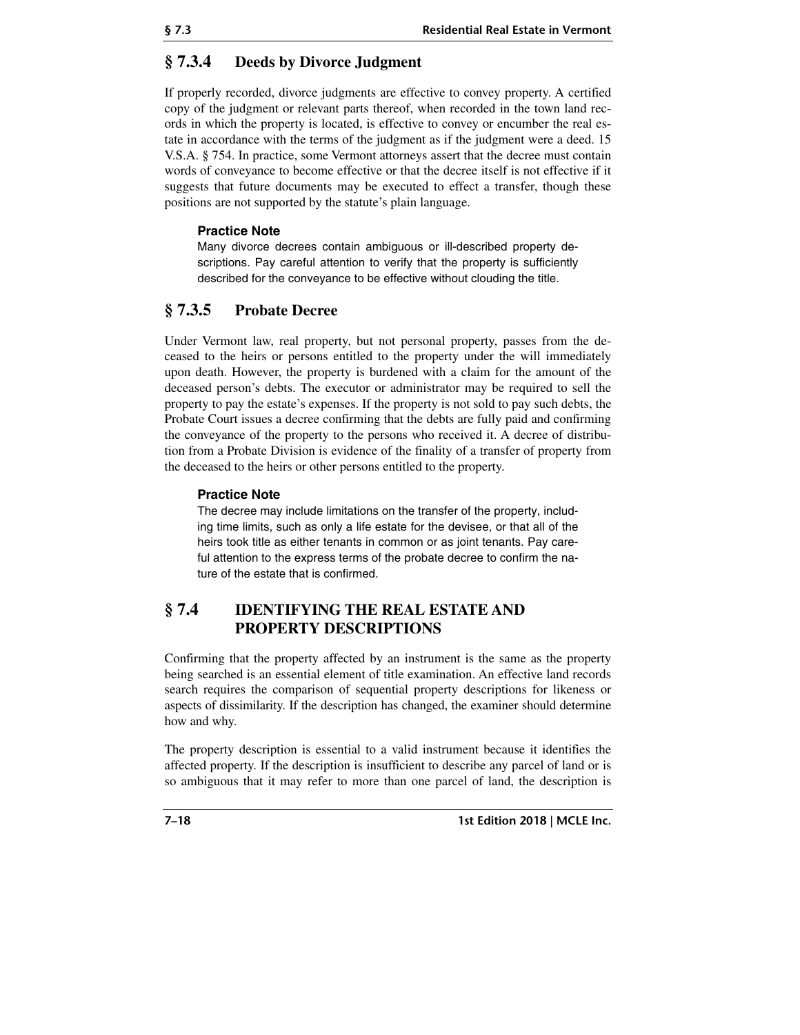### § 7.3.4 Deeds by Divorce Judgment

If properly recorded, divorce judgments are effective to convey property. A certified copy of the judgment or relevant parts thereof, when recorded in the town land records in which the property is located, is effective to convey or encumber the real estate in accordance with the terms of the judgment as if the judgment were a deed. 15 V.S.A. § 754. In practice, some Vermont attorneys assert that the decree must contain words of conveyance to become effective or that the decree itself is not effective if it suggests that future documents may be executed to effect a transfer, though these positions are not supported by the statute's plain language.

> **Practice Note**
>
> Many divorce decrees contain ambiguous or ill-described property descriptions. Pay careful attention to verify that the property is sufficiently described for the conveyance to be effective without clouding the title.

### § 7.3.5 Probate Decree

Under Vermont law, real property, but not personal property, passes from the deceased to the heirs or persons entitled to the property under the will immediately upon death. However, the property is burdened with a claim for the amount of the deceased person's debts. The executor or administrator may be required to sell the property to pay the estate's expenses. If the property is not sold to pay such debts, the Probate Court issues a decree confirming that the debts are fully paid and confirming the conveyance of the property to the persons who received it. A decree of distribution from a Probate Division is evidence of the finality of a transfer of property from the deceased to the heirs or other persons entitled to the property.

> **Practice Note**
>
> The decree may include limitations on the transfer of the property, including time limits, such as only a life estate for the devisee, or that all of the heirs took title as either tenants in common or as joint tenants. Pay careful attention to the express terms of the probate decree to confirm the nature of the estate that is confirmed.

## § 7.4 IDENTIFYING THE REAL ESTATE AND PROPERTY DESCRIPTIONS

Confirming that the property affected by an instrument is the same as the property being searched is an essential element of title examination. An effective land records search requires the comparison of sequential property descriptions for likeness or aspects of dissimilarity. If the description has changed, the examiner should determine how and why.

The property description is essential to a valid instrument because it identifies the affected property. If the description is insufficient to describe any parcel of land or is so ambiguous that it may refer to more than one parcel of land, the description is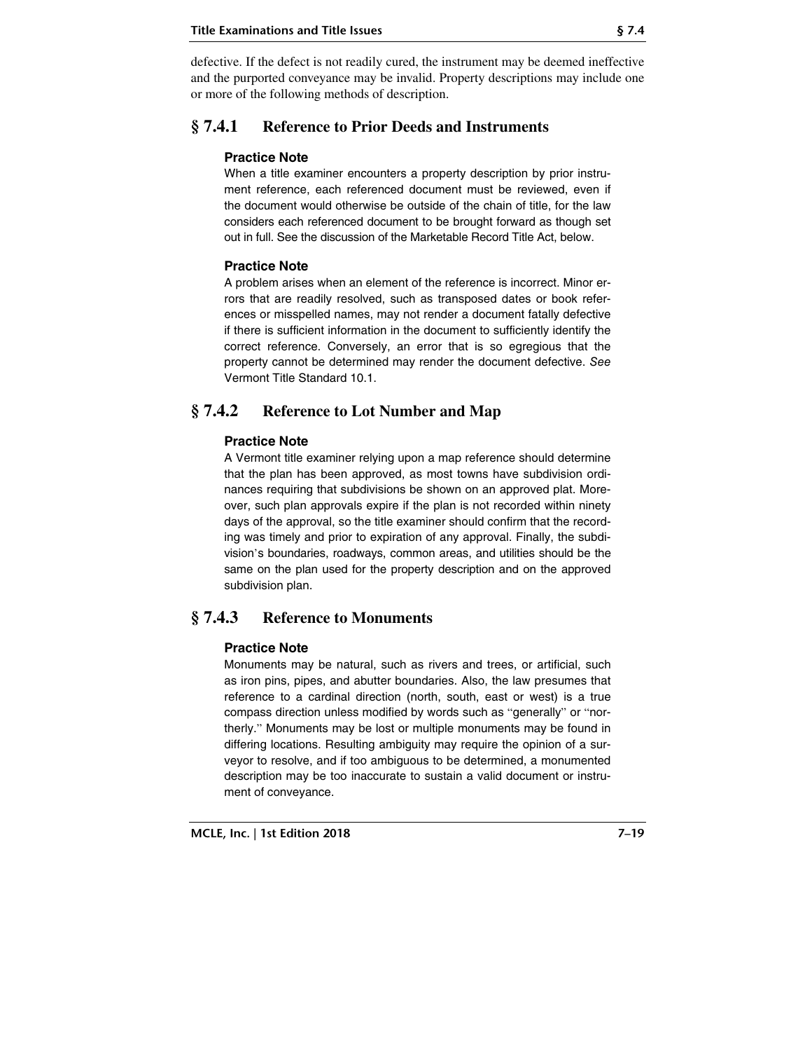defective. If the defect is not readily cured, the instrument may be deemed ineffective and the purported conveyance may be invalid. Property descriptions may include one or more of the following methods of description.

## § 7.4.1 Reference to Prior Deeds and Instruments

**Practice Note**

When a title examiner encounters a property description by prior instrument reference, each referenced document must be reviewed, even if the document would otherwise be outside of the chain of title, for the law considers each referenced document to be brought forward as though set out in full. See the discussion of the Marketable Record Title Act, below.

**Practice Note**

A problem arises when an element of the reference is incorrect. Minor errors that are readily resolved, such as transposed dates or book references or misspelled names, may not render a document fatally defective if there is sufficient information in the document to sufficiently identify the correct reference. Conversely, an error that is so egregious that the property cannot be determined may render the document defective. *See* Vermont Title Standard 10.1.

## § 7.4.2 Reference to Lot Number and Map

**Practice Note**

A Vermont title examiner relying upon a map reference should determine that the plan has been approved, as most towns have subdivision ordinances requiring that subdivisions be shown on an approved plat. Moreover, such plan approvals expire if the plan is not recorded within ninety days of the approval, so the title examiner should confirm that the recording was timely and prior to expiration of any approval. Finally, the subdivision's boundaries, roadways, common areas, and utilities should be the same on the plan used for the property description and on the approved subdivision plan.

## § 7.4.3 Reference to Monuments

**Practice Note**

Monuments may be natural, such as rivers and trees, or artificial, such as iron pins, pipes, and abutter boundaries. Also, the law presumes that reference to a cardinal direction (north, south, east or west) is a true compass direction unless modified by words such as "generally" or "northerly." Monuments may be lost or multiple monuments may be found in differing locations. Resulting ambiguity may require the opinion of a surveyor to resolve, and if too ambiguous to be determined, a monumented description may be too inaccurate to sustain a valid document or instrument of conveyance.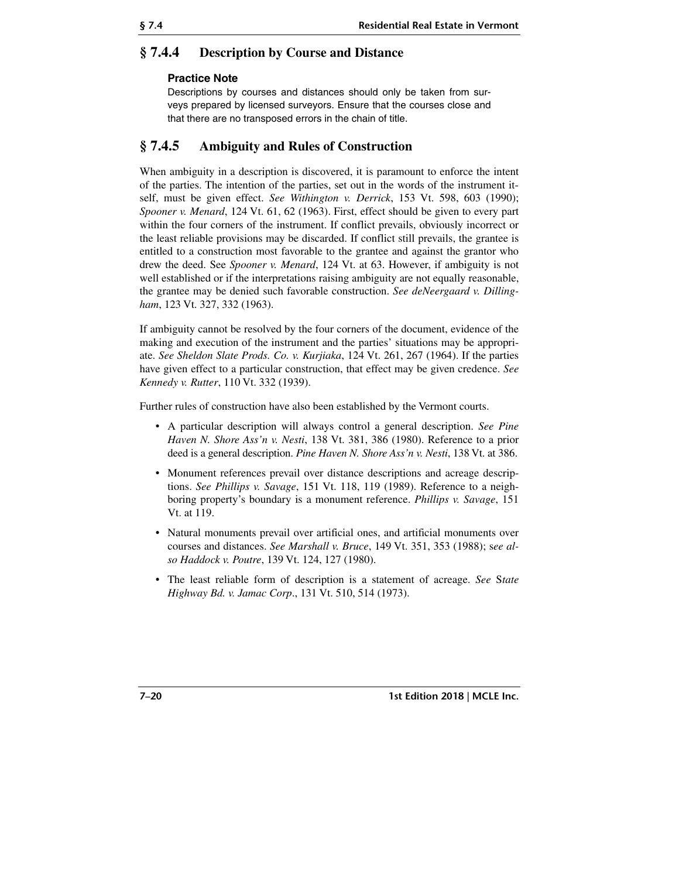## § 7.4.4 Description by Course and Distance

**Practice Note**

Descriptions by courses and distances should only be taken from surveys prepared by licensed surveyors. Ensure that the courses close and that there are no transposed errors in the chain of title.

## § 7.4.5 Ambiguity and Rules of Construction

When ambiguity in a description is discovered, it is paramount to enforce the intent of the parties. The intention of the parties, set out in the words of the instrument itself, must be given effect. *See Withington v. Derrick*, 153 Vt. 598, 603 (1990); *Spooner v. Menard*, 124 Vt. 61, 62 (1963). First, effect should be given to every part within the four corners of the instrument. If conflict prevails, obviously incorrect or the least reliable provisions may be discarded. If conflict still prevails, the grantee is entitled to a construction most favorable to the grantee and against the grantor who drew the deed. See *Spooner v. Menard*, 124 Vt. at 63. However, if ambiguity is not well established or if the interpretations raising ambiguity are not equally reasonable, the grantee may be denied such favorable construction. *See deNeergaard v. Dillingham*, 123 Vt. 327, 332 (1963).

If ambiguity cannot be resolved by the four corners of the document, evidence of the making and execution of the instrument and the parties' situations may be appropriate. *See Sheldon Slate Prods. Co. v. Kurjiaka*, 124 Vt. 261, 267 (1964). If the parties have given effect to a particular construction, that effect may be given credence. *See Kennedy v. Rutter*, 110 Vt. 332 (1939).

Further rules of construction have also been established by the Vermont courts.

- A particular description will always control a general description. *See Pine Haven N. Shore Ass'n v. Nesti*, 138 Vt. 381, 386 (1980). Reference to a prior deed is a general description. *Pine Haven N. Shore Ass'n v. Nesti*, 138 Vt. at 386.
- Monument references prevail over distance descriptions and acreage descriptions. *See Phillips v. Savage*, 151 Vt. 118, 119 (1989). Reference to a neighboring property's boundary is a monument reference. *Phillips v. Savage*, 151 Vt. at 119.
- Natural monuments prevail over artificial ones, and artificial monuments over courses and distances. *See Marshall v. Bruce*, 149 Vt. 351, 353 (1988); s*ee also Haddock v. Poutre*, 139 Vt. 124, 127 (1980).
- The least reliable form of description is a statement of acreage. *See* S*tate Highway Bd. v. Jamac Corp*., 131 Vt. 510, 514 (1973).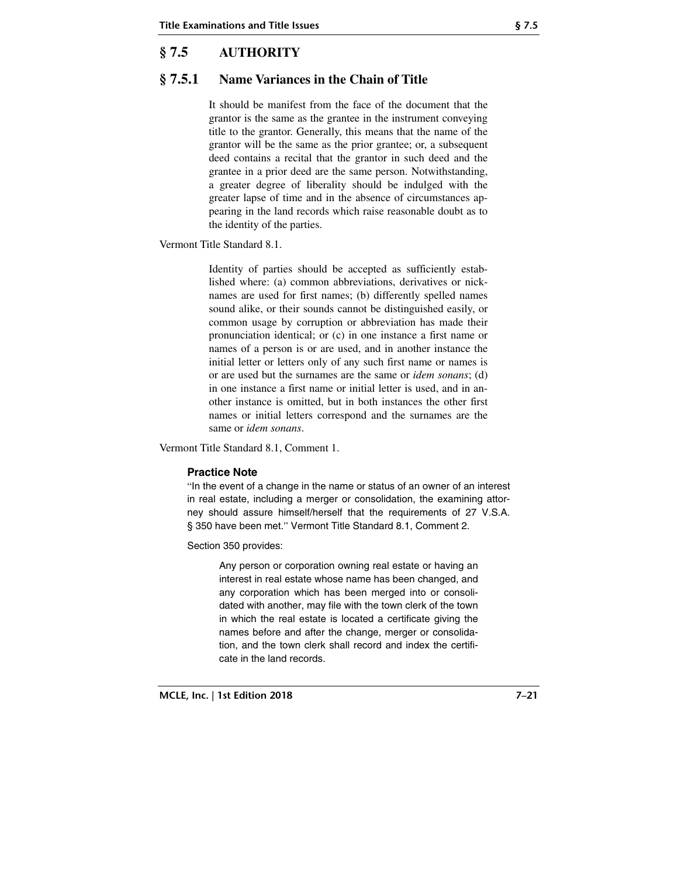## § 7.5 AUTHORITY

### § 7.5.1 Name Variances in the Chain of Title

> It should be manifest from the face of the document that the grantor is the same as the grantee in the instrument conveying title to the grantor. Generally, this means that the name of the grantor will be the same as the prior grantee; or, a subsequent deed contains a recital that the grantor in such deed and the grantee in a prior deed are the same person. Notwithstanding, a greater degree of liberality should be indulged with the greater lapse of time and in the absence of circumstances appearing in the land records which raise reasonable doubt as to the identity of the parties.

Vermont Title Standard 8.1.

> Identity of parties should be accepted as sufficiently established where: (a) common abbreviations, derivatives or nicknames are used for first names; (b) differently spelled names sound alike, or their sounds cannot be distinguished easily, or common usage by corruption or abbreviation has made their pronunciation identical; or (c) in one instance a first name or names of a person is or are used, and in another instance the initial letter or letters only of any such first name or names is or are used but the surnames are the same or *idem sonans*; (d) in one instance a first name or initial letter is used, and in another instance is omitted, but in both instances the other first names or initial letters correspond and the surnames are the same or *idem sonans*.

Vermont Title Standard 8.1, Comment 1.

**Practice Note**

"In the event of a change in the name or status of an owner of an interest in real estate, including a merger or consolidation, the examining attorney should assure himself/herself that the requirements of 27 V.S.A. § 350 have been met." Vermont Title Standard 8.1, Comment 2.

Section 350 provides:

> Any person or corporation owning real estate or having an interest in real estate whose name has been changed, and any corporation which has been merged into or consolidated with another, may file with the town clerk of the town in which the real estate is located a certificate giving the names before and after the change, merger or consolidation, and the town clerk shall record and index the certificate in the land records.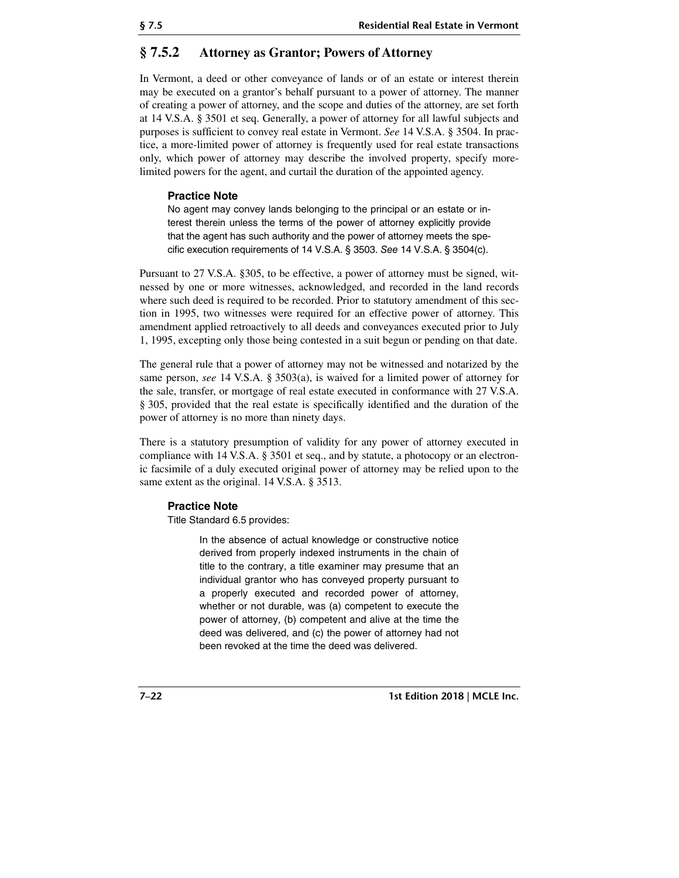## § 7.5.2 Attorney as Grantor; Powers of Attorney

In Vermont, a deed or other conveyance of lands or of an estate or interest therein may be executed on a grantor's behalf pursuant to a power of attorney. The manner of creating a power of attorney, and the scope and duties of the attorney, are set forth at 14 V.S.A. § 3501 et seq. Generally, a power of attorney for all lawful subjects and purposes is sufficient to convey real estate in Vermont. *See* 14 V.S.A. § 3504. In practice, a more-limited power of attorney is frequently used for real estate transactions only, which power of attorney may describe the involved property, specify more-limited powers for the agent, and curtail the duration of the appointed agency.

> **Practice Note**
>
> No agent may convey lands belonging to the principal or an estate or interest therein unless the terms of the power of attorney explicitly provide that the agent has such authority and the power of attorney meets the specific execution requirements of 14 V.S.A. § 3503. *See* 14 V.S.A. § 3504(c).

Pursuant to 27 V.S.A. §305, to be effective, a power of attorney must be signed, witnessed by one or more witnesses, acknowledged, and recorded in the land records where such deed is required to be recorded. Prior to statutory amendment of this section in 1995, two witnesses were required for an effective power of attorney. This amendment applied retroactively to all deeds and conveyances executed prior to July 1, 1995, excepting only those being contested in a suit begun or pending on that date.

The general rule that a power of attorney may not be witnessed and notarized by the same person, *see* 14 V.S.A. § 3503(a), is waived for a limited power of attorney for the sale, transfer, or mortgage of real estate executed in conformance with 27 V.S.A. § 305, provided that the real estate is specifically identified and the duration of the power of attorney is no more than ninety days.

There is a statutory presumption of validity for any power of attorney executed in compliance with 14 V.S.A. § 3501 et seq., and by statute, a photocopy or an electronic facsimile of a duly executed original power of attorney may be relied upon to the same extent as the original. 14 V.S.A. § 3513.

> **Practice Note**
>
> Title Standard 6.5 provides:
>
> > In the absence of actual knowledge or constructive notice derived from properly indexed instruments in the chain of title to the contrary, a title examiner may presume that an individual grantor who has conveyed property pursuant to a properly executed and recorded power of attorney, whether or not durable, was (a) competent to execute the power of attorney, (b) competent and alive at the time the deed was delivered, and (c) the power of attorney had not been revoked at the time the deed was delivered.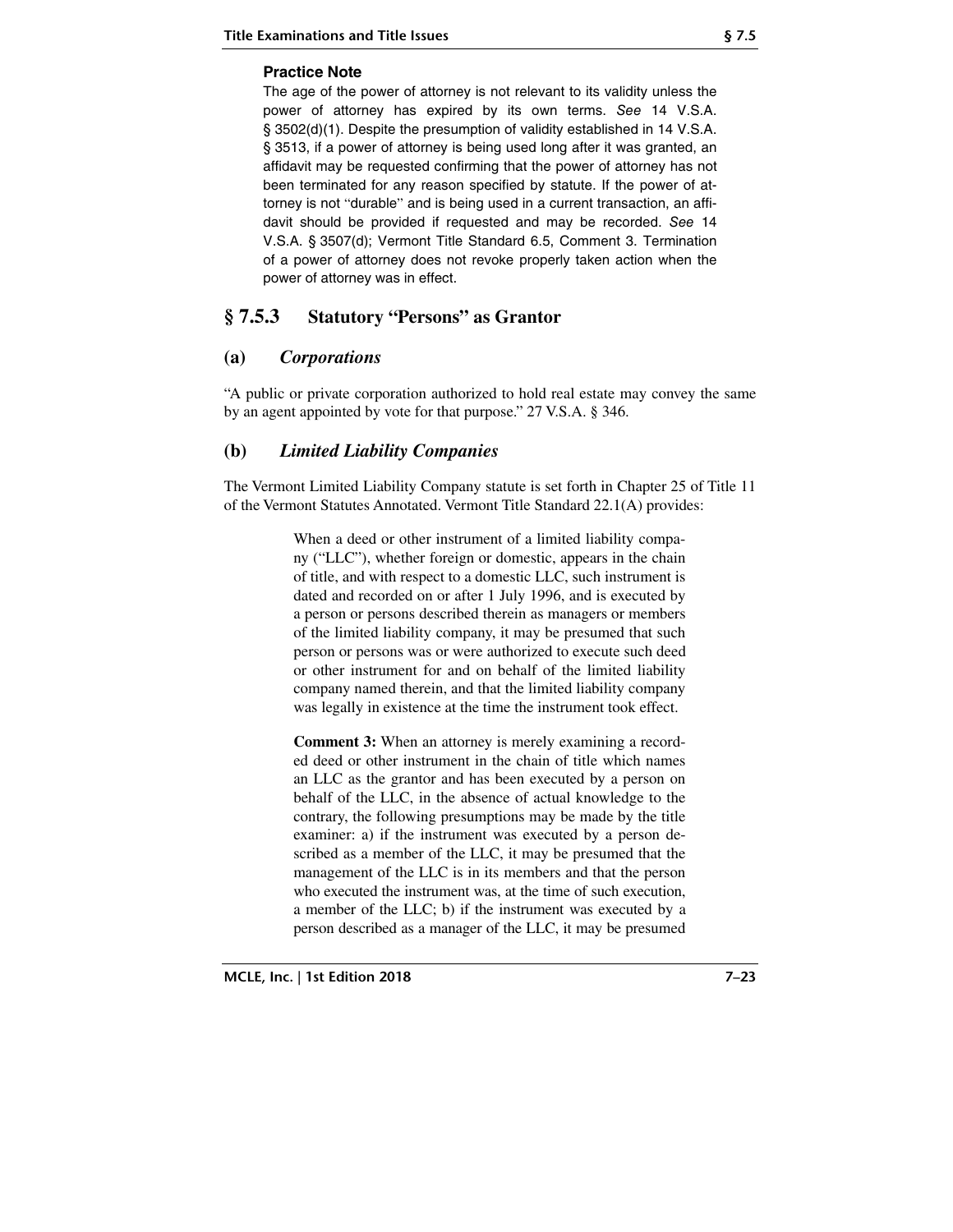**Practice Note**

The age of the power of attorney is not relevant to its validity unless the power of attorney has expired by its own terms. *See* 14 V.S.A. § 3502(d)(1). Despite the presumption of validity established in 14 V.S.A. § 3513, if a power of attorney is being used long after it was granted, an affidavit may be requested confirming that the power of attorney has not been terminated for any reason specified by statute. If the power of attorney is not "durable" and is being used in a current transaction, an affidavit should be provided if requested and may be recorded. *See* 14 V.S.A. § 3507(d); Vermont Title Standard 6.5, Comment 3. Termination of a power of attorney does not revoke properly taken action when the power of attorney was in effect.

## § 7.5.3 Statutory "Persons" as Grantor

### (a) *Corporations*

"A public or private corporation authorized to hold real estate may convey the same by an agent appointed by vote for that purpose." 27 V.S.A. § 346.

### (b) *Limited Liability Companies*

The Vermont Limited Liability Company statute is set forth in Chapter 25 of Title 11 of the Vermont Statutes Annotated. Vermont Title Standard 22.1(A) provides:

> When a deed or other instrument of a limited liability company ("LLC"), whether foreign or domestic, appears in the chain of title, and with respect to a domestic LLC, such instrument is dated and recorded on or after 1 July 1996, and is executed by a person or persons described therein as managers or members of the limited liability company, it may be presumed that such person or persons was or were authorized to execute such deed or other instrument for and on behalf of the limited liability company named therein, and that the limited liability company was legally in existence at the time the instrument took effect.
>
> **Comment 3:** When an attorney is merely examining a recorded deed or other instrument in the chain of title which names an LLC as the grantor and has been executed by a person on behalf of the LLC, in the absence of actual knowledge to the contrary, the following presumptions may be made by the title examiner: a) if the instrument was executed by a person described as a member of the LLC, it may be presumed that the management of the LLC is in its members and that the person who executed the instrument was, at the time of such execution, a member of the LLC; b) if the instrument was executed by a person described as a manager of the LLC, it may be presumed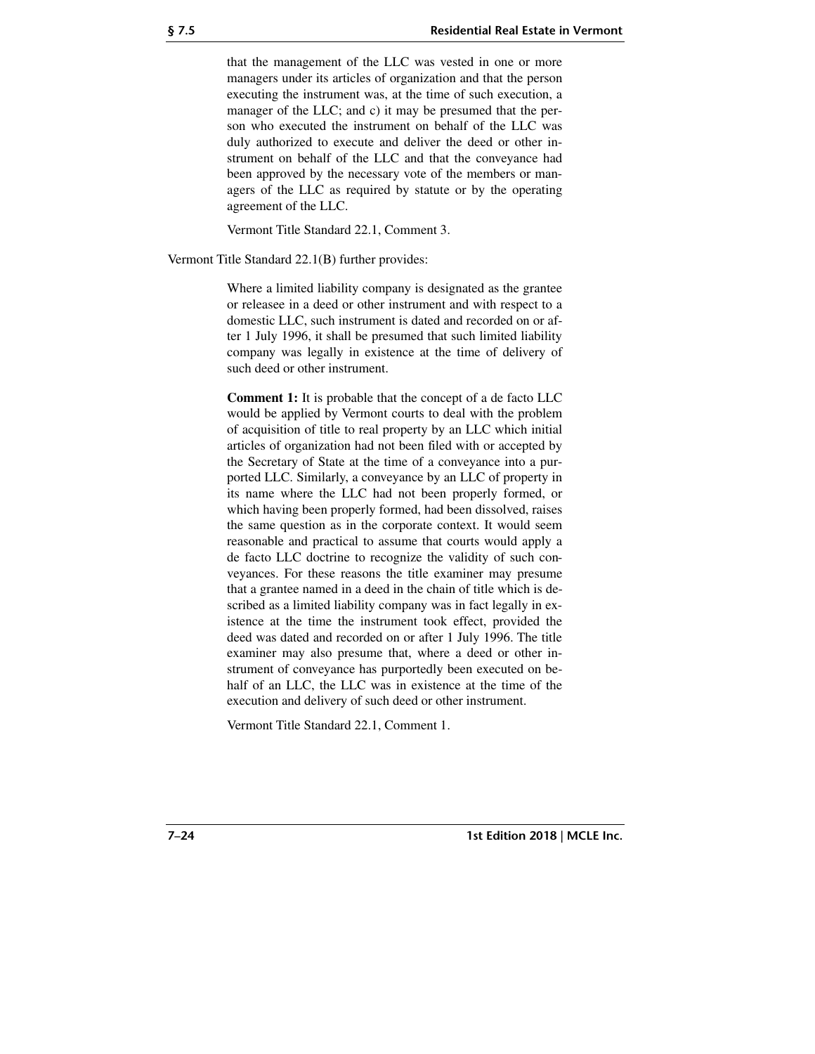> that the management of the LLC was vested in one or more managers under its articles of organization and that the person executing the instrument was, at the time of such execution, a manager of the LLC; and c) it may be presumed that the person who executed the instrument on behalf of the LLC was duly authorized to execute and deliver the deed or other instrument on behalf of the LLC and that the conveyance had been approved by the necessary vote of the members or managers of the LLC as required by statute or by the operating agreement of the LLC.
>
> Vermont Title Standard 22.1, Comment 3.

Vermont Title Standard 22.1(B) further provides:

> Where a limited liability company is designated as the grantee or releasee in a deed or other instrument and with respect to a domestic LLC, such instrument is dated and recorded on or after 1 July 1996, it shall be presumed that such limited liability company was legally in existence at the time of delivery of such deed or other instrument.
>
> **Comment 1:** It is probable that the concept of a de facto LLC would be applied by Vermont courts to deal with the problem of acquisition of title to real property by an LLC which initial articles of organization had not been filed with or accepted by the Secretary of State at the time of a conveyance into a purported LLC. Similarly, a conveyance by an LLC of property in its name where the LLC had not been properly formed, or which having been properly formed, had been dissolved, raises the same question as in the corporate context. It would seem reasonable and practical to assume that courts would apply a de facto LLC doctrine to recognize the validity of such conveyances. For these reasons the title examiner may presume that a grantee named in a deed in the chain of title which is described as a limited liability company was in fact legally in existence at the time the instrument took effect, provided the deed was dated and recorded on or after 1 July 1996. The title examiner may also presume that, where a deed or other instrument of conveyance has purportedly been executed on behalf of an LLC, the LLC was in existence at the time of the execution and delivery of such deed or other instrument.
>
> Vermont Title Standard 22.1, Comment 1.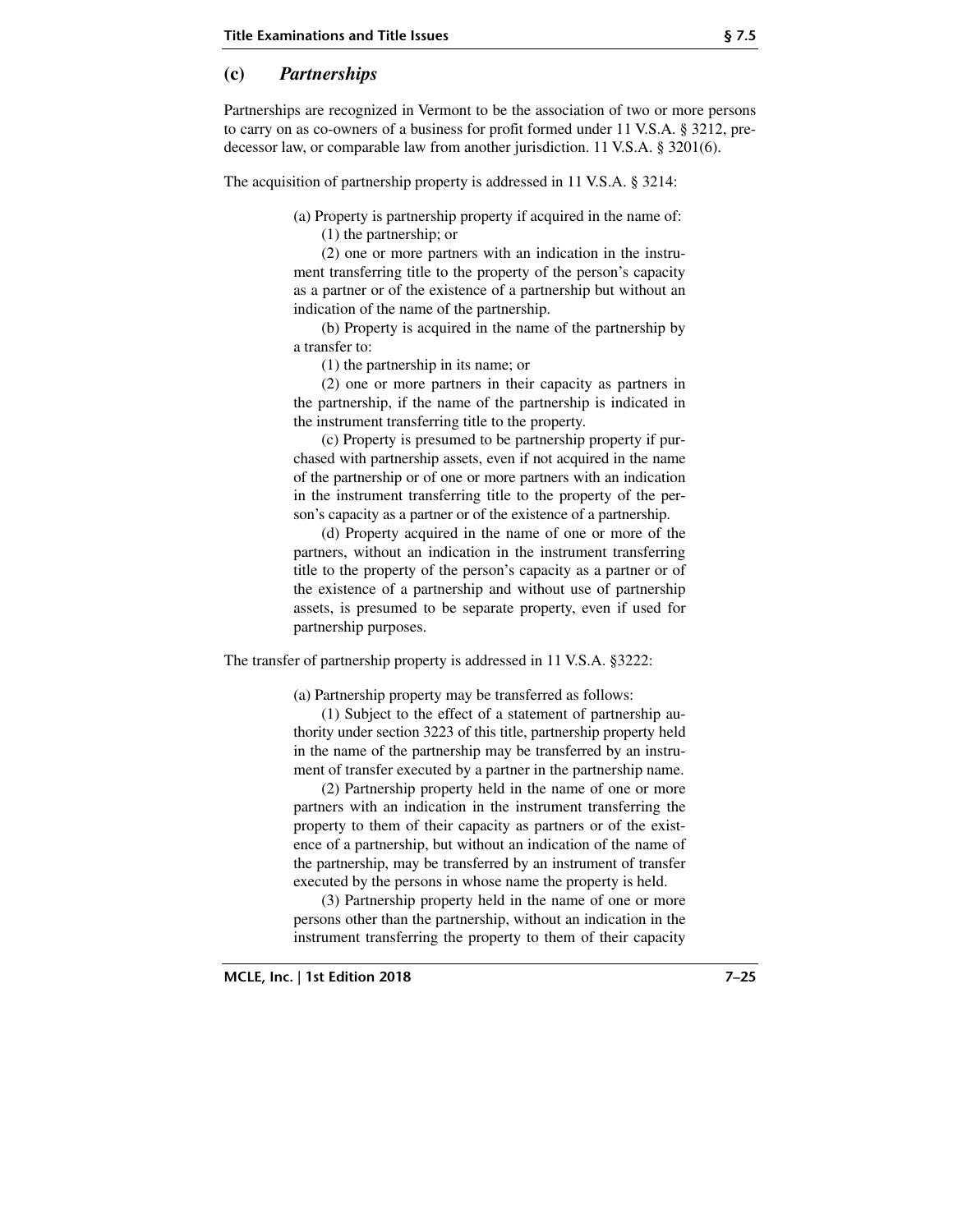### (c) *Partnerships*

Partnerships are recognized in Vermont to be the association of two or more persons to carry on as co-owners of a business for profit formed under 11 V.S.A. § 3212, predecessor law, or comparable law from another jurisdiction. 11 V.S.A. § 3201(6).

The acquisition of partnership property is addressed in 11 V.S.A. § 3214:

> (a) Property is partnership property if acquired in the name of:
>
> (1) the partnership; or
>
> (2) one or more partners with an indication in the instrument transferring title to the property of the person's capacity as a partner or of the existence of a partnership but without an indication of the name of the partnership.
>
> (b) Property is acquired in the name of the partnership by a transfer to:
>
> (1) the partnership in its name; or
>
> (2) one or more partners in their capacity as partners in the partnership, if the name of the partnership is indicated in the instrument transferring title to the property.
>
> (c) Property is presumed to be partnership property if purchased with partnership assets, even if not acquired in the name of the partnership or of one or more partners with an indication in the instrument transferring title to the property of the person's capacity as a partner or of the existence of a partnership.
>
> (d) Property acquired in the name of one or more of the partners, without an indication in the instrument transferring title to the property of the person's capacity as a partner or of the existence of a partnership and without use of partnership assets, is presumed to be separate property, even if used for partnership purposes.

The transfer of partnership property is addressed in 11 V.S.A. §3222:

> (a) Partnership property may be transferred as follows:
>
> (1) Subject to the effect of a statement of partnership authority under section 3223 of this title, partnership property held in the name of the partnership may be transferred by an instrument of transfer executed by a partner in the partnership name.
>
> (2) Partnership property held in the name of one or more partners with an indication in the instrument transferring the property to them of their capacity as partners or of the existence of a partnership, but without an indication of the name of the partnership, may be transferred by an instrument of transfer executed by the persons in whose name the property is held.
>
> (3) Partnership property held in the name of one or more persons other than the partnership, without an indication in the instrument transferring the property to them of their capacity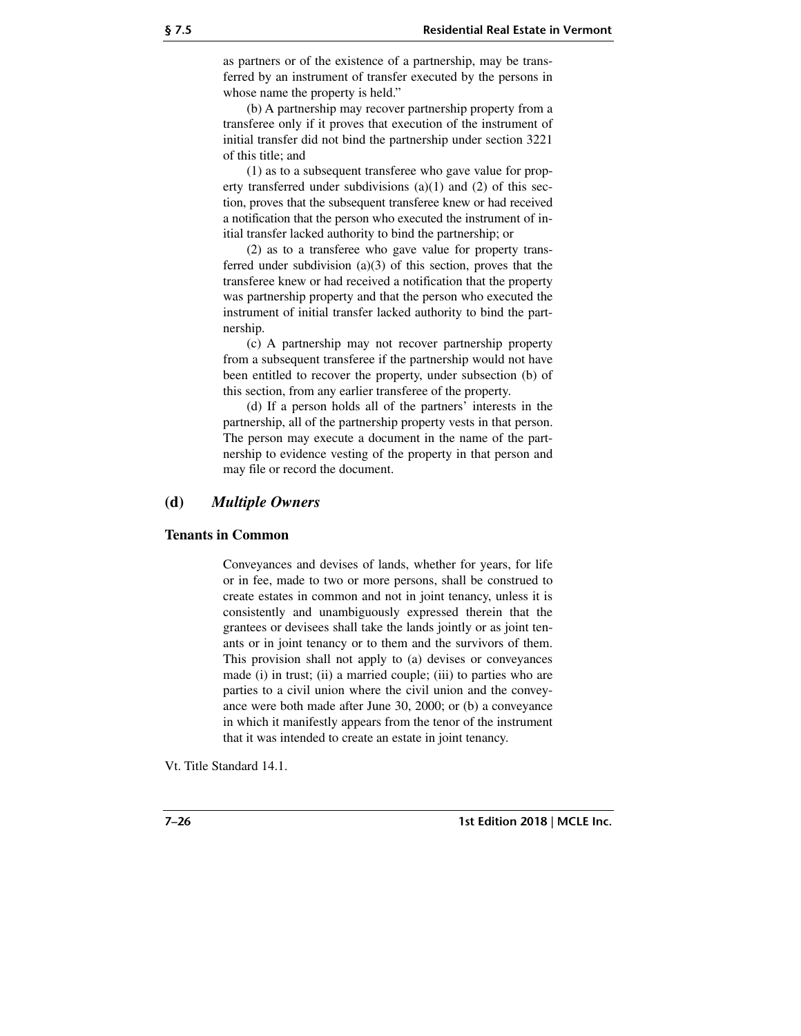as partners or of the existence of a partnership, may be transferred by an instrument of transfer executed by the persons in whose name the property is held."

(b) A partnership may recover partnership property from a transferee only if it proves that execution of the instrument of initial transfer did not bind the partnership under section 3221 of this title; and

(1) as to a subsequent transferee who gave value for property transferred under subdivisions (a)(1) and (2) of this section, proves that the subsequent transferee knew or had received a notification that the person who executed the instrument of initial transfer lacked authority to bind the partnership; or

(2) as to a transferee who gave value for property transferred under subdivision (a)(3) of this section, proves that the transferee knew or had received a notification that the property was partnership property and that the person who executed the instrument of initial transfer lacked authority to bind the partnership.

(c) A partnership may not recover partnership property from a subsequent transferee if the partnership would not have been entitled to recover the property, under subsection (b) of this section, from any earlier transferee of the property.

(d) If a person holds all of the partners' interests in the partnership, all of the partnership property vests in that person. The person may execute a document in the name of the partnership to evidence vesting of the property in that person and may file or record the document.

## (d) *Multiple Owners*

### Tenants in Common

> Conveyances and devises of lands, whether for years, for life or in fee, made to two or more persons, shall be construed to create estates in common and not in joint tenancy, unless it is consistently and unambiguously expressed therein that the grantees or devisees shall take the lands jointly or as joint tenants or in joint tenancy or to them and the survivors of them. This provision shall not apply to (a) devises or conveyances made (i) in trust; (ii) a married couple; (iii) to parties who are parties to a civil union where the civil union and the conveyance were both made after June 30, 2000; or (b) a conveyance in which it manifestly appears from the tenor of the instrument that it was intended to create an estate in joint tenancy.

Vt. Title Standard 14.1.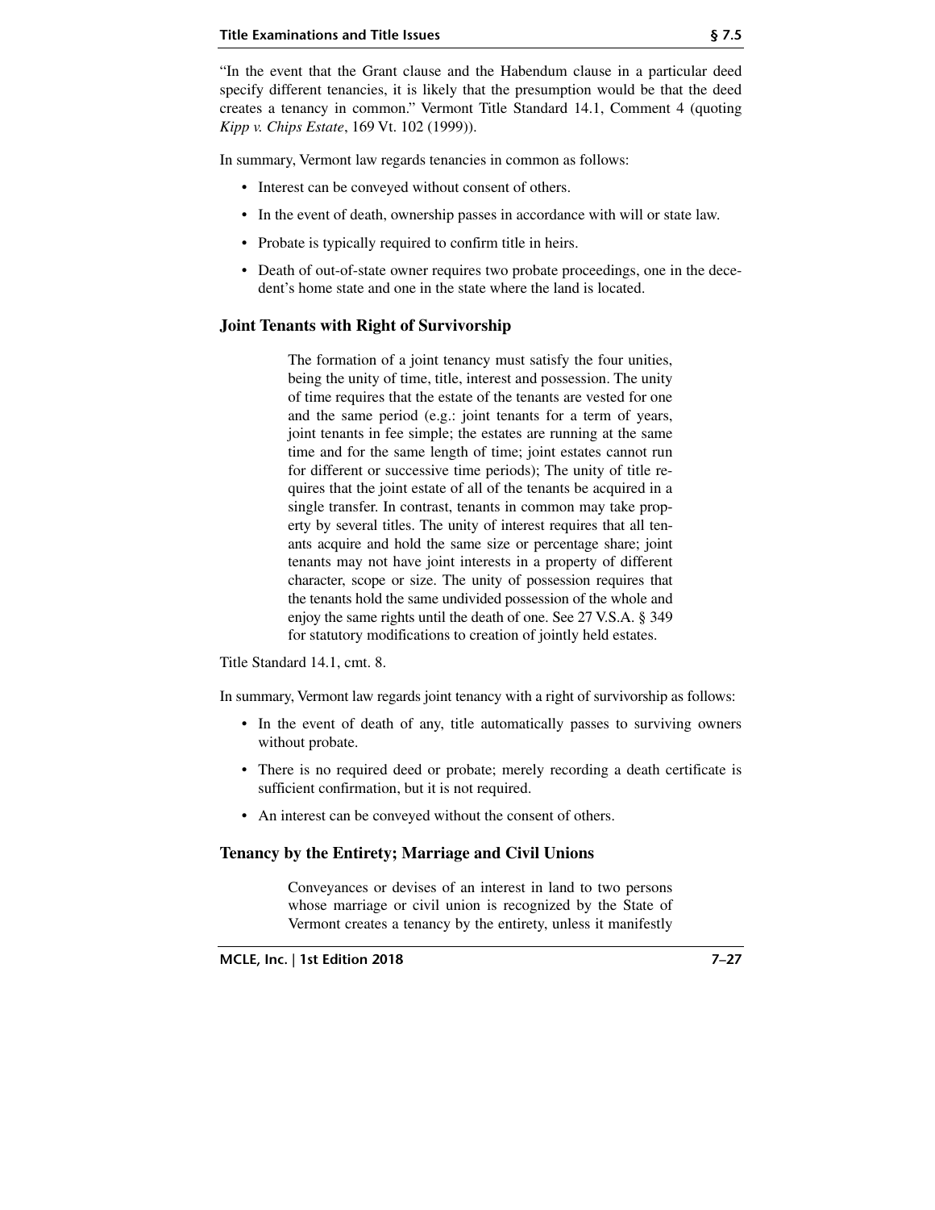"In the event that the Grant clause and the Habendum clause in a particular deed specify different tenancies, it is likely that the presumption would be that the deed creates a tenancy in common." Vermont Title Standard 14.1, Comment 4 (quoting *Kipp v. Chips Estate*, 169 Vt. 102 (1999)).

In summary, Vermont law regards tenancies in common as follows:

- Interest can be conveyed without consent of others.
- In the event of death, ownership passes in accordance with will or state law.
- Probate is typically required to confirm title in heirs.
- Death of out-of-state owner requires two probate proceedings, one in the decedent's home state and one in the state where the land is located.

### Joint Tenants with Right of Survivorship

> The formation of a joint tenancy must satisfy the four unities, being the unity of time, title, interest and possession. The unity of time requires that the estate of the tenants are vested for one and the same period (e.g.: joint tenants for a term of years, joint tenants in fee simple; the estates are running at the same time and for the same length of time; joint estates cannot run for different or successive time periods); The unity of title requires that the joint estate of all of the tenants be acquired in a single transfer. In contrast, tenants in common may take property by several titles. The unity of interest requires that all tenants acquire and hold the same size or percentage share; joint tenants may not have joint interests in a property of different character, scope or size. The unity of possession requires that the tenants hold the same undivided possession of the whole and enjoy the same rights until the death of one. See 27 V.S.A. § 349 for statutory modifications to creation of jointly held estates.

Title Standard 14.1, cmt. 8.

In summary, Vermont law regards joint tenancy with a right of survivorship as follows:

- In the event of death of any, title automatically passes to surviving owners without probate.
- There is no required deed or probate; merely recording a death certificate is sufficient confirmation, but it is not required.
- An interest can be conveyed without the consent of others.

### Tenancy by the Entirety; Marriage and Civil Unions

> Conveyances or devises of an interest in land to two persons whose marriage or civil union is recognized by the State of Vermont creates a tenancy by the entirety, unless it manifestly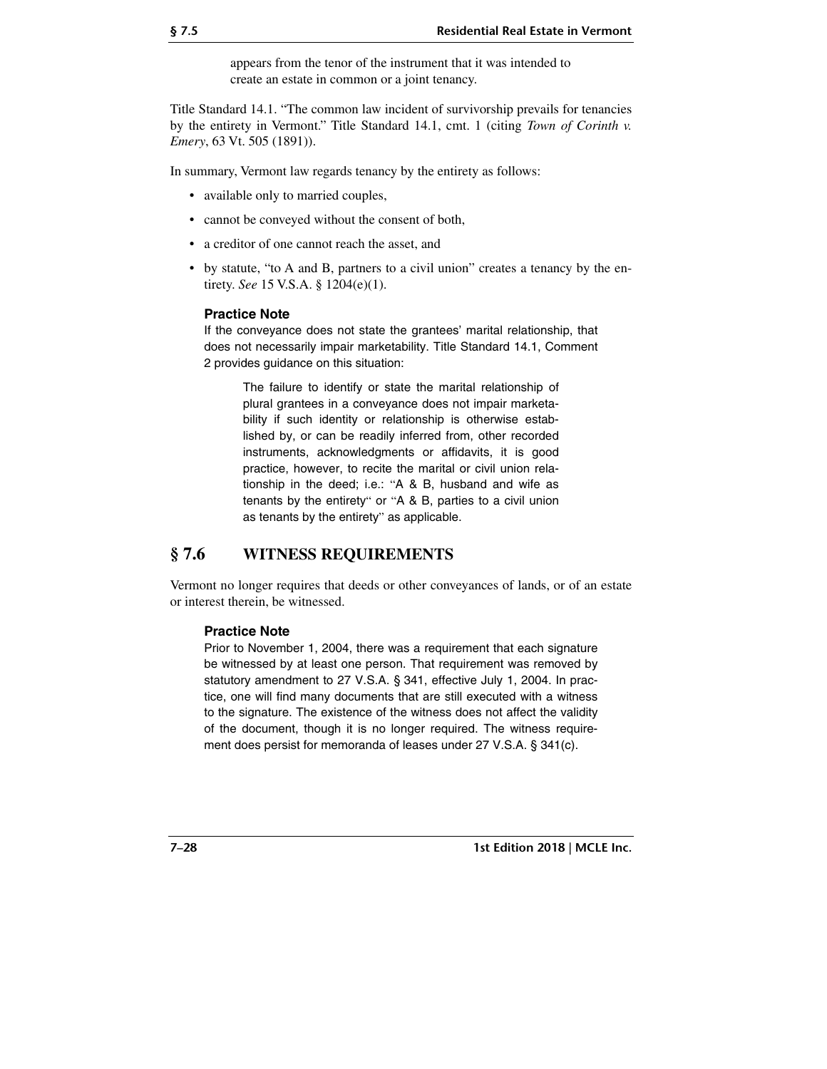> appears from the tenor of the instrument that it was intended to create an estate in common or a joint tenancy.

Title Standard 14.1. "The common law incident of survivorship prevails for tenancies by the entirety in Vermont." Title Standard 14.1, cmt. 1 (citing *Town of Corinth v. Emery*, 63 Vt. 505 (1891)).

In summary, Vermont law regards tenancy by the entirety as follows:

- available only to married couples,
- cannot be conveyed without the consent of both,
- a creditor of one cannot reach the asset, and
- by statute, "to A and B, partners to a civil union" creates a tenancy by the entirety. *See* 15 V.S.A. § 1204(e)(1).

**Practice Note**

If the conveyance does not state the grantees' marital relationship, that does not necessarily impair marketability. Title Standard 14.1, Comment 2 provides guidance on this situation:

> The failure to identify or state the marital relationship of plural grantees in a conveyance does not impair marketability if such identity or relationship is otherwise established by, or can be readily inferred from, other recorded instruments, acknowledgments or affidavits, it is good practice, however, to recite the marital or civil union relationship in the deed; i.e.: "A & B, husband and wife as tenants by the entirety" or "A & B, parties to a civil union as tenants by the entirety" as applicable.

## § 7.6 WITNESS REQUIREMENTS

Vermont no longer requires that deeds or other conveyances of lands, or of an estate or interest therein, be witnessed.

**Practice Note**

Prior to November 1, 2004, there was a requirement that each signature be witnessed by at least one person. That requirement was removed by statutory amendment to 27 V.S.A. § 341, effective July 1, 2004. In practice, one will find many documents that are still executed with a witness to the signature. The existence of the witness does not affect the validity of the document, though it is no longer required. The witness requirement does persist for memoranda of leases under 27 V.S.A. § 341(c).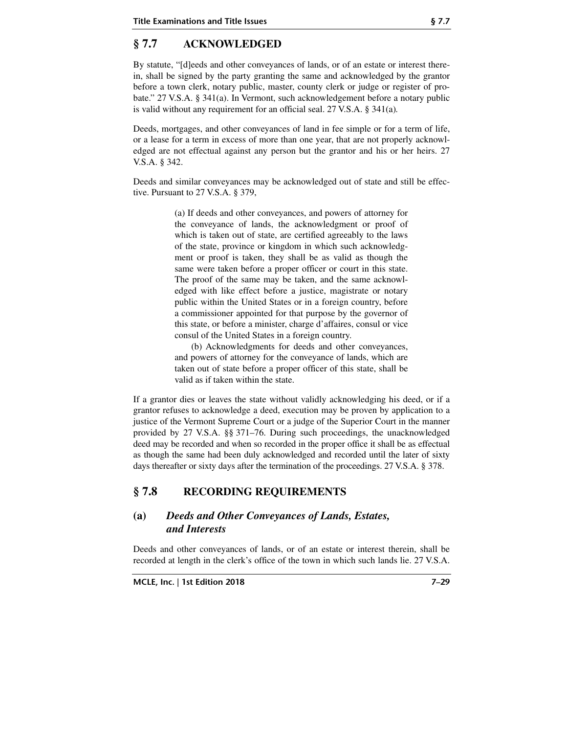## § 7.7 ACKNOWLEDGED

By statute, "[d]eeds and other conveyances of lands, or of an estate or interest therein, shall be signed by the party granting the same and acknowledged by the grantor before a town clerk, notary public, master, county clerk or judge or register of probate." 27 V.S.A. § 341(a). In Vermont, such acknowledgement before a notary public is valid without any requirement for an official seal. 27 V.S.A. § 341(a).

Deeds, mortgages, and other conveyances of land in fee simple or for a term of life, or a lease for a term in excess of more than one year, that are not properly acknowledged are not effectual against any person but the grantor and his or her heirs. 27 V.S.A. § 342.

Deeds and similar conveyances may be acknowledged out of state and still be effective. Pursuant to 27 V.S.A. § 379,

> (a) If deeds and other conveyances, and powers of attorney for the conveyance of lands, the acknowledgment or proof of which is taken out of state, are certified agreeably to the laws of the state, province or kingdom in which such acknowledgment or proof is taken, they shall be as valid as though the same were taken before a proper officer or court in this state. The proof of the same may be taken, and the same acknowledged with like effect before a justice, magistrate or notary public within the United States or in a foreign country, before a commissioner appointed for that purpose by the governor of this state, or before a minister, charge d'affaires, consul or vice consul of the United States in a foreign country.
>
> (b) Acknowledgments for deeds and other conveyances, and powers of attorney for the conveyance of lands, which are taken out of state before a proper officer of this state, shall be valid as if taken within the state.

If a grantor dies or leaves the state without validly acknowledging his deed, or if a grantor refuses to acknowledge a deed, execution may be proven by application to a justice of the Vermont Supreme Court or a judge of the Superior Court in the manner provided by 27 V.S.A. §§ 371–76. During such proceedings, the unacknowledged deed may be recorded and when so recorded in the proper office it shall be as effectual as though the same had been duly acknowledged and recorded until the later of sixty days thereafter or sixty days after the termination of the proceedings. 27 V.S.A. § 378.

## § 7.8 RECORDING REQUIREMENTS

### (a) *Deeds and Other Conveyances of Lands, Estates, and Interests*

Deeds and other conveyances of lands, or of an estate or interest therein, shall be recorded at length in the clerk's office of the town in which such lands lie. 27 V.S.A.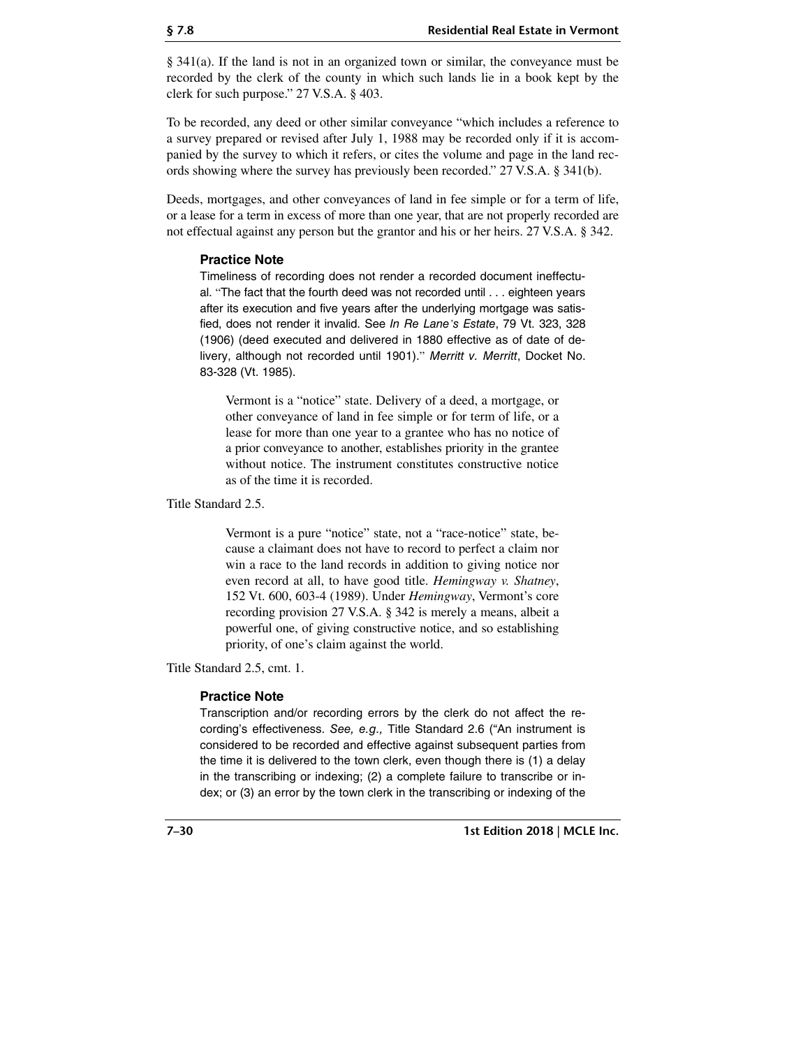§ 341(a). If the land is not in an organized town or similar, the conveyance must be recorded by the clerk of the county in which such lands lie in a book kept by the clerk for such purpose." 27 V.S.A. § 403.

To be recorded, any deed or other similar conveyance "which includes a reference to a survey prepared or revised after July 1, 1988 may be recorded only if it is accompanied by the survey to which it refers, or cites the volume and page in the land records showing where the survey has previously been recorded." 27 V.S.A. § 341(b).

Deeds, mortgages, and other conveyances of land in fee simple or for a term of life, or a lease for a term in excess of more than one year, that are not properly recorded are not effectual against any person but the grantor and his or her heirs. 27 V.S.A. § 342.

> **Practice Note**
>
> Timeliness of recording does not render a recorded document ineffectual. "The fact that the fourth deed was not recorded until . . . eighteen years after its execution and five years after the underlying mortgage was satisfied, does not render it invalid. See *In Re Lane's Estate*, 79 Vt. 323, 328 (1906) (deed executed and delivered in 1880 effective as of date of delivery, although not recorded until 1901)." *Merritt v. Merritt*, Docket No. 83-328 (Vt. 1985).

> Vermont is a "notice" state. Delivery of a deed, a mortgage, or other conveyance of land in fee simple or for term of life, or a lease for more than one year to a grantee who has no notice of a prior conveyance to another, establishes priority in the grantee without notice. The instrument constitutes constructive notice as of the time it is recorded.

Title Standard 2.5.

> Vermont is a pure "notice" state, not a "race-notice" state, because a claimant does not have to record to perfect a claim nor win a race to the land records in addition to giving notice nor even record at all, to have good title. *Hemingway v. Shatney*, 152 Vt. 600, 603-4 (1989). Under *Hemingway*, Vermont's core recording provision 27 V.S.A. § 342 is merely a means, albeit a powerful one, of giving constructive notice, and so establishing priority, of one's claim against the world.

Title Standard 2.5, cmt. 1.

> **Practice Note**
>
> Transcription and/or recording errors by the clerk do not affect the recording's effectiveness. *See, e.g.,* Title Standard 2.6 ("An instrument is considered to be recorded and effective against subsequent parties from the time it is delivered to the town clerk, even though there is (1) a delay in the transcribing or indexing; (2) a complete failure to transcribe or index; or (3) an error by the town clerk in the transcribing or indexing of the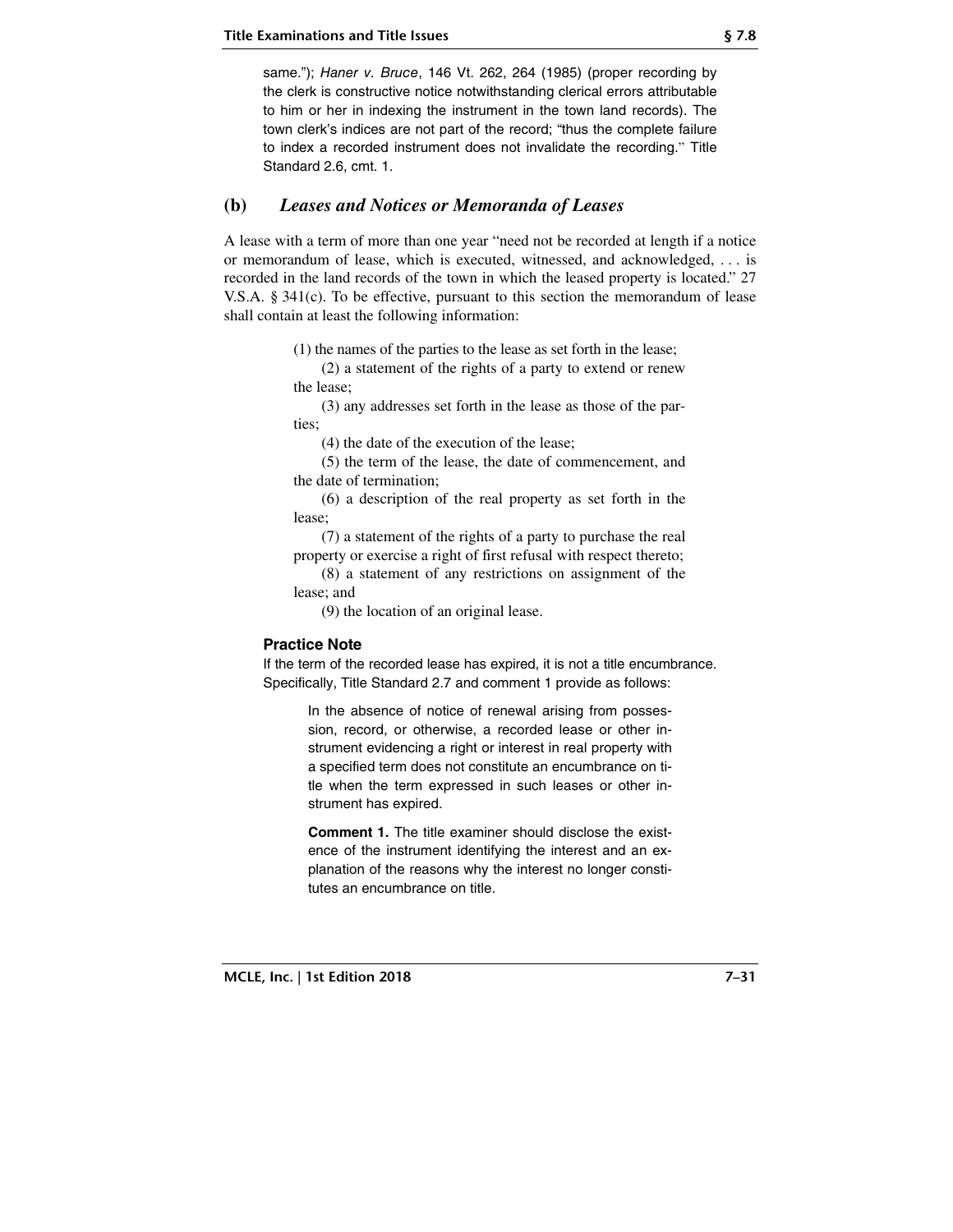same."); *Haner v. Bruce*, 146 Vt. 262, 264 (1985) (proper recording by the clerk is constructive notice notwithstanding clerical errors attributable to him or her in indexing the instrument in the town land records). The town clerk's indices are not part of the record; "thus the complete failure to index a recorded instrument does not invalidate the recording." Title Standard 2.6, cmt. 1.

## (b) *Leases and Notices or Memoranda of Leases*

A lease with a term of more than one year "need not be recorded at length if a notice or memorandum of lease, which is executed, witnessed, and acknowledged, . . . is recorded in the land records of the town in which the leased property is located." 27 V.S.A. § 341(c). To be effective, pursuant to this section the memorandum of lease shall contain at least the following information:

> (1) the names of the parties to the lease as set forth in the lease;
>
> (2) a statement of the rights of a party to extend or renew the lease;
>
> (3) any addresses set forth in the lease as those of the parties;
>
> (4) the date of the execution of the lease;
>
> (5) the term of the lease, the date of commencement, and the date of termination;
>
> (6) a description of the real property as set forth in the lease;
>
> (7) a statement of the rights of a party to purchase the real property or exercise a right of first refusal with respect thereto;
>
> (8) a statement of any restrictions on assignment of the lease; and
>
> (9) the location of an original lease.

### Practice Note

If the term of the recorded lease has expired, it is not a title encumbrance. Specifically, Title Standard 2.7 and comment 1 provide as follows:

> In the absence of notice of renewal arising from possession, record, or otherwise, a recorded lease or other instrument evidencing a right or interest in real property with a specified term does not constitute an encumbrance on title when the term expressed in such leases or other instrument has expired.
>
> **Comment 1.** The title examiner should disclose the existence of the instrument identifying the interest and an explanation of the reasons why the interest no longer constitutes an encumbrance on title.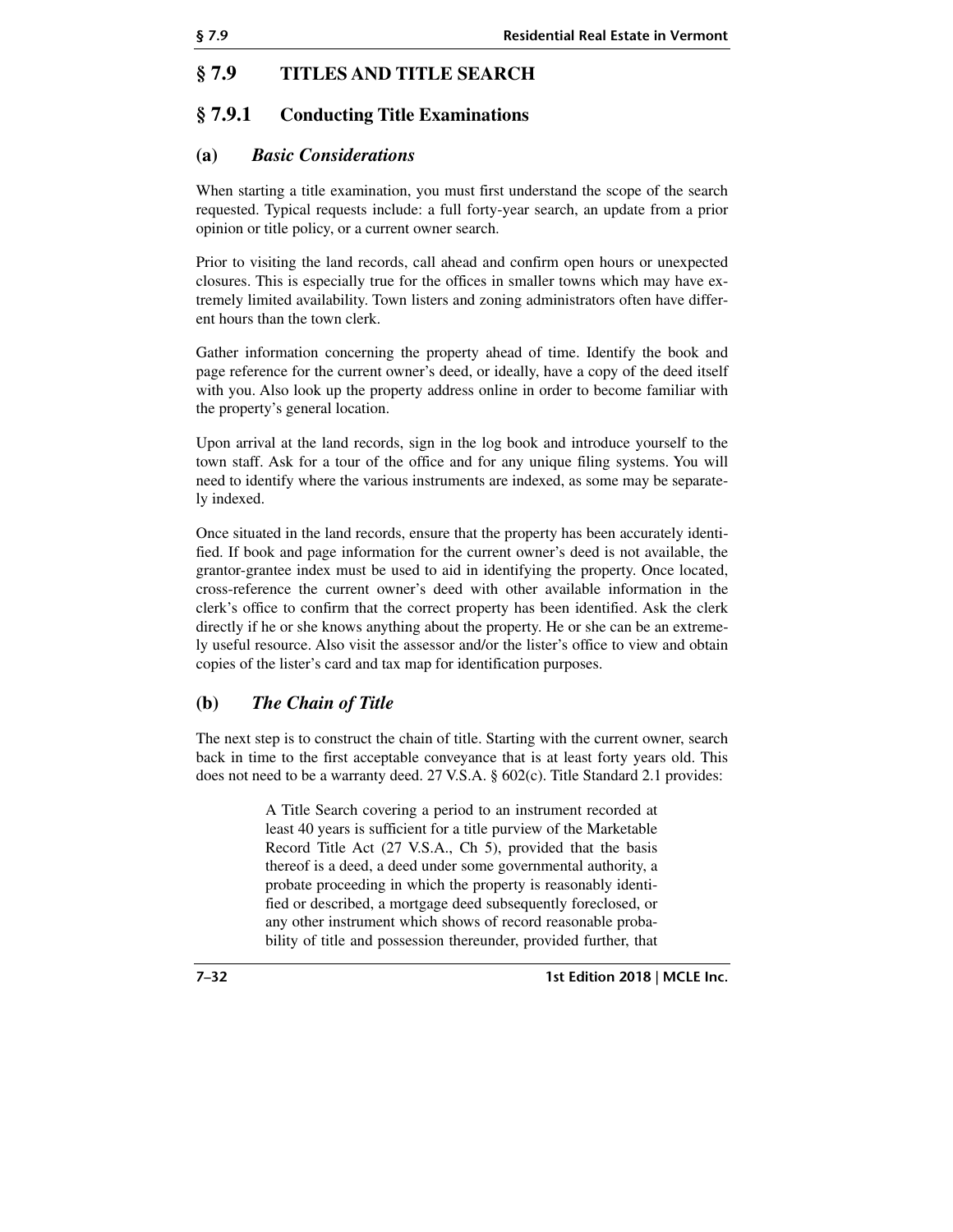## § 7.9 TITLES AND TITLE SEARCH

### § 7.9.1 Conducting Title Examinations

#### (a) *Basic Considerations*

When starting a title examination, you must first understand the scope of the search requested. Typical requests include: a full forty-year search, an update from a prior opinion or title policy, or a current owner search.

Prior to visiting the land records, call ahead and confirm open hours or unexpected closures. This is especially true for the offices in smaller towns which may have extremely limited availability. Town listers and zoning administrators often have different hours than the town clerk.

Gather information concerning the property ahead of time. Identify the book and page reference for the current owner's deed, or ideally, have a copy of the deed itself with you. Also look up the property address online in order to become familiar with the property's general location.

Upon arrival at the land records, sign in the log book and introduce yourself to the town staff. Ask for a tour of the office and for any unique filing systems. You will need to identify where the various instruments are indexed, as some may be separately indexed.

Once situated in the land records, ensure that the property has been accurately identified. If book and page information for the current owner's deed is not available, the grantor-grantee index must be used to aid in identifying the property. Once located, cross-reference the current owner's deed with other available information in the clerk's office to confirm that the correct property has been identified. Ask the clerk directly if he or she knows anything about the property. He or she can be an extremely useful resource. Also visit the assessor and/or the lister's office to view and obtain copies of the lister's card and tax map for identification purposes.

#### (b) *The Chain of Title*

The next step is to construct the chain of title. Starting with the current owner, search back in time to the first acceptable conveyance that is at least forty years old. This does not need to be a warranty deed. 27 V.S.A. § 602(c). Title Standard 2.1 provides:

> A Title Search covering a period to an instrument recorded at least 40 years is sufficient for a title purview of the Marketable Record Title Act (27 V.S.A., Ch 5), provided that the basis thereof is a deed, a deed under some governmental authority, a probate proceeding in which the property is reasonably identified or described, a mortgage deed subsequently foreclosed, or any other instrument which shows of record reasonable probability of title and possession thereunder, provided further, that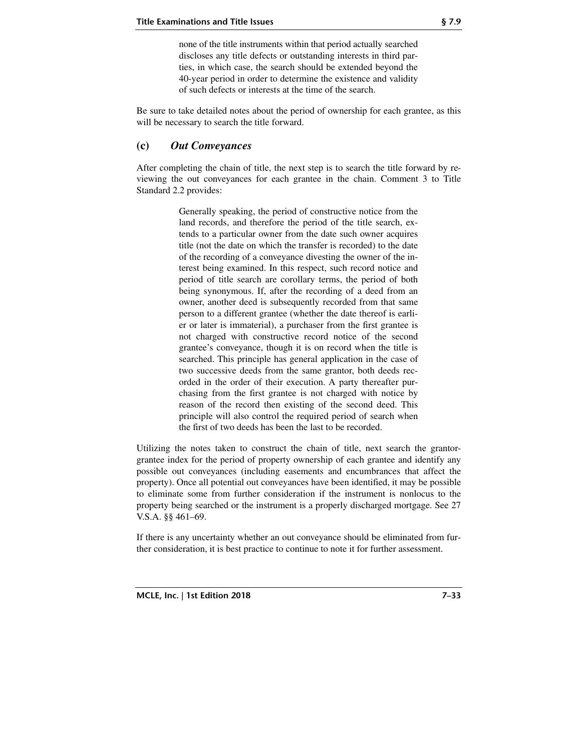> none of the title instruments within that period actually searched discloses any title defects or outstanding interests in third parties, in which case, the search should be extended beyond the 40-year period in order to determine the existence and validity of such defects or interests at the time of the search.

Be sure to take detailed notes about the period of ownership for each grantee, as this will be necessary to search the title forward.

### (c) *Out Conveyances*

After completing the chain of title, the next step is to search the title forward by reviewing the out conveyances for each grantee in the chain. Comment 3 to Title Standard 2.2 provides:

> Generally speaking, the period of constructive notice from the land records, and therefore the period of the title search, extends to a particular owner from the date such owner acquires title (not the date on which the transfer is recorded) to the date of the recording of a conveyance divesting the owner of the interest being examined. In this respect, such record notice and period of title search are corollary terms, the period of both being synonymous. If, after the recording of a deed from an owner, another deed is subsequently recorded from that same person to a different grantee (whether the date thereof is earlier or later is immaterial), a purchaser from the first grantee is not charged with constructive record notice of the second grantee's conveyance, though it is on record when the title is searched. This principle has general application in the case of two successive deeds from the same grantor, both deeds recorded in the order of their execution. A party thereafter purchasing from the first grantee is not charged with notice by reason of the record then existing of the second deed. This principle will also control the required period of search when the first of two deeds has been the last to be recorded.

Utilizing the notes taken to construct the chain of title, next search the grantor-grantee index for the period of property ownership of each grantee and identify any possible out conveyances (including easements and encumbrances that affect the property). Once all potential out conveyances have been identified, it may be possible to eliminate some from further consideration if the instrument is nonlocus to the property being searched or the instrument is a properly discharged mortgage. See 27 V.S.A. §§ 461–69.

If there is any uncertainty whether an out conveyance should be eliminated from further consideration, it is best practice to continue to note it for further assessment.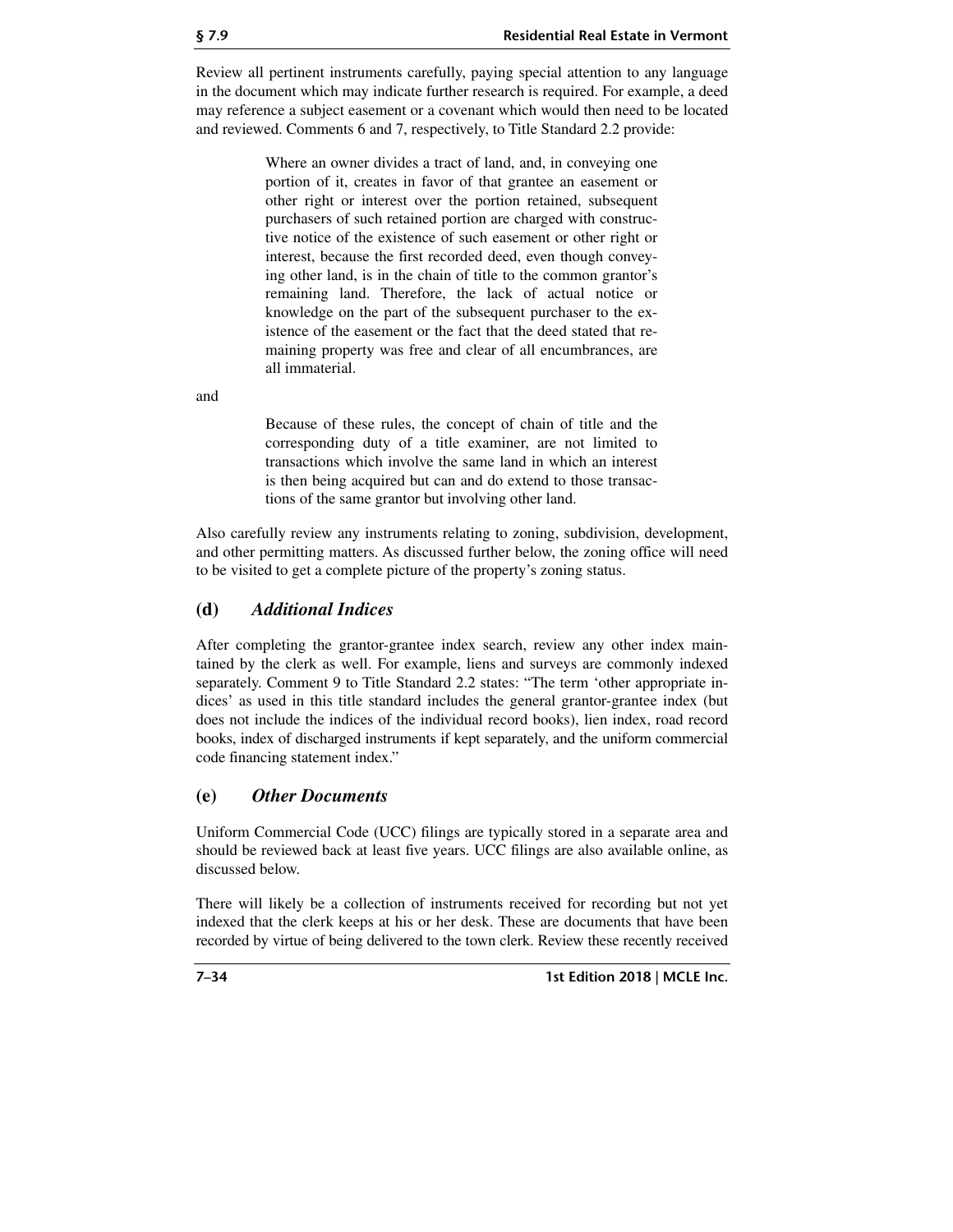Review all pertinent instruments carefully, paying special attention to any language in the document which may indicate further research is required. For example, a deed may reference a subject easement or a covenant which would then need to be located and reviewed. Comments 6 and 7, respectively, to Title Standard 2.2 provide:

> Where an owner divides a tract of land, and, in conveying one portion of it, creates in favor of that grantee an easement or other right or interest over the portion retained, subsequent purchasers of such retained portion are charged with constructive notice of the existence of such easement or other right or interest, because the first recorded deed, even though conveying other land, is in the chain of title to the common grantor's remaining land. Therefore, the lack of actual notice or knowledge on the part of the subsequent purchaser to the existence of the easement or the fact that the deed stated that remaining property was free and clear of all encumbrances, are all immaterial.

and

> Because of these rules, the concept of chain of title and the corresponding duty of a title examiner, are not limited to transactions which involve the same land in which an interest is then being acquired but can and do extend to those transactions of the same grantor but involving other land.

Also carefully review any instruments relating to zoning, subdivision, development, and other permitting matters. As discussed further below, the zoning office will need to be visited to get a complete picture of the property's zoning status.

## (d) *Additional Indices*

After completing the grantor-grantee index search, review any other index maintained by the clerk as well. For example, liens and surveys are commonly indexed separately. Comment 9 to Title Standard 2.2 states: "The term 'other appropriate indices' as used in this title standard includes the general grantor-grantee index (but does not include the indices of the individual record books), lien index, road record books, index of discharged instruments if kept separately, and the uniform commercial code financing statement index."

## (e) *Other Documents*

Uniform Commercial Code (UCC) filings are typically stored in a separate area and should be reviewed back at least five years. UCC filings are also available online, as discussed below.

There will likely be a collection of instruments received for recording but not yet indexed that the clerk keeps at his or her desk. These are documents that have been recorded by virtue of being delivered to the town clerk. Review these recently received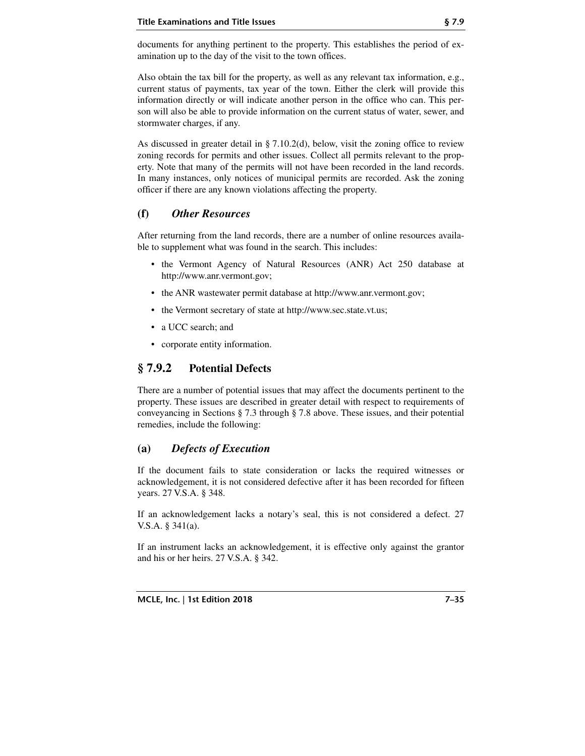documents for anything pertinent to the property. This establishes the period of examination up to the day of the visit to the town offices.

Also obtain the tax bill for the property, as well as any relevant tax information, e.g., current status of payments, tax year of the town. Either the clerk will provide this information directly or will indicate another person in the office who can. This person will also be able to provide information on the current status of water, sewer, and stormwater charges, if any.

As discussed in greater detail in § 7.10.2(d), below, visit the zoning office to review zoning records for permits and other issues. Collect all permits relevant to the property. Note that many of the permits will not have been recorded in the land records. In many instances, only notices of municipal permits are recorded. Ask the zoning officer if there are any known violations affecting the property.

### (f) *Other Resources*

After returning from the land records, there are a number of online resources available to supplement what was found in the search. This includes:

- the Vermont Agency of Natural Resources (ANR) Act 250 database at http://www.anr.vermont.gov;
- the ANR wastewater permit database at http://www.anr.vermont.gov;
- the Vermont secretary of state at http://www.sec.state.vt.us;
- a UCC search; and
- corporate entity information.

## § 7.9.2 Potential Defects

There are a number of potential issues that may affect the documents pertinent to the property. These issues are described in greater detail with respect to requirements of conveyancing in Sections § 7.3 through § 7.8 above. These issues, and their potential remedies, include the following:

### (a) *Defects of Execution*

If the document fails to state consideration or lacks the required witnesses or acknowledgement, it is not considered defective after it has been recorded for fifteen years. 27 V.S.A. § 348.

If an acknowledgement lacks a notary's seal, this is not considered a defect. 27 V.S.A. § 341(a).

If an instrument lacks an acknowledgement, it is effective only against the grantor and his or her heirs. 27 V.S.A. § 342.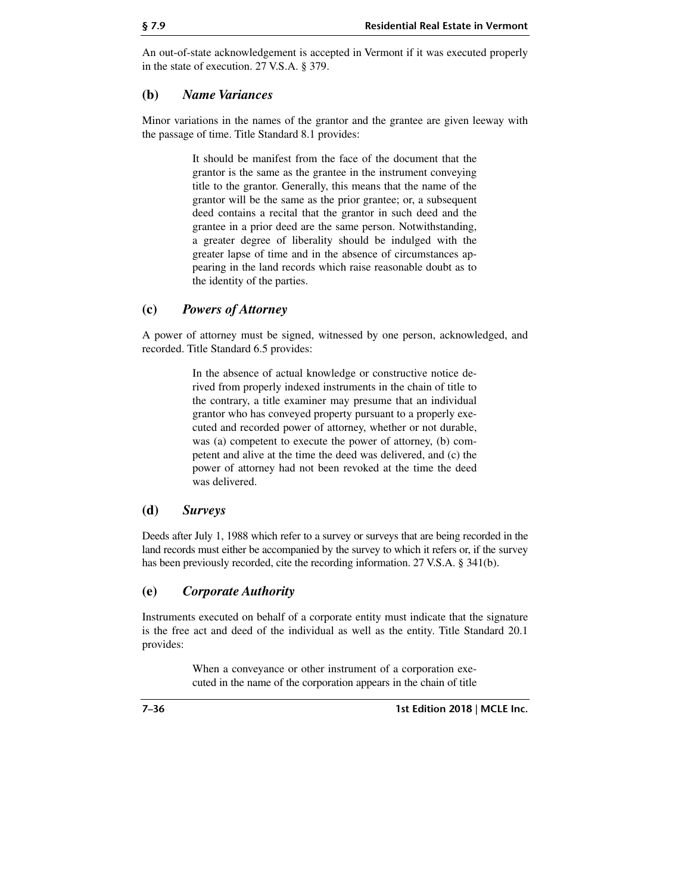An out-of-state acknowledgement is accepted in Vermont if it was executed properly in the state of execution. 27 V.S.A. § 379.

### (b) *Name Variances*

Minor variations in the names of the grantor and the grantee are given leeway with the passage of time. Title Standard 8.1 provides:

> It should be manifest from the face of the document that the grantor is the same as the grantee in the instrument conveying title to the grantor. Generally, this means that the name of the grantor will be the same as the prior grantee; or, a subsequent deed contains a recital that the grantor in such deed and the grantee in a prior deed are the same person. Notwithstanding, a greater degree of liberality should be indulged with the greater lapse of time and in the absence of circumstances appearing in the land records which raise reasonable doubt as to the identity of the parties.

### (c) *Powers of Attorney*

A power of attorney must be signed, witnessed by one person, acknowledged, and recorded. Title Standard 6.5 provides:

> In the absence of actual knowledge or constructive notice derived from properly indexed instruments in the chain of title to the contrary, a title examiner may presume that an individual grantor who has conveyed property pursuant to a properly executed and recorded power of attorney, whether or not durable, was (a) competent to execute the power of attorney, (b) competent and alive at the time the deed was delivered, and (c) the power of attorney had not been revoked at the time the deed was delivered.

### (d) *Surveys*

Deeds after July 1, 1988 which refer to a survey or surveys that are being recorded in the land records must either be accompanied by the survey to which it refers or, if the survey has been previously recorded, cite the recording information. 27 V.S.A. § 341(b).

### (e) *Corporate Authority*

Instruments executed on behalf of a corporate entity must indicate that the signature is the free act and deed of the individual as well as the entity. Title Standard 20.1 provides:

> When a conveyance or other instrument of a corporation executed in the name of the corporation appears in the chain of title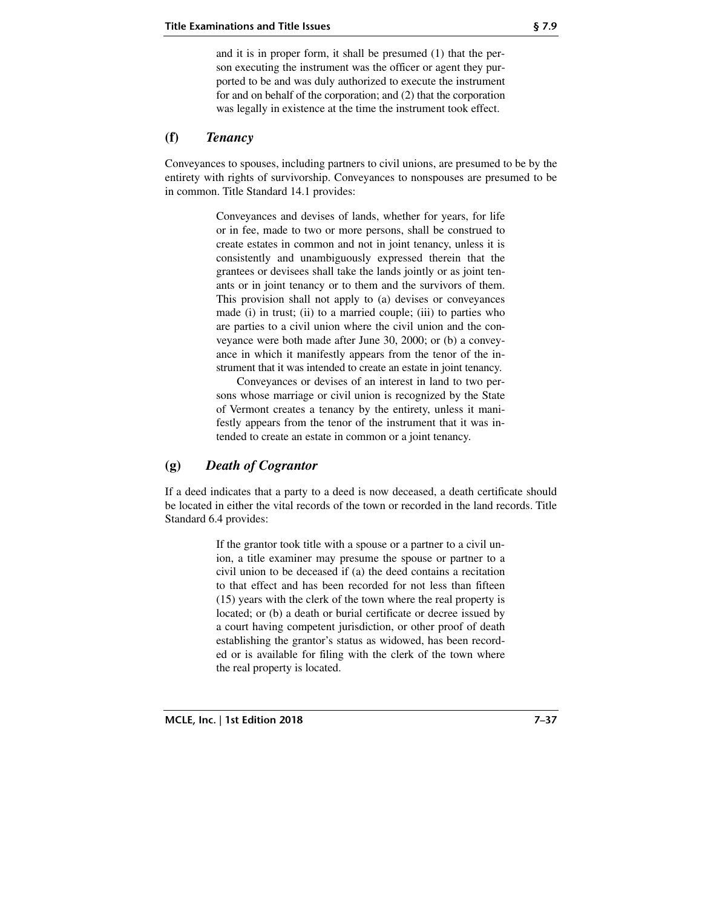> and it is in proper form, it shall be presumed (1) that the person executing the instrument was the officer or agent they purported to be and was duly authorized to execute the instrument for and on behalf of the corporation; and (2) that the corporation was legally in existence at the time the instrument took effect.

### (f) *Tenancy*

Conveyances to spouses, including partners to civil unions, are presumed to be by the entirety with rights of survivorship. Conveyances to nonspouses are presumed to be in common. Title Standard 14.1 provides:

> Conveyances and devises of lands, whether for years, for life or in fee, made to two or more persons, shall be construed to create estates in common and not in joint tenancy, unless it is consistently and unambiguously expressed therein that the grantees or devisees shall take the lands jointly or as joint tenants or in joint tenancy or to them and the survivors of them. This provision shall not apply to (a) devises or conveyances made (i) in trust; (ii) to a married couple; (iii) to parties who are parties to a civil union where the civil union and the conveyance were both made after June 30, 2000; or (b) a conveyance in which it manifestly appears from the tenor of the instrument that it was intended to create an estate in joint tenancy.
>
> Conveyances or devises of an interest in land to two persons whose marriage or civil union is recognized by the State of Vermont creates a tenancy by the entirety, unless it manifestly appears from the tenor of the instrument that it was intended to create an estate in common or a joint tenancy.

### (g) *Death of Cograntor*

If a deed indicates that a party to a deed is now deceased, a death certificate should be located in either the vital records of the town or recorded in the land records. Title Standard 6.4 provides:

> If the grantor took title with a spouse or a partner to a civil union, a title examiner may presume the spouse or partner to a civil union to be deceased if (a) the deed contains a recitation to that effect and has been recorded for not less than fifteen (15) years with the clerk of the town where the real property is located; or (b) a death or burial certificate or decree issued by a court having competent jurisdiction, or other proof of death establishing the grantor's status as widowed, has been recorded or is available for filing with the clerk of the town where the real property is located.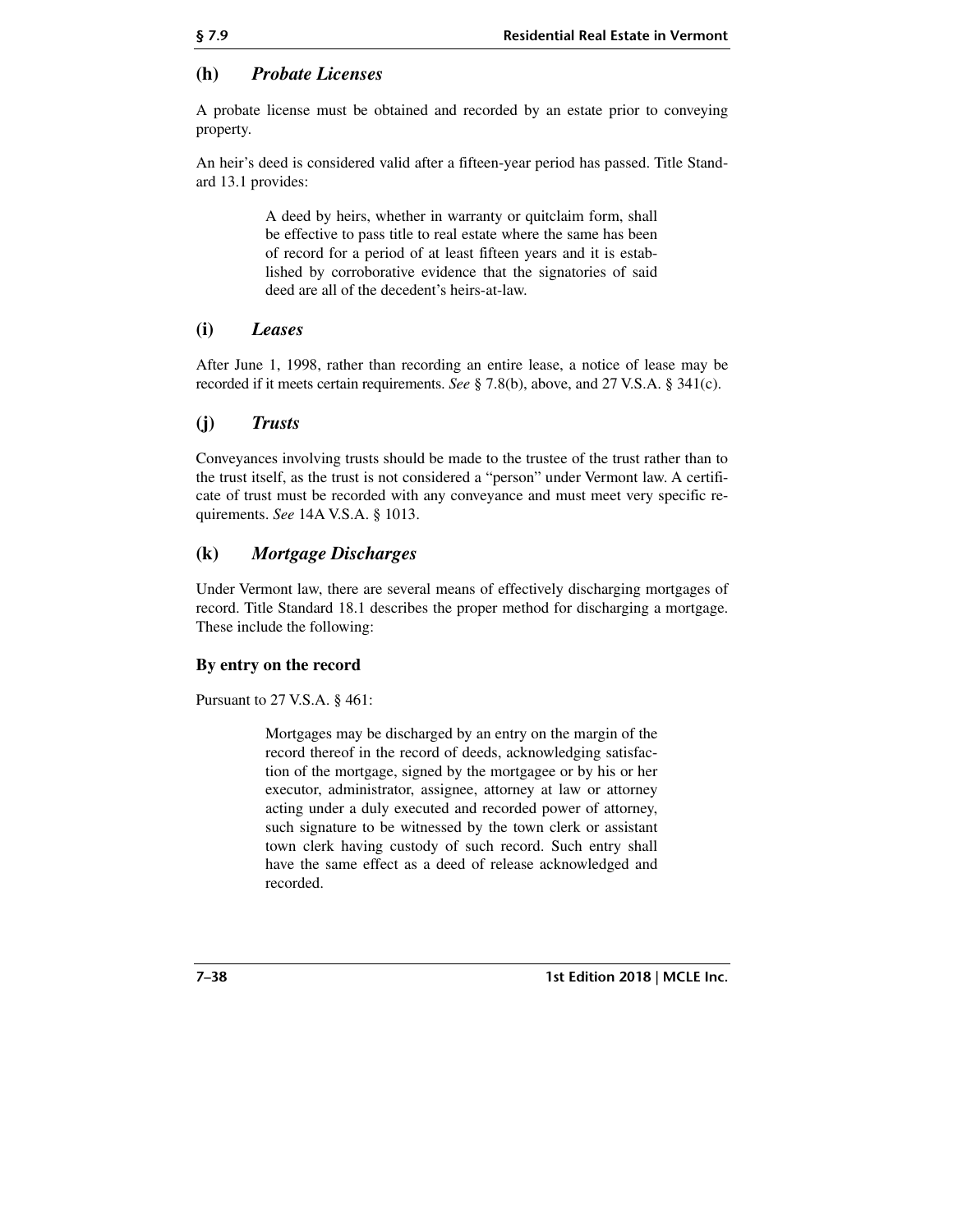### (h) *Probate Licenses*

A probate license must be obtained and recorded by an estate prior to conveying property.

An heir's deed is considered valid after a fifteen-year period has passed. Title Standard 13.1 provides:

> A deed by heirs, whether in warranty or quitclaim form, shall be effective to pass title to real estate where the same has been of record for a period of at least fifteen years and it is established by corroborative evidence that the signatories of said deed are all of the decedent's heirs-at-law.

### (i) *Leases*

After June 1, 1998, rather than recording an entire lease, a notice of lease may be recorded if it meets certain requirements. *See* § 7.8(b), above, and 27 V.S.A. § 341(c).

### (j) *Trusts*

Conveyances involving trusts should be made to the trustee of the trust rather than to the trust itself, as the trust is not considered a "person" under Vermont law. A certificate of trust must be recorded with any conveyance and must meet very specific requirements. *See* 14A V.S.A. § 1013.

### (k) *Mortgage Discharges*

Under Vermont law, there are several means of effectively discharging mortgages of record. Title Standard 18.1 describes the proper method for discharging a mortgage. These include the following:

**By entry on the record**

Pursuant to 27 V.S.A. § 461:

> Mortgages may be discharged by an entry on the margin of the record thereof in the record of deeds, acknowledging satisfaction of the mortgage, signed by the mortgagee or by his or her executor, administrator, assignee, attorney at law or attorney acting under a duly executed and recorded power of attorney, such signature to be witnessed by the town clerk or assistant town clerk having custody of such record. Such entry shall have the same effect as a deed of release acknowledged and recorded.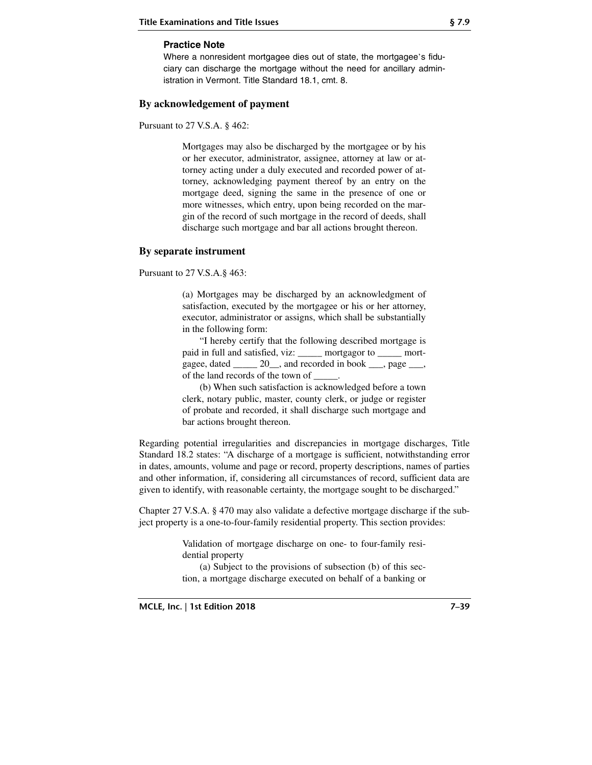**Practice Note**

Where a nonresident mortgagee dies out of state, the mortgagee's fiduciary can discharge the mortgage without the need for ancillary administration in Vermont. Title Standard 18.1, cmt. 8.

### By acknowledgement of payment

Pursuant to 27 V.S.A. § 462:

> Mortgages may also be discharged by the mortgagee or by his or her executor, administrator, assignee, attorney at law or attorney acting under a duly executed and recorded power of attorney, acknowledging payment thereof by an entry on the mortgage deed, signing the same in the presence of one or more witnesses, which entry, upon being recorded on the margin of the record of such mortgage in the record of deeds, shall discharge such mortgage and bar all actions brought thereon.

### By separate instrument

Pursuant to 27 V.S.A.§ 463:

> (a) Mortgages may be discharged by an acknowledgment of satisfaction, executed by the mortgagee or his or her attorney, executor, administrator or assigns, which shall be substantially in the following form:
>
> "I hereby certify that the following described mortgage is paid in full and satisfied, viz: _____ mortgagor to _____ mortgagee, dated _____ 20__, and recorded in book ___, page ___, of the land records of the town of _____.
>
> (b) When such satisfaction is acknowledged before a town clerk, notary public, master, county clerk, or judge or register of probate and recorded, it shall discharge such mortgage and bar actions brought thereon.

Regarding potential irregularities and discrepancies in mortgage discharges, Title Standard 18.2 states: "A discharge of a mortgage is sufficient, notwithstanding error in dates, amounts, volume and page or record, property descriptions, names of parties and other information, if, considering all circumstances of record, sufficient data are given to identify, with reasonable certainty, the mortgage sought to be discharged."

Chapter 27 V.S.A. § 470 may also validate a defective mortgage discharge if the subject property is a one-to-four-family residential property. This section provides:

> Validation of mortgage discharge on one- to four-family residential property
>
> (a) Subject to the provisions of subsection (b) of this section, a mortgage discharge executed on behalf of a banking or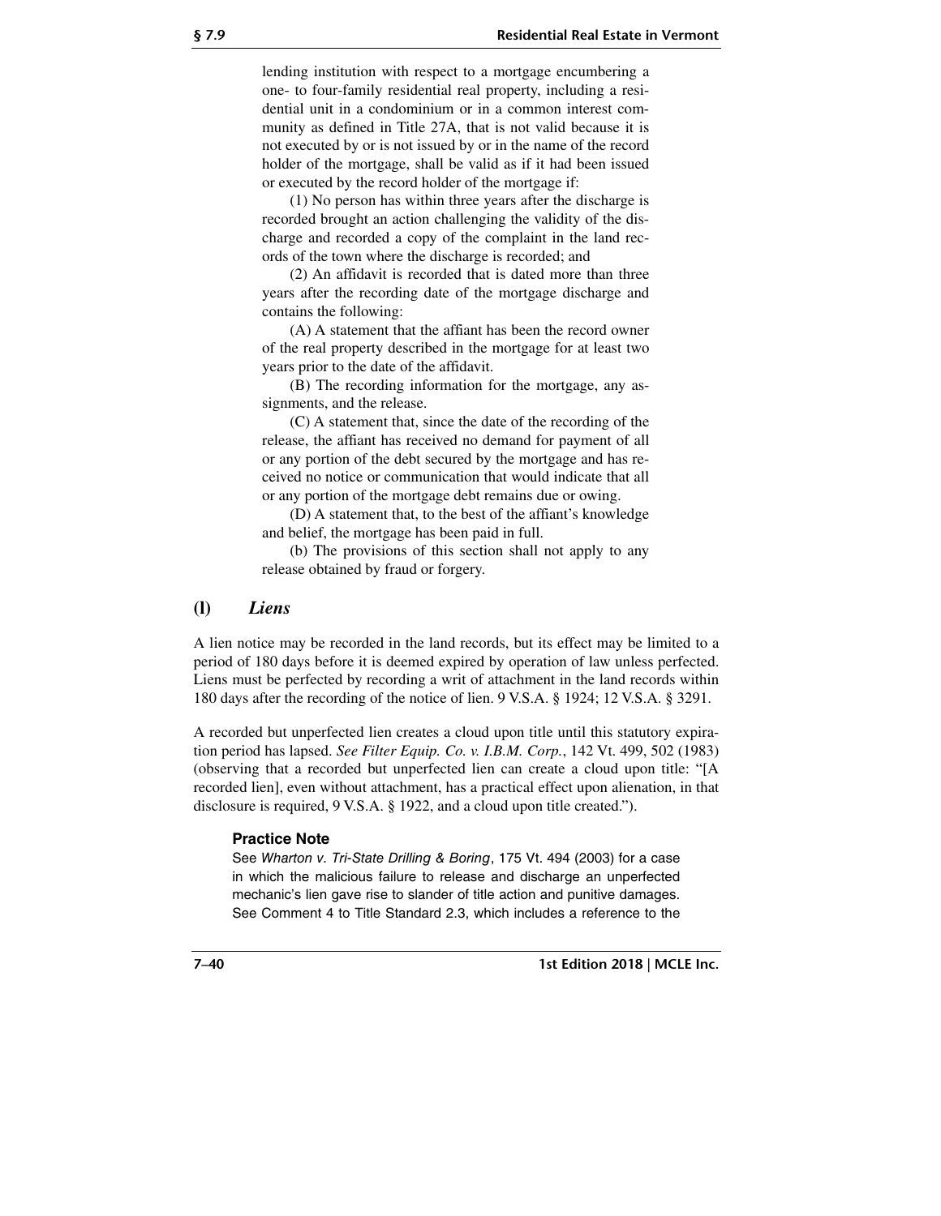lending institution with respect to a mortgage encumbering a one- to four-family residential real property, including a residential unit in a condominium or in a common interest community as defined in Title 27A, that is not valid because it is not executed by or is not issued by or in the name of the record holder of the mortgage, shall be valid as if it had been issued or executed by the record holder of the mortgage if:

(1) No person has within three years after the discharge is recorded brought an action challenging the validity of the discharge and recorded a copy of the complaint in the land records of the town where the discharge is recorded; and

(2) An affidavit is recorded that is dated more than three years after the recording date of the mortgage discharge and contains the following:

(A) A statement that the affiant has been the record owner of the real property described in the mortgage for at least two years prior to the date of the affidavit.

(B) The recording information for the mortgage, any assignments, and the release.

(C) A statement that, since the date of the recording of the release, the affiant has received no demand for payment of all or any portion of the debt secured by the mortgage and has received no notice or communication that would indicate that all or any portion of the mortgage debt remains due or owing.

(D) A statement that, to the best of the affiant's knowledge and belief, the mortgage has been paid in full.

(b) The provisions of this section shall not apply to any release obtained by fraud or forgery.

## (l) *Liens*

A lien notice may be recorded in the land records, but its effect may be limited to a period of 180 days before it is deemed expired by operation of law unless perfected. Liens must be perfected by recording a writ of attachment in the land records within 180 days after the recording of the notice of lien. 9 V.S.A. § 1924; 12 V.S.A. § 3291.

A recorded but unperfected lien creates a cloud upon title until this statutory expiration period has lapsed. *See Filter Equip. Co. v. I.B.M. Corp.*, 142 Vt. 499, 502 (1983) (observing that a recorded but unperfected lien can create a cloud upon title: "[A recorded lien], even without attachment, has a practical effect upon alienation, in that disclosure is required, 9 V.S.A. § 1922, and a cloud upon title created.").

**Practice Note**

See *Wharton v. Tri-State Drilling & Boring*, 175 Vt. 494 (2003) for a case in which the malicious failure to release and discharge an unperfected mechanic's lien gave rise to slander of title action and punitive damages. See Comment 4 to Title Standard 2.3, which includes a reference to the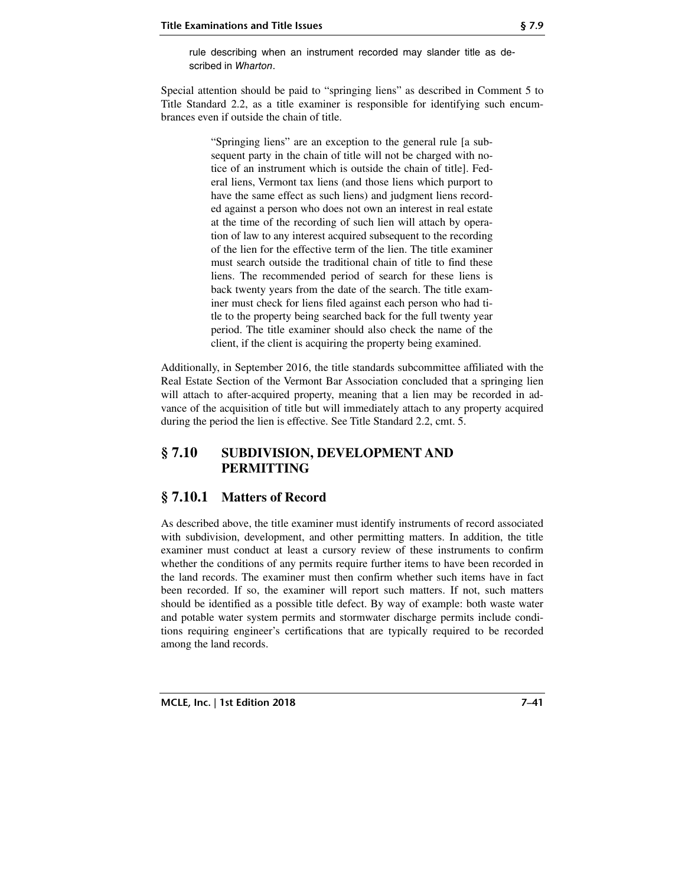> rule describing when an instrument recorded may slander title as described in *Wharton*.

Special attention should be paid to "springing liens" as described in Comment 5 to Title Standard 2.2, as a title examiner is responsible for identifying such encumbrances even if outside the chain of title.

> "Springing liens" are an exception to the general rule [a subsequent party in the chain of title will not be charged with notice of an instrument which is outside the chain of title]. Federal liens, Vermont tax liens (and those liens which purport to have the same effect as such liens) and judgment liens recorded against a person who does not own an interest in real estate at the time of the recording of such lien will attach by operation of law to any interest acquired subsequent to the recording of the lien for the effective term of the lien. The title examiner must search outside the traditional chain of title to find these liens. The recommended period of search for these liens is back twenty years from the date of the search. The title examiner must check for liens filed against each person who had title to the property being searched back for the full twenty year period. The title examiner should also check the name of the client, if the client is acquiring the property being examined.

Additionally, in September 2016, the title standards subcommittee affiliated with the Real Estate Section of the Vermont Bar Association concluded that a springing lien will attach to after-acquired property, meaning that a lien may be recorded in advance of the acquisition of title but will immediately attach to any property acquired during the period the lien is effective. See Title Standard 2.2, cmt. 5.

## § 7.10 SUBDIVISION, DEVELOPMENT AND PERMITTING

### § 7.10.1 Matters of Record

As described above, the title examiner must identify instruments of record associated with subdivision, development, and other permitting matters. In addition, the title examiner must conduct at least a cursory review of these instruments to confirm whether the conditions of any permits require further items to have been recorded in the land records. The examiner must then confirm whether such items have in fact been recorded. If so, the examiner will report such matters. If not, such matters should be identified as a possible title defect. By way of example: both waste water and potable water system permits and stormwater discharge permits include conditions requiring engineer's certifications that are typically required to be recorded among the land records.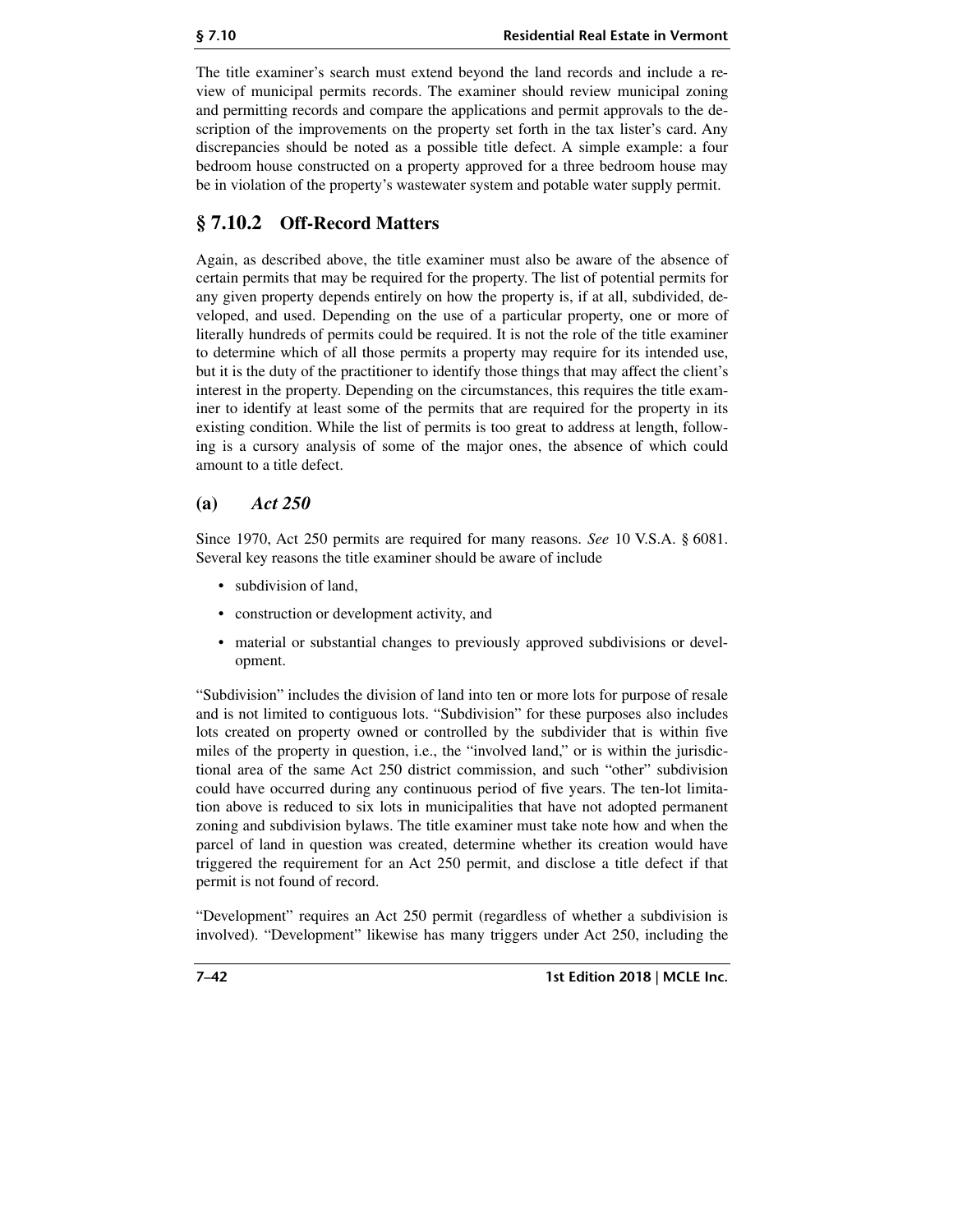The title examiner's search must extend beyond the land records and include a review of municipal permits records. The examiner should review municipal zoning and permitting records and compare the applications and permit approvals to the description of the improvements on the property set forth in the tax lister's card. Any discrepancies should be noted as a possible title defect. A simple example: a four bedroom house constructed on a property approved for a three bedroom house may be in violation of the property's wastewater system and potable water supply permit.

## § 7.10.2 Off-Record Matters

Again, as described above, the title examiner must also be aware of the absence of certain permits that may be required for the property. The list of potential permits for any given property depends entirely on how the property is, if at all, subdivided, developed, and used. Depending on the use of a particular property, one or more of literally hundreds of permits could be required. It is not the role of the title examiner to determine which of all those permits a property may require for its intended use, but it is the duty of the practitioner to identify those things that may affect the client's interest in the property. Depending on the circumstances, this requires the title examiner to identify at least some of the permits that are required for the property in its existing condition. While the list of permits is too great to address at length, following is a cursory analysis of some of the major ones, the absence of which could amount to a title defect.

### (a) *Act 250*

Since 1970, Act 250 permits are required for many reasons. *See* 10 V.S.A. § 6081. Several key reasons the title examiner should be aware of include

- subdivision of land,
- construction or development activity, and
- material or substantial changes to previously approved subdivisions or development.

"Subdivision" includes the division of land into ten or more lots for purpose of resale and is not limited to contiguous lots. "Subdivision" for these purposes also includes lots created on property owned or controlled by the subdivider that is within five miles of the property in question, i.e., the "involved land," or is within the jurisdictional area of the same Act 250 district commission, and such "other" subdivision could have occurred during any continuous period of five years. The ten-lot limitation above is reduced to six lots in municipalities that have not adopted permanent zoning and subdivision bylaws. The title examiner must take note how and when the parcel of land in question was created, determine whether its creation would have triggered the requirement for an Act 250 permit, and disclose a title defect if that permit is not found of record.

"Development" requires an Act 250 permit (regardless of whether a subdivision is involved). "Development" likewise has many triggers under Act 250, including the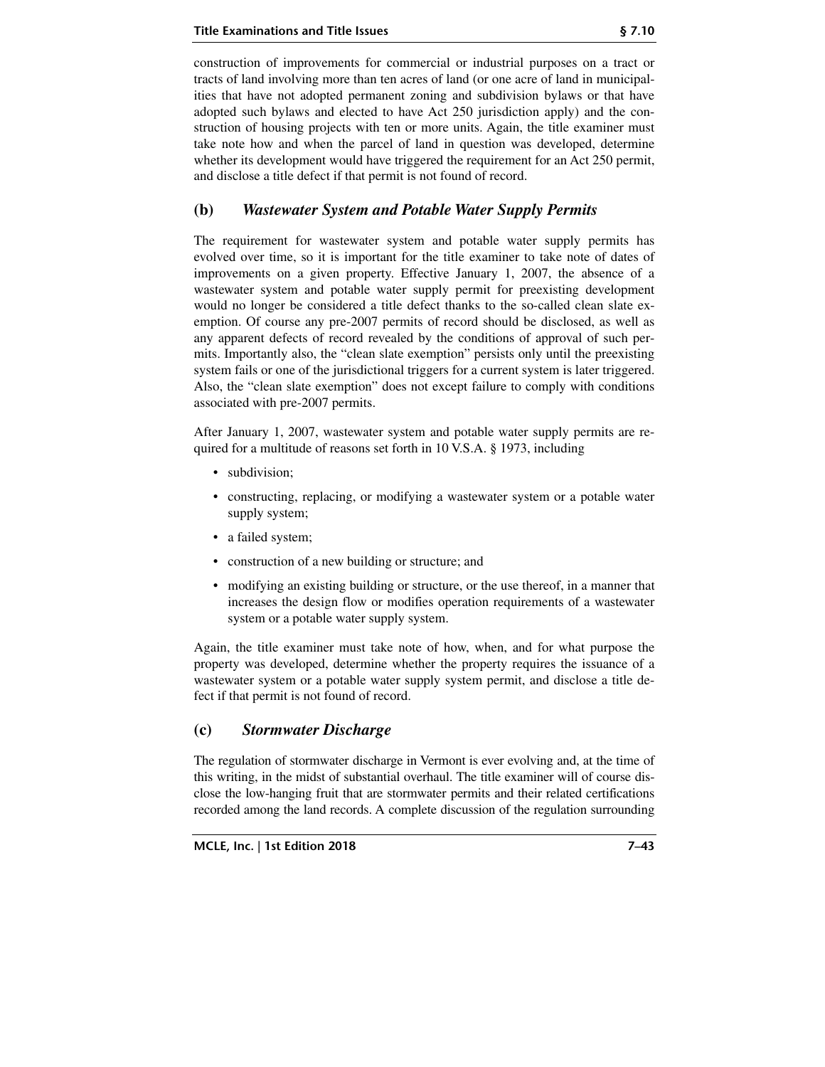construction of improvements for commercial or industrial purposes on a tract or tracts of land involving more than ten acres of land (or one acre of land in municipalities that have not adopted permanent zoning and subdivision bylaws or that have adopted such bylaws and elected to have Act 250 jurisdiction apply) and the construction of housing projects with ten or more units. Again, the title examiner must take note how and when the parcel of land in question was developed, determine whether its development would have triggered the requirement for an Act 250 permit, and disclose a title defect if that permit is not found of record.

## (b) *Wastewater System and Potable Water Supply Permits*

The requirement for wastewater system and potable water supply permits has evolved over time, so it is important for the title examiner to take note of dates of improvements on a given property. Effective January 1, 2007, the absence of a wastewater system and potable water supply permit for preexisting development would no longer be considered a title defect thanks to the so-called clean slate exemption. Of course any pre-2007 permits of record should be disclosed, as well as any apparent defects of record revealed by the conditions of approval of such permits. Importantly also, the "clean slate exemption" persists only until the preexisting system fails or one of the jurisdictional triggers for a current system is later triggered. Also, the "clean slate exemption" does not except failure to comply with conditions associated with pre-2007 permits.

After January 1, 2007, wastewater system and potable water supply permits are required for a multitude of reasons set forth in 10 V.S.A. § 1973, including

- subdivision;
- constructing, replacing, or modifying a wastewater system or a potable water supply system;
- a failed system;
- construction of a new building or structure; and
- modifying an existing building or structure, or the use thereof, in a manner that increases the design flow or modifies operation requirements of a wastewater system or a potable water supply system.

Again, the title examiner must take note of how, when, and for what purpose the property was developed, determine whether the property requires the issuance of a wastewater system or a potable water supply system permit, and disclose a title defect if that permit is not found of record.

## (c) *Stormwater Discharge*

The regulation of stormwater discharge in Vermont is ever evolving and, at the time of this writing, in the midst of substantial overhaul. The title examiner will of course disclose the low-hanging fruit that are stormwater permits and their related certifications recorded among the land records. A complete discussion of the regulation surrounding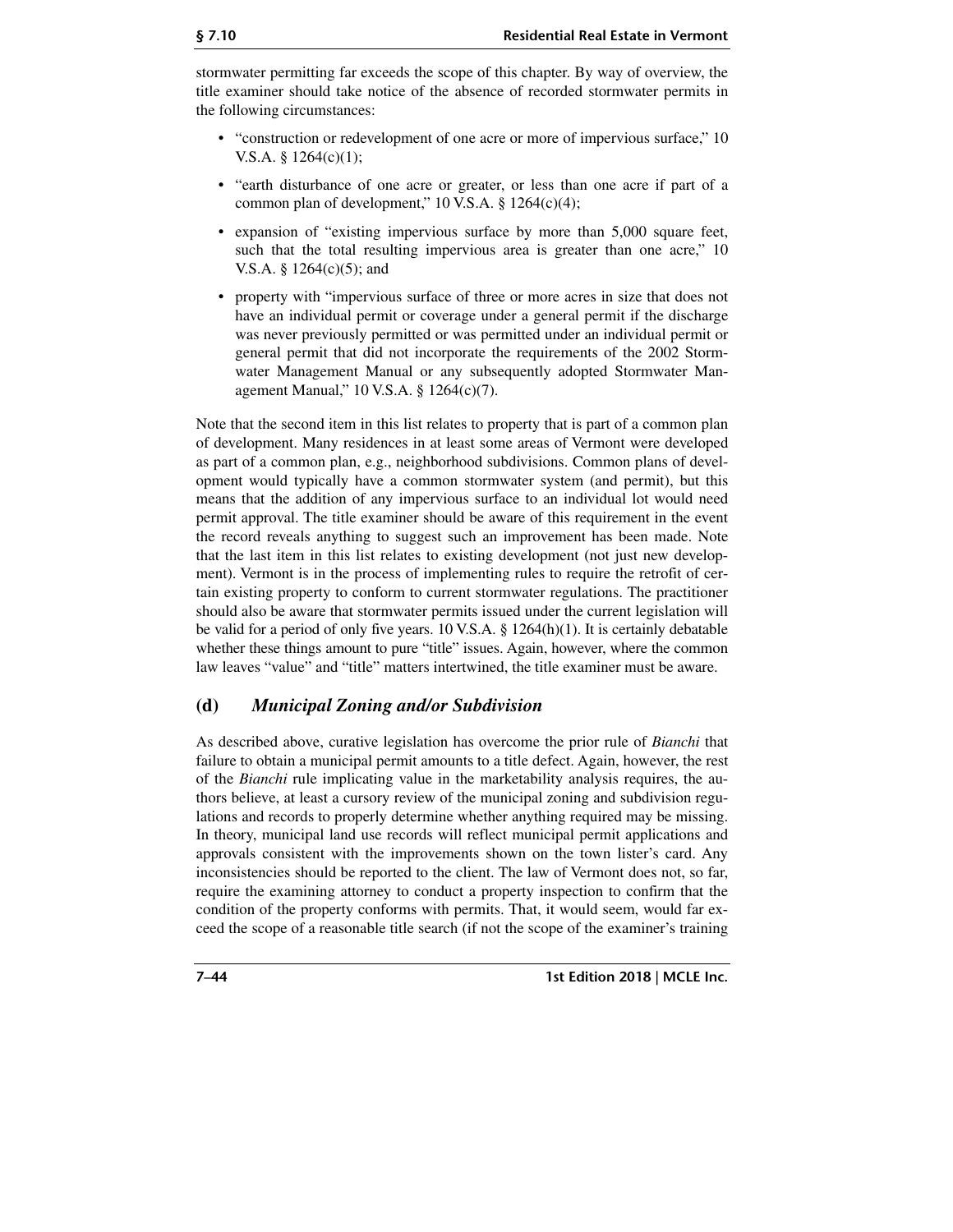stormwater permitting far exceeds the scope of this chapter. By way of overview, the title examiner should take notice of the absence of recorded stormwater permits in the following circumstances:

- "construction or redevelopment of one acre or more of impervious surface," 10 V.S.A. § 1264(c)(1);
- "earth disturbance of one acre or greater, or less than one acre if part of a common plan of development," 10 V.S.A. § 1264(c)(4);
- expansion of "existing impervious surface by more than 5,000 square feet, such that the total resulting impervious area is greater than one acre," 10 V.S.A. § 1264(c)(5); and
- property with "impervious surface of three or more acres in size that does not have an individual permit or coverage under a general permit if the discharge was never previously permitted or was permitted under an individual permit or general permit that did not incorporate the requirements of the 2002 Stormwater Management Manual or any subsequently adopted Stormwater Management Manual," 10 V.S.A. § 1264(c)(7).

Note that the second item in this list relates to property that is part of a common plan of development. Many residences in at least some areas of Vermont were developed as part of a common plan, e.g., neighborhood subdivisions. Common plans of development would typically have a common stormwater system (and permit), but this means that the addition of any impervious surface to an individual lot would need permit approval. The title examiner should be aware of this requirement in the event the record reveals anything to suggest such an improvement has been made. Note that the last item in this list relates to existing development (not just new development). Vermont is in the process of implementing rules to require the retrofit of certain existing property to conform to current stormwater regulations. The practitioner should also be aware that stormwater permits issued under the current legislation will be valid for a period of only five years. 10 V.S.A. § 1264(h)(1). It is certainly debatable whether these things amount to pure "title" issues. Again, however, where the common law leaves "value" and "title" matters intertwined, the title examiner must be aware.

## (d) *Municipal Zoning and/or Subdivision*

As described above, curative legislation has overcome the prior rule of *Bianchi* that failure to obtain a municipal permit amounts to a title defect. Again, however, the rest of the *Bianchi* rule implicating value in the marketability analysis requires, the authors believe, at least a cursory review of the municipal zoning and subdivision regulations and records to properly determine whether anything required may be missing. In theory, municipal land use records will reflect municipal permit applications and approvals consistent with the improvements shown on the town lister's card. Any inconsistencies should be reported to the client. The law of Vermont does not, so far, require the examining attorney to conduct a property inspection to confirm that the condition of the property conforms with permits. That, it would seem, would far exceed the scope of a reasonable title search (if not the scope of the examiner's training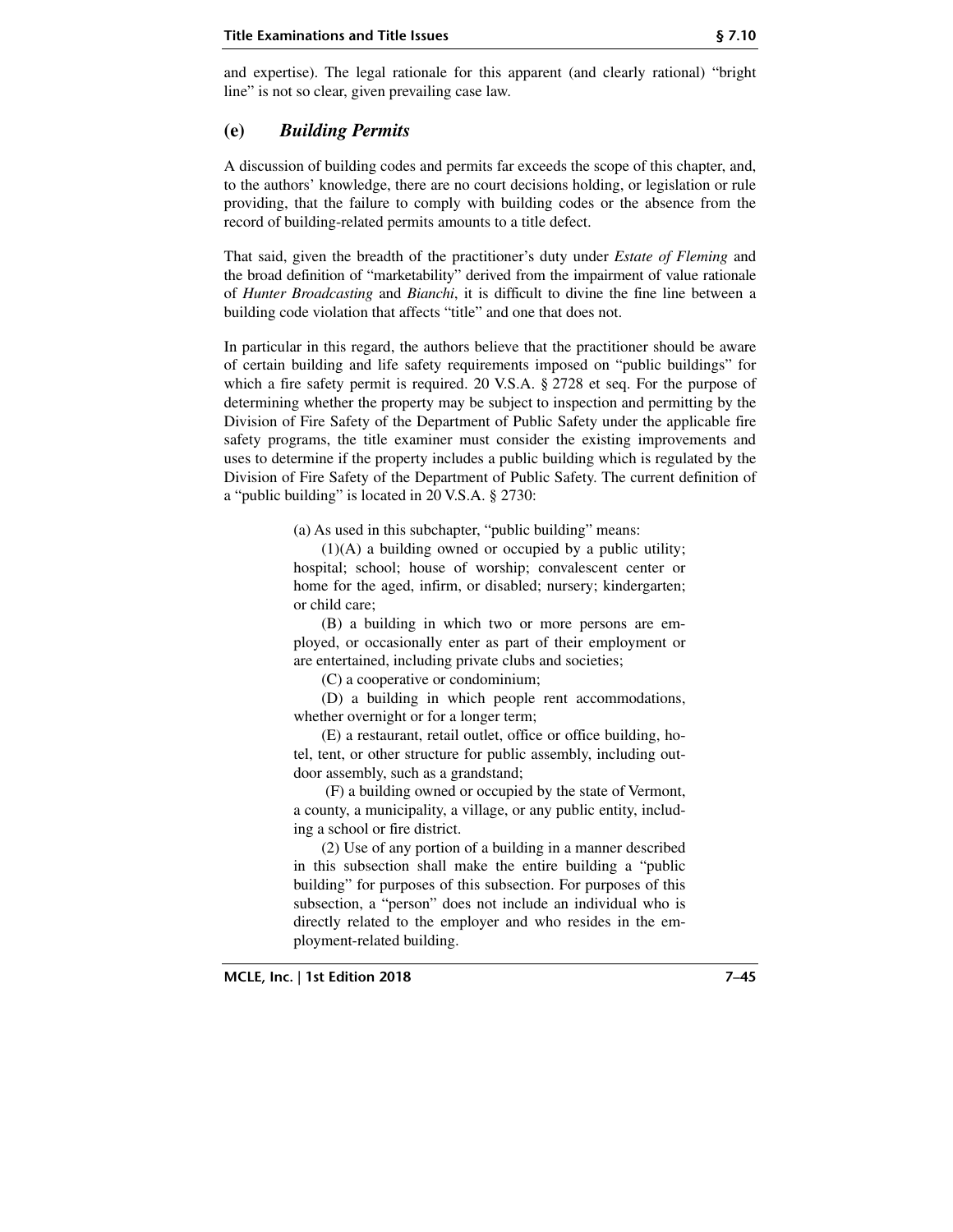and expertise). The legal rationale for this apparent (and clearly rational) "bright line" is not so clear, given prevailing case law.

### (e) *Building Permits*

A discussion of building codes and permits far exceeds the scope of this chapter, and, to the authors' knowledge, there are no court decisions holding, or legislation or rule providing, that the failure to comply with building codes or the absence from the record of building-related permits amounts to a title defect.

That said, given the breadth of the practitioner's duty under *Estate of Fleming* and the broad definition of "marketability" derived from the impairment of value rationale of *Hunter Broadcasting* and *Bianchi*, it is difficult to divine the fine line between a building code violation that affects "title" and one that does not.

In particular in this regard, the authors believe that the practitioner should be aware of certain building and life safety requirements imposed on "public buildings" for which a fire safety permit is required. 20 V.S.A. § 2728 et seq. For the purpose of determining whether the property may be subject to inspection and permitting by the Division of Fire Safety of the Department of Public Safety under the applicable fire safety programs, the title examiner must consider the existing improvements and uses to determine if the property includes a public building which is regulated by the Division of Fire Safety of the Department of Public Safety. The current definition of a "public building" is located in 20 V.S.A. § 2730:

> (a) As used in this subchapter, "public building" means:
>
> (1)(A) a building owned or occupied by a public utility; hospital; school; house of worship; convalescent center or home for the aged, infirm, or disabled; nursery; kindergarten; or child care;
>
> (B) a building in which two or more persons are employed, or occasionally enter as part of their employment or are entertained, including private clubs and societies;
>
> (C) a cooperative or condominium;
>
> (D) a building in which people rent accommodations, whether overnight or for a longer term;
>
> (E) a restaurant, retail outlet, office or office building, hotel, tent, or other structure for public assembly, including outdoor assembly, such as a grandstand;
>
> (F) a building owned or occupied by the state of Vermont, a county, a municipality, a village, or any public entity, including a school or fire district.
>
> (2) Use of any portion of a building in a manner described in this subsection shall make the entire building a "public building" for purposes of this subsection. For purposes of this subsection, a "person" does not include an individual who is directly related to the employer and who resides in the employment-related building.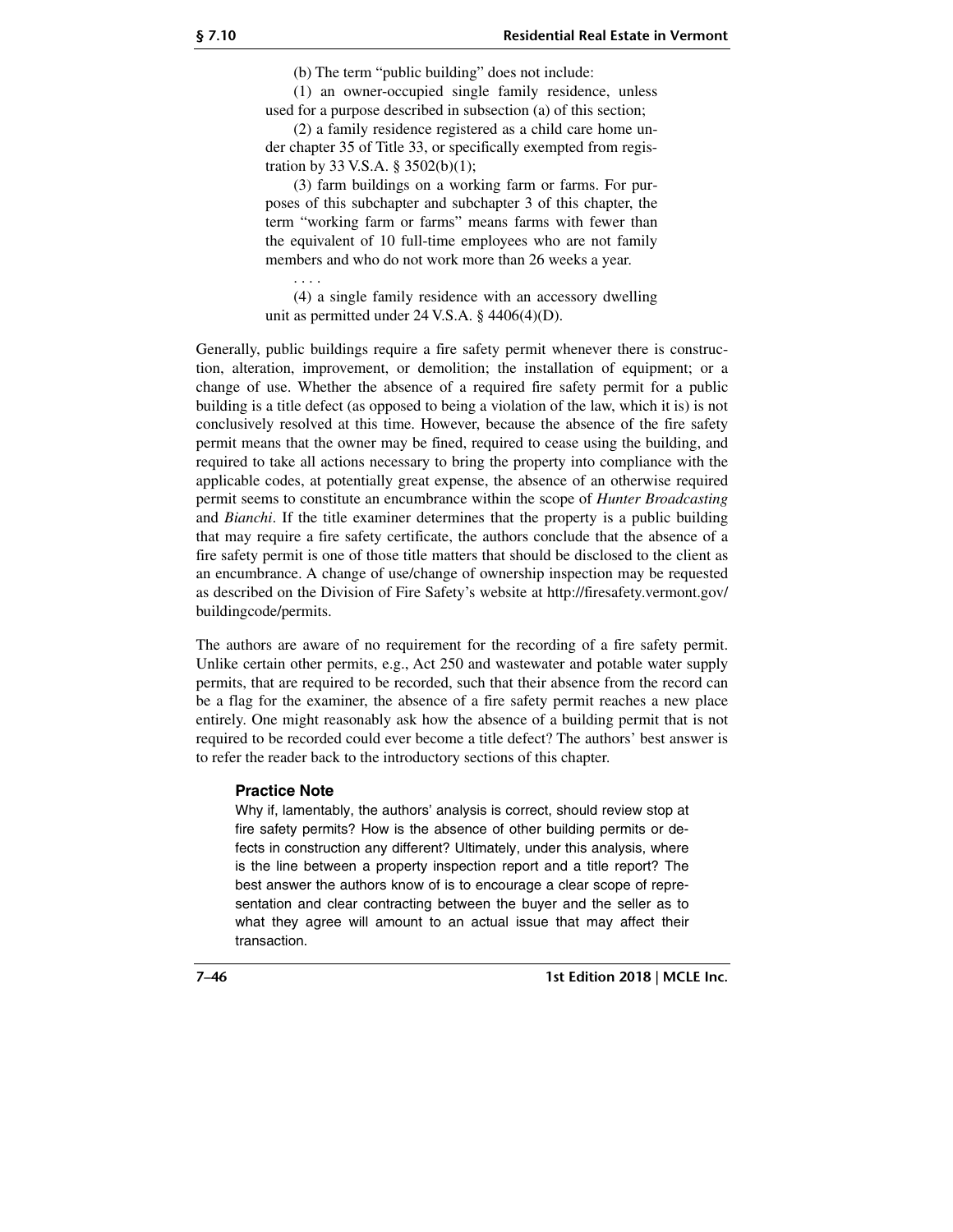(b) The term “public building” does not include:

(1) an owner-occupied single family residence, unless used for a purpose described in subsection (a) of this section;

(2) a family residence registered as a child care home under chapter 35 of Title 33, or specifically exempted from registration by 33 V.S.A. § 3502(b)(1);

(3) farm buildings on a working farm or farms. For purposes of this subchapter and subchapter 3 of this chapter, the term “working farm or farms” means farms with fewer than the equivalent of 10 full-time employees who are not family members and who do not work more than 26 weeks a year.

. . . .

(4) a single family residence with an accessory dwelling unit as permitted under 24 V.S.A. § 4406(4)(D).

Generally, public buildings require a fire safety permit whenever there is construction, alteration, improvement, or demolition; the installation of equipment; or a change of use. Whether the absence of a required fire safety permit for a public building is a title defect (as opposed to being a violation of the law, which it is) is not conclusively resolved at this time. However, because the absence of the fire safety permit means that the owner may be fined, required to cease using the building, and required to take all actions necessary to bring the property into compliance with the applicable codes, at potentially great expense, the absence of an otherwise required permit seems to constitute an encumbrance within the scope of *Hunter Broadcasting* and *Bianchi*. If the title examiner determines that the property is a public building that may require a fire safety certificate, the authors conclude that the absence of a fire safety permit is one of those title matters that should be disclosed to the client as an encumbrance. A change of use/change of ownership inspection may be requested as described on the Division of Fire Safety’s website at http://firesafety.vermont.gov/buildingcode/permits.

The authors are aware of no requirement for the recording of a fire safety permit. Unlike certain other permits, e.g., Act 250 and wastewater and potable water supply permits, that are required to be recorded, such that their absence from the record can be a flag for the examiner, the absence of a fire safety permit reaches a new place entirely. One might reasonably ask how the absence of a building permit that is not required to be recorded could ever become a title defect? The authors’ best answer is to refer the reader back to the introductory sections of this chapter.

### Practice Note

Why if, lamentably, the authors’ analysis is correct, should review stop at fire safety permits? How is the absence of other building permits or defects in construction any different? Ultimately, under this analysis, where is the line between a property inspection report and a title report? The best answer the authors know of is to encourage a clear scope of representation and clear contracting between the buyer and the seller as to what they agree will amount to an actual issue that may affect their transaction.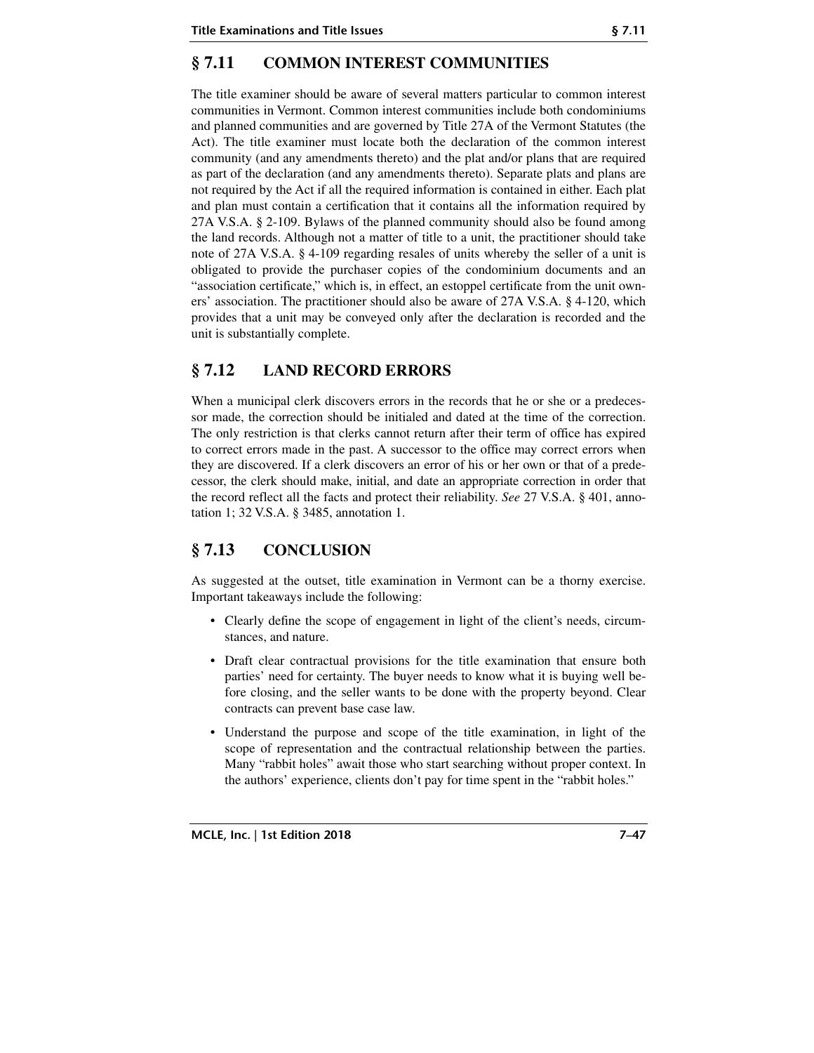## § 7.11 COMMON INTEREST COMMUNITIES

The title examiner should be aware of several matters particular to common interest communities in Vermont. Common interest communities include both condominiums and planned communities and are governed by Title 27A of the Vermont Statutes (the Act). The title examiner must locate both the declaration of the common interest community (and any amendments thereto) and the plat and/or plans that are required as part of the declaration (and any amendments thereto). Separate plats and plans are not required by the Act if all the required information is contained in either. Each plat and plan must contain a certification that it contains all the information required by 27A V.S.A. § 2-109. Bylaws of the planned community should also be found among the land records. Although not a matter of title to a unit, the practitioner should take note of 27A V.S.A. § 4-109 regarding resales of units whereby the seller of a unit is obligated to provide the purchaser copies of the condominium documents and an "association certificate," which is, in effect, an estoppel certificate from the unit owners' association. The practitioner should also be aware of 27A V.S.A. § 4-120, which provides that a unit may be conveyed only after the declaration is recorded and the unit is substantially complete.

## § 7.12 LAND RECORD ERRORS

When a municipal clerk discovers errors in the records that he or she or a predecessor made, the correction should be initialed and dated at the time of the correction. The only restriction is that clerks cannot return after their term of office has expired to correct errors made in the past. A successor to the office may correct errors when they are discovered. If a clerk discovers an error of his or her own or that of a predecessor, the clerk should make, initial, and date an appropriate correction in order that the record reflect all the facts and protect their reliability. *See* 27 V.S.A. § 401, annotation 1; 32 V.S.A. § 3485, annotation 1.

## § 7.13 CONCLUSION

As suggested at the outset, title examination in Vermont can be a thorny exercise. Important takeaways include the following:

- Clearly define the scope of engagement in light of the client's needs, circumstances, and nature.
- Draft clear contractual provisions for the title examination that ensure both parties' need for certainty. The buyer needs to know what it is buying well before closing, and the seller wants to be done with the property beyond. Clear contracts can prevent base case law.
- Understand the purpose and scope of the title examination, in light of the scope of representation and the contractual relationship between the parties. Many "rabbit holes" await those who start searching without proper context. In the authors' experience, clients don't pay for time spent in the "rabbit holes."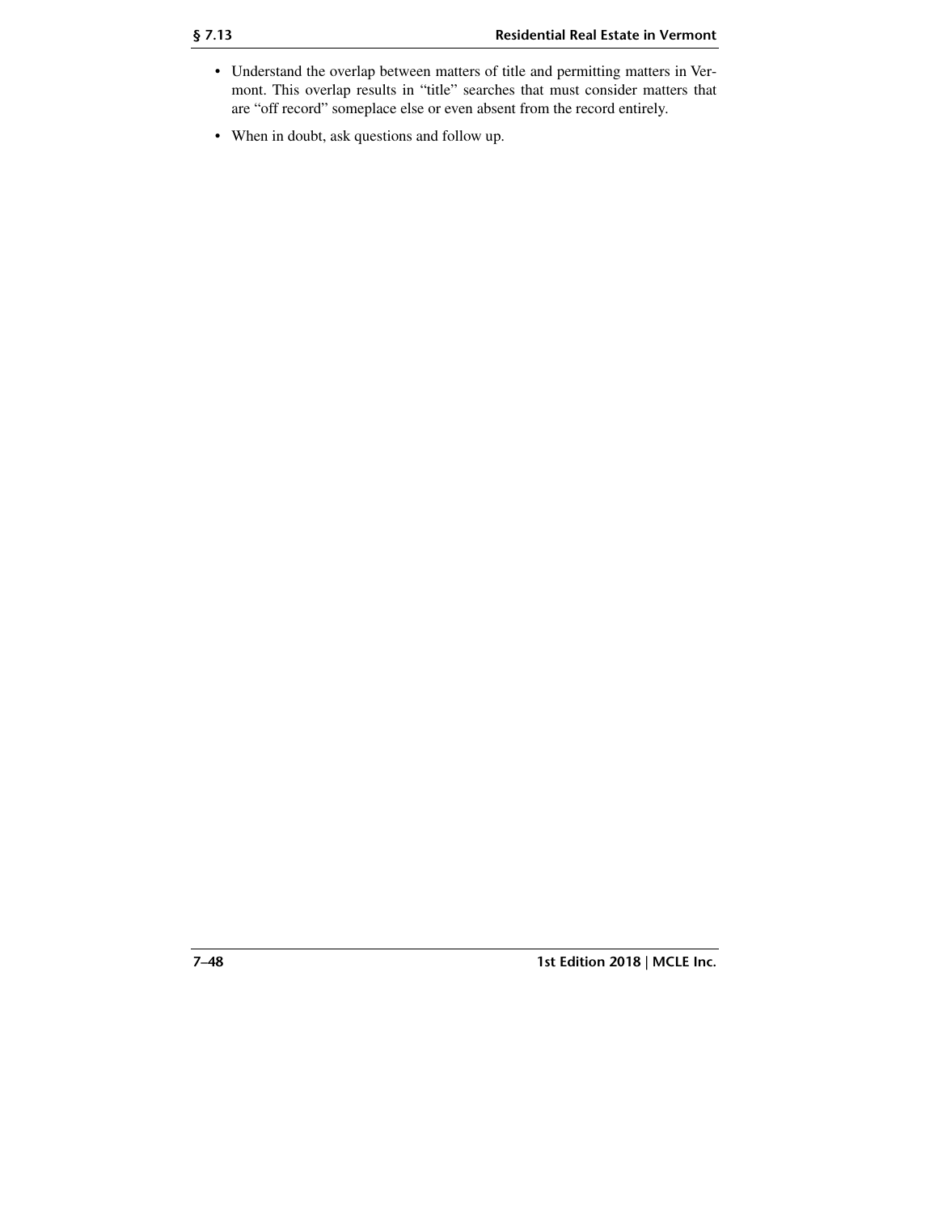- Understand the overlap between matters of title and permitting matters in Vermont. This overlap results in "title" searches that must consider matters that are "off record" someplace else or even absent from the record entirely.
- When in doubt, ask questions and follow up.